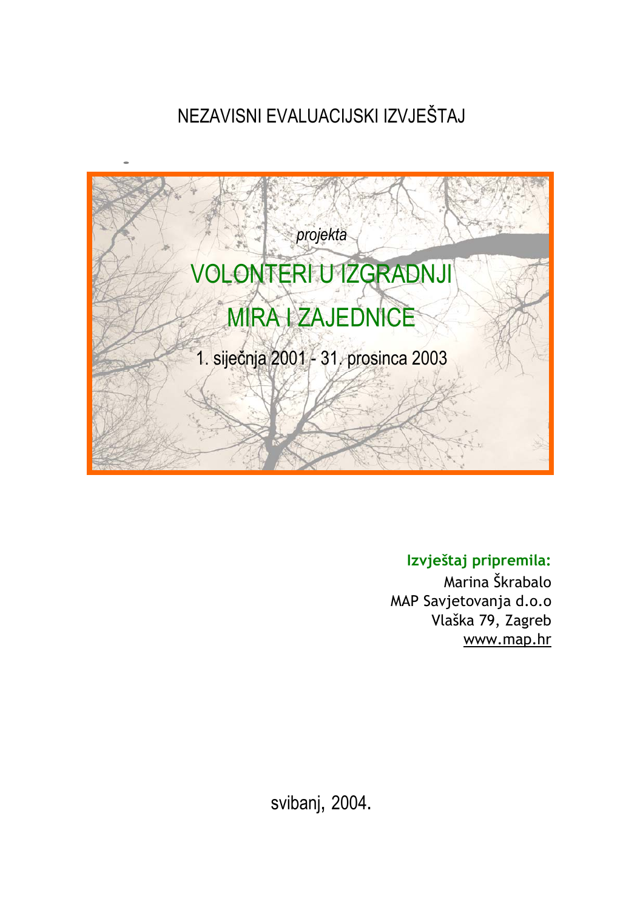# NEZAVISNI EVALUACIJSKI IZVJEŠTAJ

*projekta*

## VOLONTERI U IZGRADNJI MIRA I ZAJEDNICE

1. siječnja 2001 - 31. prosinca 2003

**Izvještaj pripremila:**
Marina Škrabalo
MAP Savjetovanja d.o.o
Vlaška 79, Zagreb
www.map.hr

svibanj, 2004.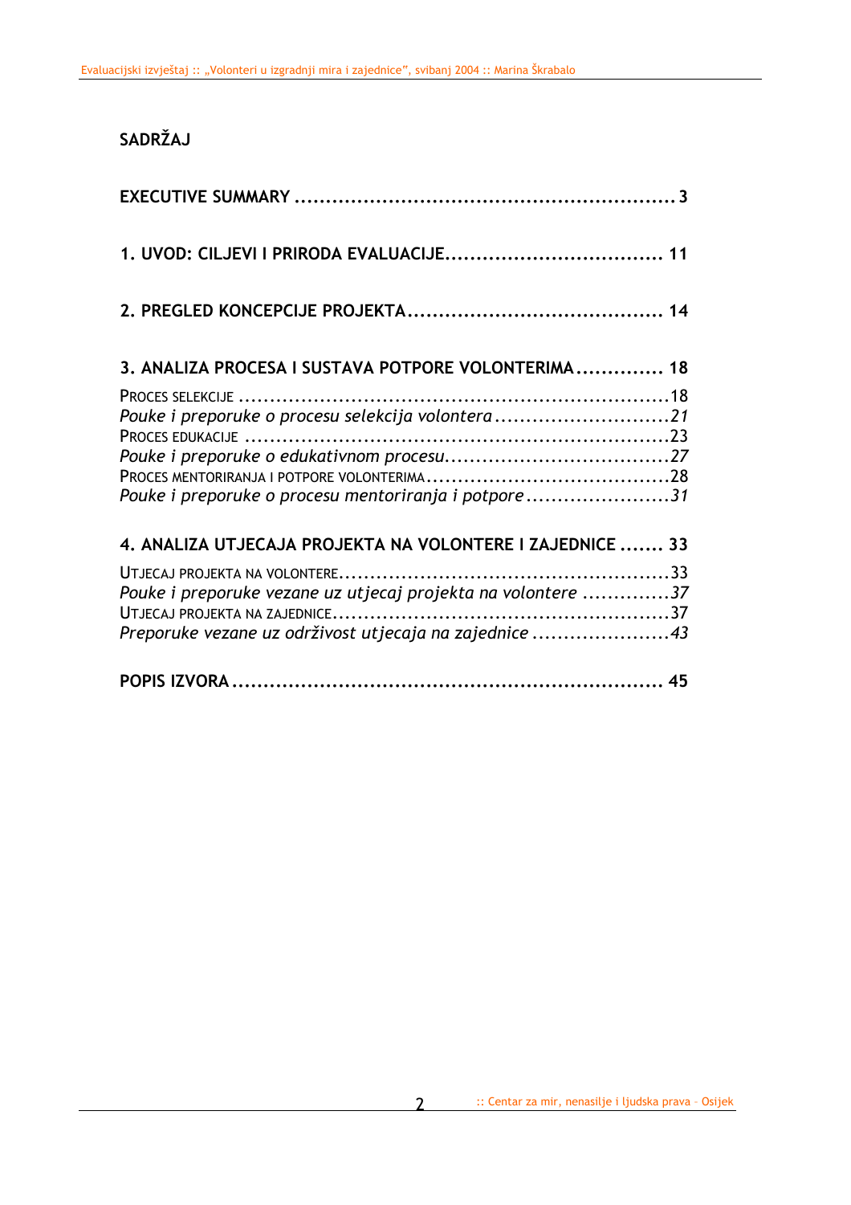## SADRŽAJ

**EXECUTIVE SUMMARY .............................................................. 3**

**1. UVOD: CILJEVI I PRIRODA EVALUACIJE................................... 11**

**2. PREGLED KONCEPCIJE PROJEKTA......................................... 14**

**3. ANALIZA PROCESA I SUSTAVA POTPORE VOLONTERIMA.............. 18**

PROCES SELEKCIJE .................................................................... 18
*Pouke i preporuke o procesu selekcija volontera ........................... 21*
PROCES EDUKACIJE .................................................................... 23
*Pouke i preporuke o edukativnom procesu.................................... 27*
PROCES MENTORIRANJA I POTPORE VOLONTERIMA....................................... 28
*Pouke i preporuke o procesu mentoriranja i potpore ....................... 31*

**4. ANALIZA UTJECAJA PROJEKTA NA VOLONTERE I ZAJEDNICE ....... 33**

UTJECAJ PROJEKTA NA VOLONTERE.................................................... 33
*Pouke i preporuke vezane uz utjecaj projekta na volontere .............. 37*
UTJECAJ PROJEKTA NA ZAJEDNICE...................................................... 37
*Preporuke vezane uz održivost utjecaja na zajednice ...................... 43*

**POPIS IZVORA ..................................................................... 45**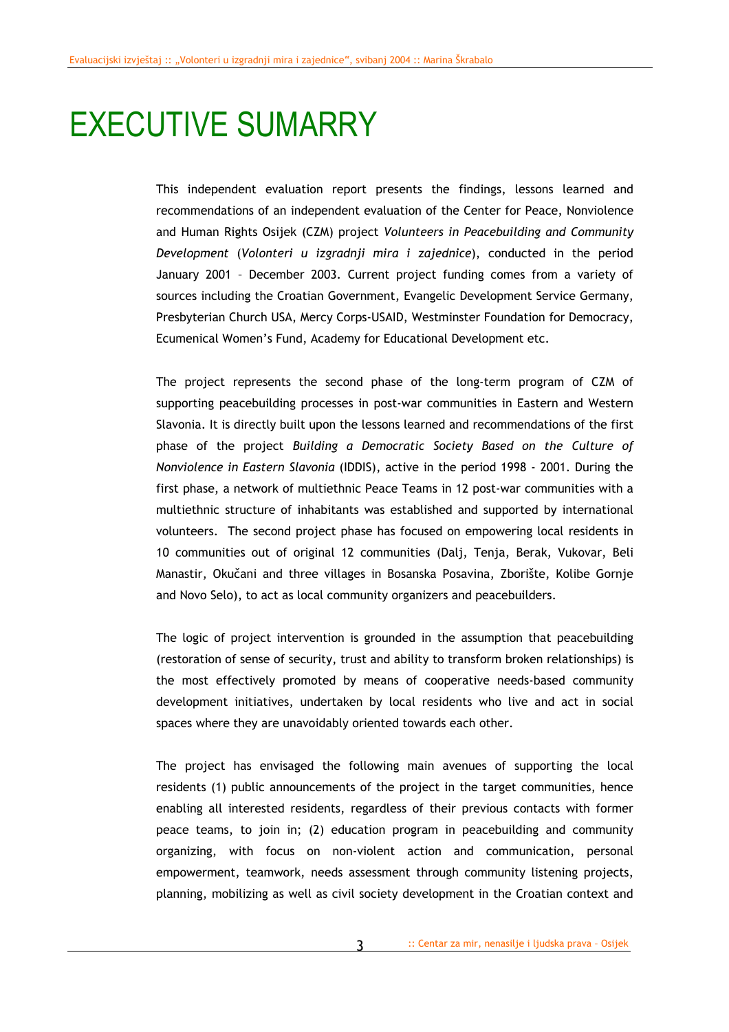# EXECUTIVE SUMARRY

This independent evaluation report presents the findings, lessons learned and recommendations of an independent evaluation of the Center for Peace, Nonviolence and Human Rights Osijek (CZM) project *Volunteers in Peacebuilding and Community Development* (*Volonteri u izgradnji mira i zajednice*), conducted in the period January 2001 – December 2003. Current project funding comes from a variety of sources including the Croatian Government, Evangelic Development Service Germany, Presbyterian Church USA, Mercy Corps-USAID, Westminster Foundation for Democracy, Ecumenical Women's Fund, Academy for Educational Development etc.

The project represents the second phase of the long-term program of CZM of supporting peacebuilding processes in post-war communities in Eastern and Western Slavonia. It is directly built upon the lessons learned and recommendations of the first phase of the project *Building a Democratic Society Based on the Culture of Nonviolence in Eastern Slavonia* (IDDIS), active in the period 1998 - 2001. During the first phase, a network of multiethnic Peace Teams in 12 post-war communities with a multiethnic structure of inhabitants was established and supported by international volunteers. The second project phase has focused on empowering local residents in 10 communities out of original 12 communities (Dalj, Tenja, Berak, Vukovar, Beli Manastir, Okučani and three villages in Bosanska Posavina, Zborište, Kolibe Gornje and Novo Selo), to act as local community organizers and peacebuilders.

The logic of project intervention is grounded in the assumption that peacebuilding (restoration of sense of security, trust and ability to transform broken relationships) is the most effectively promoted by means of cooperative needs-based community development initiatives, undertaken by local residents who live and act in social spaces where they are unavoidably oriented towards each other.

The project has envisaged the following main avenues of supporting the local residents (1) public announcements of the project in the target communities, hence enabling all interested residents, regardless of their previous contacts with former peace teams, to join in; (2) education program in peacebuilding and community organizing, with focus on non-violent action and communication, personal empowerment, teamwork, needs assessment through community listening projects, planning, mobilizing as well as civil society development in the Croatian context and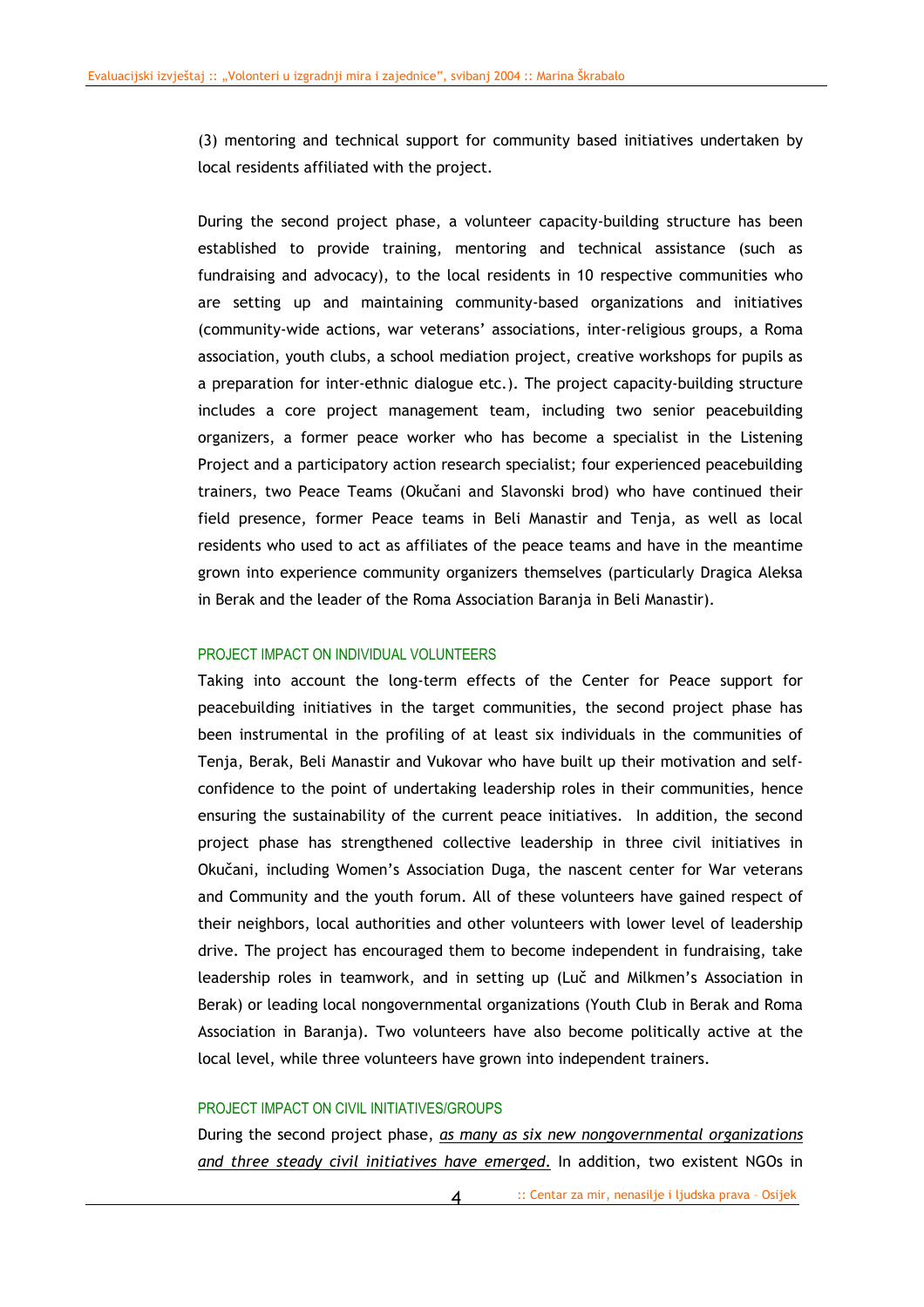(3) mentoring and technical support for community based initiatives undertaken by local residents affiliated with the project.

During the second project phase, a volunteer capacity-building structure has been established to provide training, mentoring and technical assistance (such as fundraising and advocacy), to the local residents in 10 respective communities who are setting up and maintaining community-based organizations and initiatives (community-wide actions, war veterans' associations, inter-religious groups, a Roma association, youth clubs, a school mediation project, creative workshops for pupils as a preparation for inter-ethnic dialogue etc.). The project capacity-building structure includes a core project management team, including two senior peacebuilding organizers, a former peace worker who has become a specialist in the Listening Project and a participatory action research specialist; four experienced peacebuilding trainers, two Peace Teams (Okučani and Slavonski brod) who have continued their field presence, former Peace teams in Beli Manastir and Tenja, as well as local residents who used to act as affiliates of the peace teams and have in the meantime grown into experience community organizers themselves (particularly Dragica Aleksa in Berak and the leader of the Roma Association Baranja in Beli Manastir).

### PROJECT IMPACT ON INDIVIDUAL VOLUNTEERS

Taking into account the long-term effects of the Center for Peace support for peacebuilding initiatives in the target communities, the second project phase has been instrumental in the profiling of at least six individuals in the communities of Tenja, Berak, Beli Manastir and Vukovar who have built up their motivation and self-confidence to the point of undertaking leadership roles in their communities, hence ensuring the sustainability of the current peace initiatives. In addition, the second project phase has strengthened collective leadership in three civil initiatives in Okučani, including Women's Association Duga, the nascent center for War veterans and Community and the youth forum. All of these volunteers have gained respect of their neighbors, local authorities and other volunteers with lower level of leadership drive. The project has encouraged them to become independent in fundraising, take leadership roles in teamwork, and in setting up (Luč and Milkmen's Association in Berak) or leading local nongovernmental organizations (Youth Club in Berak and Roma Association in Baranja). Two volunteers have also become politically active at the local level, while three volunteers have grown into independent trainers.

### PROJECT IMPACT ON CIVIL INITIATIVES/GROUPS

During the second project phase, *as many as six new nongovernmental organizations and three steady civil initiatives have emerged.* In addition, two existent NGOs in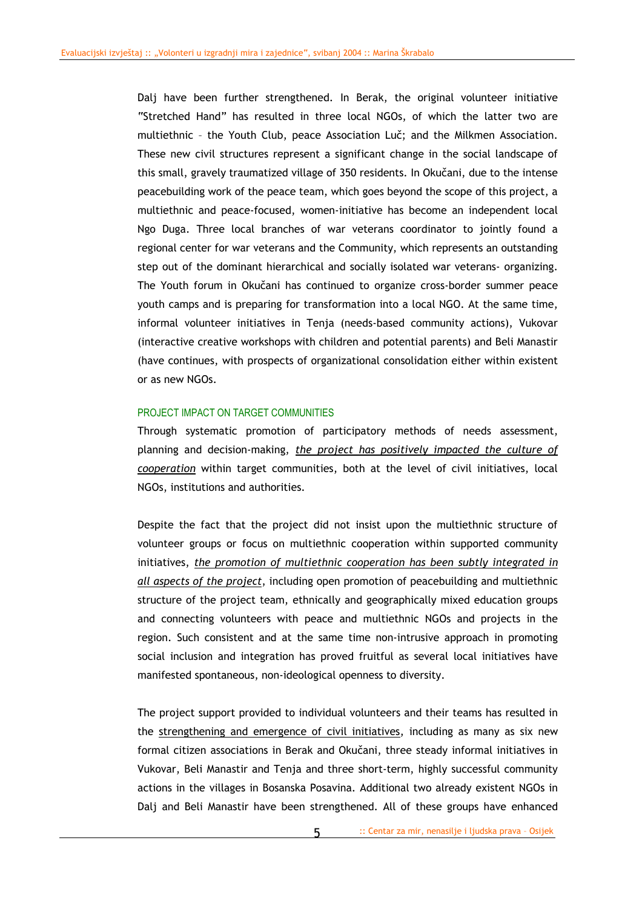Dalj have been further strengthened. In Berak, the original volunteer initiative "Stretched Hand" has resulted in three local NGOs, of which the latter two are multiethnic – the Youth Club, peace Association Luč; and the Milkmen Association. These new civil structures represent a significant change in the social landscape of this small, gravely traumatized village of 350 residents. In Okučani, due to the intense peacebuilding work of the peace team, which goes beyond the scope of this project, a multiethnic and peace-focused, women-initiative has become an independent local Ngo Duga. Three local branches of war veterans coordinator to jointly found a regional center for war veterans and the Community, which represents an outstanding step out of the dominant hierarchical and socially isolated war veterans- organizing. The Youth forum in Okučani has continued to organize cross-border summer peace youth camps and is preparing for transformation into a local NGO. At the same time, informal volunteer initiatives in Tenja (needs-based community actions), Vukovar (interactive creative workshops with children and potential parents) and Beli Manastir (have continues, with prospects of organizational consolidation either within existent or as new NGOs.

### PROJECT IMPACT ON TARGET COMMUNITIES

Through systematic promotion of participatory methods of needs assessment, planning and decision-making, *the project has positively impacted the culture of cooperation* within target communities, both at the level of civil initiatives, local NGOs, institutions and authorities.

Despite the fact that the project did not insist upon the multiethnic structure of volunteer groups or focus on multiethnic cooperation within supported community initiatives, *the promotion of multiethnic cooperation has been subtly integrated in all aspects of the project*, including open promotion of peacebuilding and multiethnic structure of the project team, ethnically and geographically mixed education groups and connecting volunteers with peace and multiethnic NGOs and projects in the region. Such consistent and at the same time non-intrusive approach in promoting social inclusion and integration has proved fruitful as several local initiatives have manifested spontaneous, non-ideological openness to diversity.

The project support provided to individual volunteers and their teams has resulted in the strengthening and emergence of civil initiatives, including as many as six new formal citizen associations in Berak and Okučani, three steady informal initiatives in Vukovar, Beli Manastir and Tenja and three short-term, highly successful community actions in the villages in Bosanska Posavina. Additional two already existent NGOs in Dalj and Beli Manastir have been strengthened. All of these groups have enhanced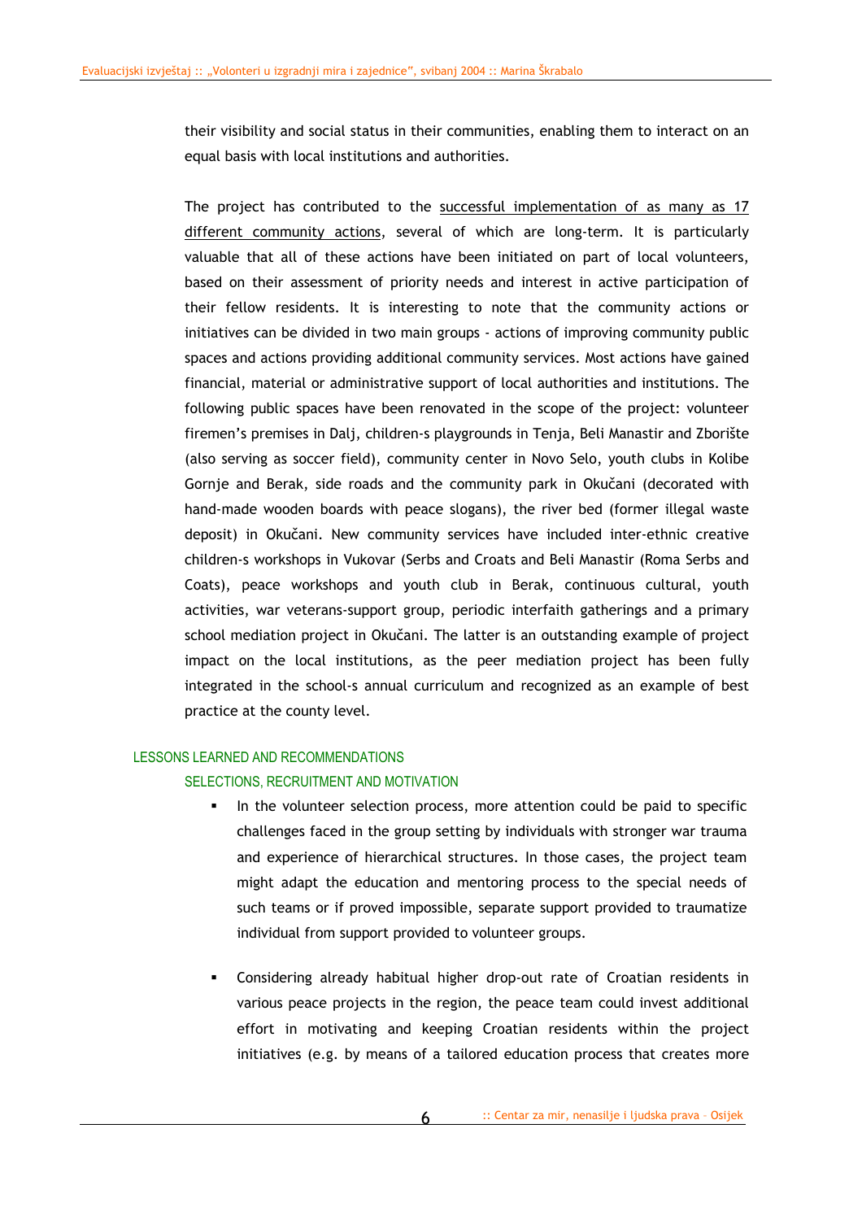their visibility and social status in their communities, enabling them to interact on an equal basis with local institutions and authorities.

The project has contributed to the successful implementation of as many as 17 different community actions, several of which are long-term. It is particularly valuable that all of these actions have been initiated on part of local volunteers, based on their assessment of priority needs and interest in active participation of their fellow residents. It is interesting to note that the community actions or initiatives can be divided in two main groups - actions of improving community public spaces and actions providing additional community services. Most actions have gained financial, material or administrative support of local authorities and institutions. The following public spaces have been renovated in the scope of the project: volunteer firemen's premises in Dalj, children-s playgrounds in Tenja, Beli Manastir and Zborište (also serving as soccer field), community center in Novo Selo, youth clubs in Kolibe Gornje and Berak, side roads and the community park in Okučani (decorated with hand-made wooden boards with peace slogans), the river bed (former illegal waste deposit) in Okučani. New community services have included inter-ethnic creative children-s workshops in Vukovar (Serbs and Croats and Beli Manastir (Roma Serbs and Coats), peace workshops and youth club in Berak, continuous cultural, youth activities, war veterans-support group, periodic interfaith gatherings and a primary school mediation project in Okučani. The latter is an outstanding example of project impact on the local institutions, as the peer mediation project has been fully integrated in the school-s annual curriculum and recognized as an example of best practice at the county level.

## LESSONS LEARNED AND RECOMMENDATIONS

### SELECTIONS, RECRUITMENT AND MOTIVATION

- In the volunteer selection process, more attention could be paid to specific challenges faced in the group setting by individuals with stronger war trauma and experience of hierarchical structures. In those cases, the project team might adapt the education and mentoring process to the special needs of such teams or if proved impossible, separate support provided to traumatize individual from support provided to volunteer groups.

- Considering already habitual higher drop-out rate of Croatian residents in various peace projects in the region, the peace team could invest additional effort in motivating and keeping Croatian residents within the project initiatives (e.g. by means of a tailored education process that creates more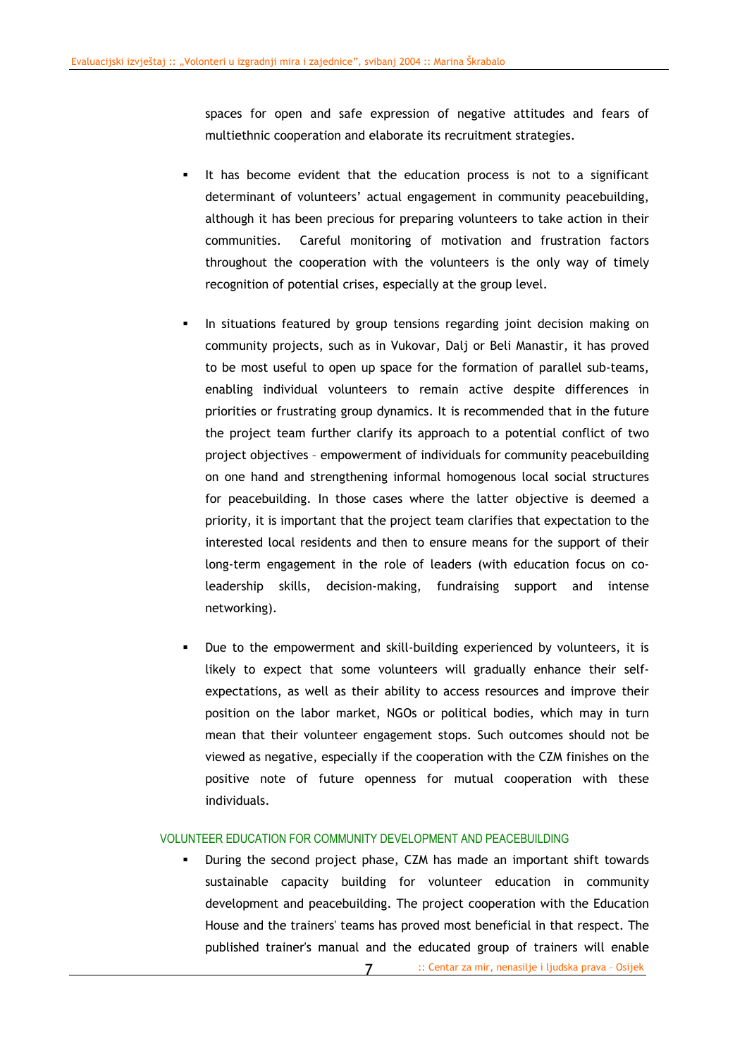spaces for open and safe expression of negative attitudes and fears of multiethnic cooperation and elaborate its recruitment strategies.

- It has become evident that the education process is not to a significant determinant of volunteers' actual engagement in community peacebuilding, although it has been precious for preparing volunteers to take action in their communities. Careful monitoring of motivation and frustration factors throughout the cooperation with the volunteers is the only way of timely recognition of potential crises, especially at the group level.

- In situations featured by group tensions regarding joint decision making on community projects, such as in Vukovar, Dalj or Beli Manastir, it has proved to be most useful to open up space for the formation of parallel sub-teams, enabling individual volunteers to remain active despite differences in priorities or frustrating group dynamics. It is recommended that in the future the project team further clarify its approach to a potential conflict of two project objectives – empowerment of individuals for community peacebuilding on one hand and strengthening informal homogenous local social structures for peacebuilding. In those cases where the latter objective is deemed a priority, it is important that the project team clarifies that expectation to the interested local residents and then to ensure means for the support of their long-term engagement in the role of leaders (with education focus on co-leadership skills, decision-making, fundraising support and intense networking).

- Due to the empowerment and skill-building experienced by volunteers, it is likely to expect that some volunteers will gradually enhance their self-expectations, as well as their ability to access resources and improve their position on the labor market, NGOs or political bodies, which may in turn mean that their volunteer engagement stops. Such outcomes should not be viewed as negative, especially if the cooperation with the CZM finishes on the positive note of future openness for mutual cooperation with these individuals.

## VOLUNTEER EDUCATION FOR COMMUNITY DEVELOPMENT AND PEACEBUILDING

- During the second project phase, CZM has made an important shift towards sustainable capacity building for volunteer education in community development and peacebuilding. The project cooperation with the Education House and the trainers' teams has proved most beneficial in that respect. The published trainer's manual and the educated group of trainers will enable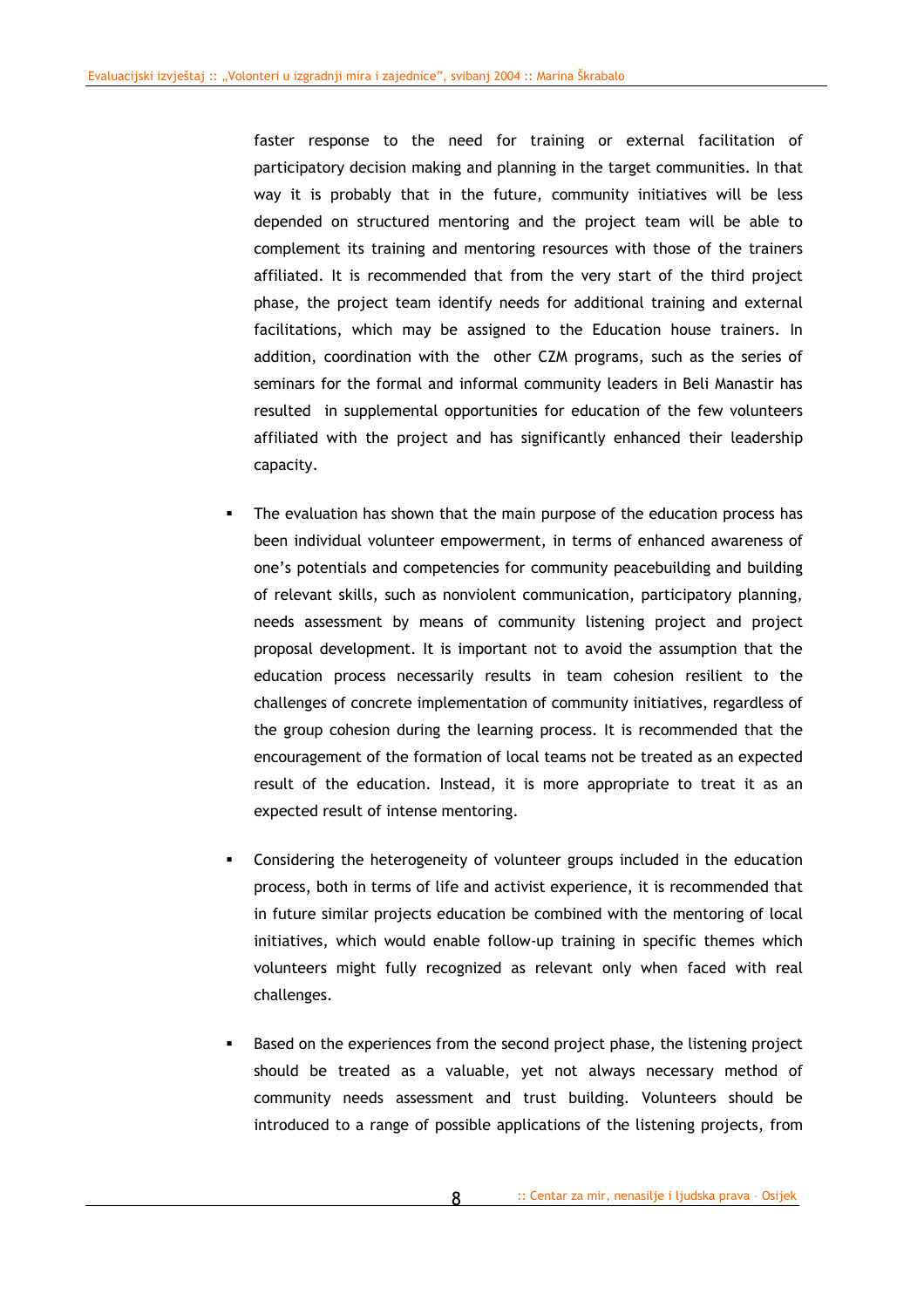faster response to the need for training or external facilitation of participatory decision making and planning in the target communities. In that way it is probably that in the future, community initiatives will be less depended on structured mentoring and the project team will be able to complement its training and mentoring resources with those of the trainers affiliated. It is recommended that from the very start of the third project phase, the project team identify needs for additional training and external facilitations, which may be assigned to the Education house trainers. In addition, coordination with the other CZM programs, such as the series of seminars for the formal and informal community leaders in Beli Manastir has resulted in supplemental opportunities for education of the few volunteers affiliated with the project and has significantly enhanced their leadership capacity.

- The evaluation has shown that the main purpose of the education process has been individual volunteer empowerment, in terms of enhanced awareness of one's potentials and competencies for community peacebuilding and building of relevant skills, such as nonviolent communication, participatory planning, needs assessment by means of community listening project and project proposal development. It is important not to avoid the assumption that the education process necessarily results in team cohesion resilient to the challenges of concrete implementation of community initiatives, regardless of the group cohesion during the learning process. It is recommended that the encouragement of the formation of local teams not be treated as an expected result of the education. Instead, it is more appropriate to treat it as an expected result of intense mentoring.

- Considering the heterogeneity of volunteer groups included in the education process, both in terms of life and activist experience, it is recommended that in future similar projects education be combined with the mentoring of local initiatives, which would enable follow-up training in specific themes which volunteers might fully recognized as relevant only when faced with real challenges.

- Based on the experiences from the second project phase, the listening project should be treated as a valuable, yet not always necessary method of community needs assessment and trust building. Volunteers should be introduced to a range of possible applications of the listening projects, from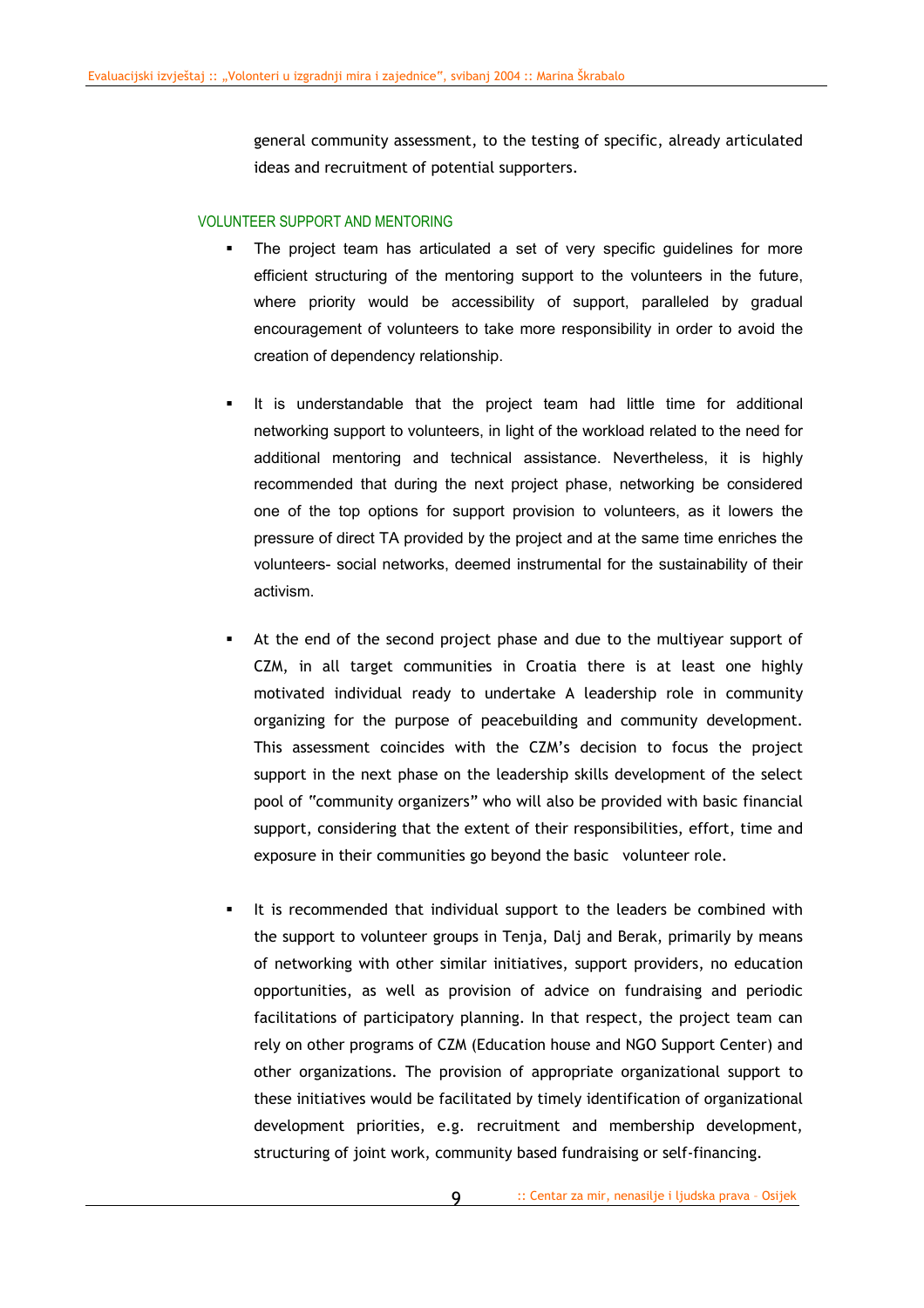general community assessment, to the testing of specific, already articulated ideas and recruitment of potential supporters.

### VOLUNTEER SUPPORT AND MENTORING

- The project team has articulated a set of very specific guidelines for more efficient structuring of the mentoring support to the volunteers in the future, where priority would be accessibility of support, paralleled by gradual encouragement of volunteers to take more responsibility in order to avoid the creation of dependency relationship.

- It is understandable that the project team had little time for additional networking support to volunteers, in light of the workload related to the need for additional mentoring and technical assistance. Nevertheless, it is highly recommended that during the next project phase, networking be considered one of the top options for support provision to volunteers, as it lowers the pressure of direct TA provided by the project and at the same time enriches the volunteers- social networks, deemed instrumental for the sustainability of their activism.

- At the end of the second project phase and due to the multiyear support of CZM, in all target communities in Croatia there is at least one highly motivated individual ready to undertake A leadership role in community organizing for the purpose of peacebuilding and community development. This assessment coincides with the CZM's decision to focus the project support in the next phase on the leadership skills development of the select pool of "community organizers" who will also be provided with basic financial support, considering that the extent of their responsibilities, effort, time and exposure in their communities go beyond the basic volunteer role.

- It is recommended that individual support to the leaders be combined with the support to volunteer groups in Tenja, Dalj and Berak, primarily by means of networking with other similar initiatives, support providers, no education opportunities, as well as provision of advice on fundraising and periodic facilitations of participatory planning. In that respect, the project team can rely on other programs of CZM (Education house and NGO Support Center) and other organizations. The provision of appropriate organizational support to these initiatives would be facilitated by timely identification of organizational development priorities, e.g. recruitment and membership development, structuring of joint work, community based fundraising or self-financing.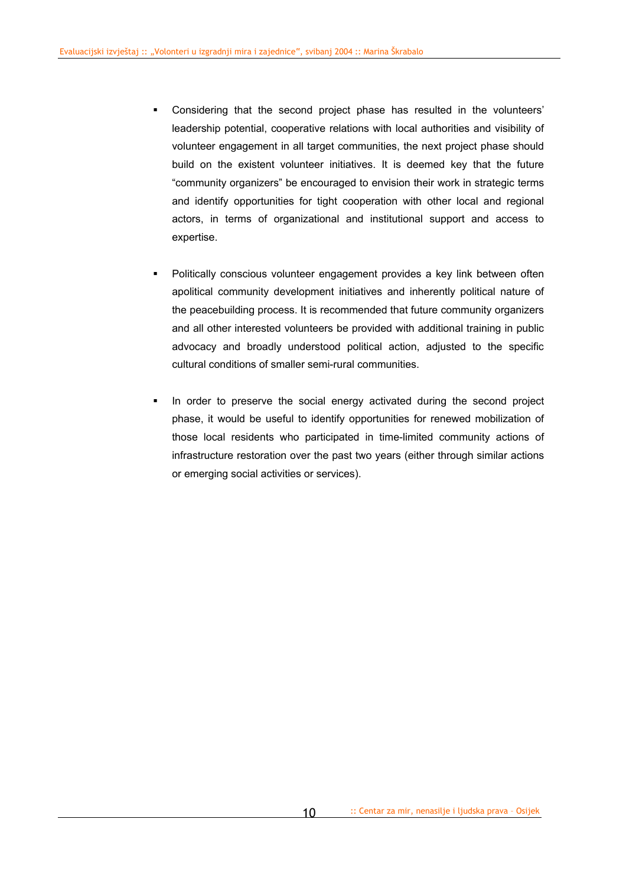- Considering that the second project phase has resulted in the volunteers' leadership potential, cooperative relations with local authorities and visibility of volunteer engagement in all target communities, the next project phase should build on the existent volunteer initiatives. It is deemed key that the future "community organizers" be encouraged to envision their work in strategic terms and identify opportunities for tight cooperation with other local and regional actors, in terms of organizational and institutional support and access to expertise.

- Politically conscious volunteer engagement provides a key link between often apolitical community development initiatives and inherently political nature of the peacebuilding process. It is recommended that future community organizers and all other interested volunteers be provided with additional training in public advocacy and broadly understood political action, adjusted to the specific cultural conditions of smaller semi-rural communities.

- In order to preserve the social energy activated during the second project phase, it would be useful to identify opportunities for renewed mobilization of those local residents who participated in time-limited community actions of infrastructure restoration over the past two years (either through similar actions or emerging social activities or services).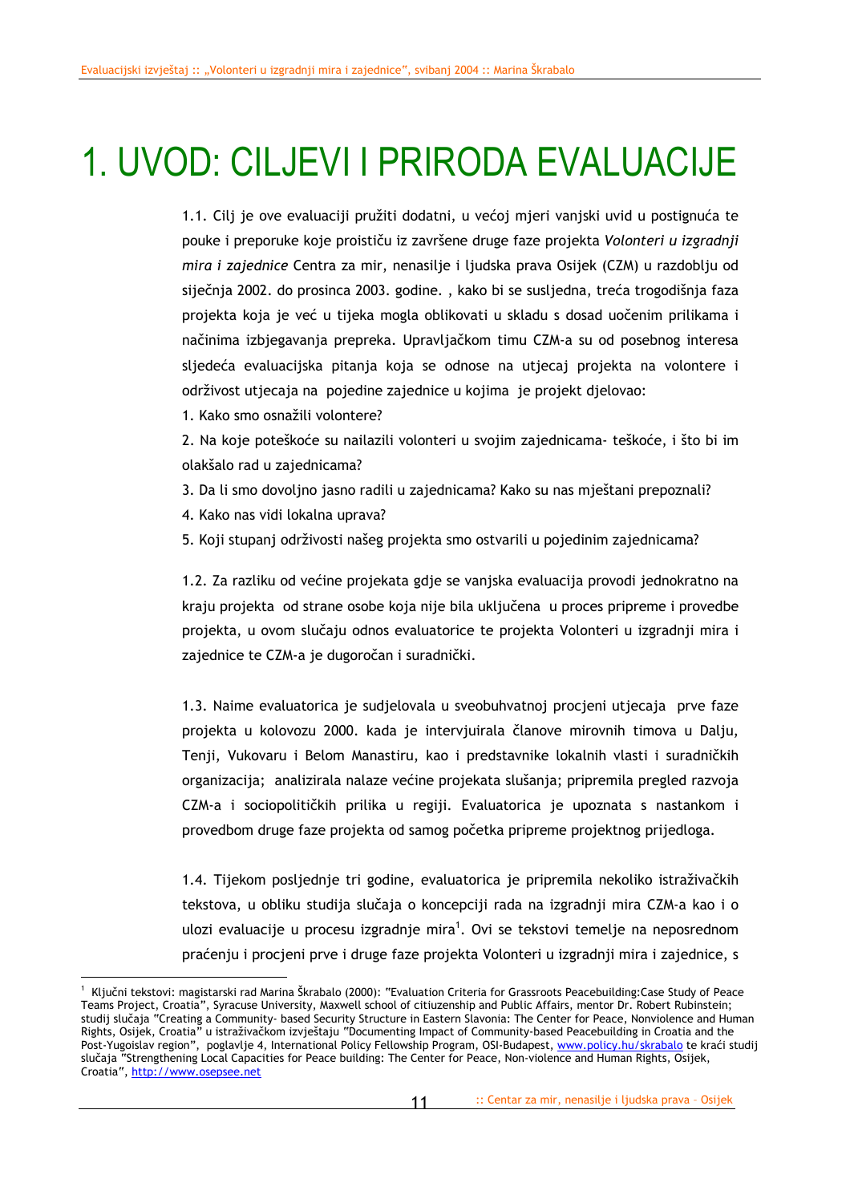# 1. UVOD: CILJEVI I PRIRODA EVALUACIJE

1.1. Cilj je ove evaluaciji pružiti dodatni, u većoj mjeri vanjski uvid u postignuća te pouke i preporuke koje proističu iz završene druge faze projekta *Volonteri u izgradnji mira i zajednice* Centra za mir, nenasilje i ljudska prava Osijek (CZM) u razdoblju od siječnja 2002. do prosinca 2003. godine. , kako bi se susljedna, treća trogodišnja faza projekta koja je već u tijeka mogla oblikovati u skladu s dosad uočenim prilikama i načinima izbjegavanja prepreka. Upravljačkom timu CZM-a su od posebnog interesa sljedeća evaluacijska pitanja koja se odnose na utjecaj projekta na volontere i održivost utjecaja na pojedine zajednice u kojima je projekt djelovao:

1. Kako smo osnažili volontere?
2. Na koje poteškoće su nailazili volonteri u svojim zajednicama- teškoće, i što bi im olakšalo rad u zajednicama?
3. Da li smo dovoljno jasno radili u zajednicama? Kako su nas mještani prepoznali?
4. Kako nas vidi lokalna uprava?
5. Koji stupanj održivosti našeg projekta smo ostvarili u pojedinim zajednicama?

1.2. Za razliku od većine projekata gdje se vanjska evaluacija provodi jednokratno na kraju projekta od strane osobe koja nije bila uključena u proces pripreme i provedbe projekta, u ovom slučaju odnos evaluatorice te projekta Volonteri u izgradnji mira i zajednice te CZM-a je dugoročan i suradnički.

1.3. Naime evaluatorica je sudjelovala u sveobuhvatnoj procjeni utjecaja prve faze projekta u kolovozu 2000. kada je intervjuirala članove mirovnih timova u Dalju, Tenji, Vukovaru i Belom Manastiru, kao i predstavnike lokalnih vlasti i suradničkih organizacija; analizirala nalaze većine projekata slušanja; pripremila pregled razvoja CZM-a i sociopolitičkih prilika u regiji. Evaluatorica je upoznata s nastankom i provedbom druge faze projekta od samog početka pripreme projektnog prijedloga.

1.4. Tijekom posljednje tri godine, evaluatorica je pripremila nekoliko istraživačkih tekstova, u obliku studija slučaja o koncepciji rada na izgradnji mira CZM-a kao i o ulozi evaluacije u procesu izgradnje mira[1]. Ovi se tekstovi temelje na neposrednom praćenju i procjeni prve i druge faze projekta Volonteri u izgradnji mira i zajednice, s

---

[1] Ključni tekstovi: magistarski rad Marina Škrabalo (2000): "Evaluation Criteria for Grassroots Peacebuilding:Case Study of Peace Teams Project, Croatia", Syracuse University, Maxwell school of citiuzenship and Public Affairs, mentor Dr. Robert Rubinstein; studij slučaja "Creating a Community- based Security Structure in Eastern Slavonia: The Center for Peace, Nonviolence and Human Rights, Osijek, Croatia" u istraživačkom izvještaju "Documenting Impact of Community-based Peacebuilding in Croatia and the Post-Yugoslav region", poglavlje 4, International Policy Fellowship Program, OSI-Budapest, www.policy.hu/skrabalo te kraći studij slučaja "Strengthening Local Capacities for Peace building: The Center for Peace, Non-violence and Human Rights, Osijek, Croatia", http://www.osepsee.net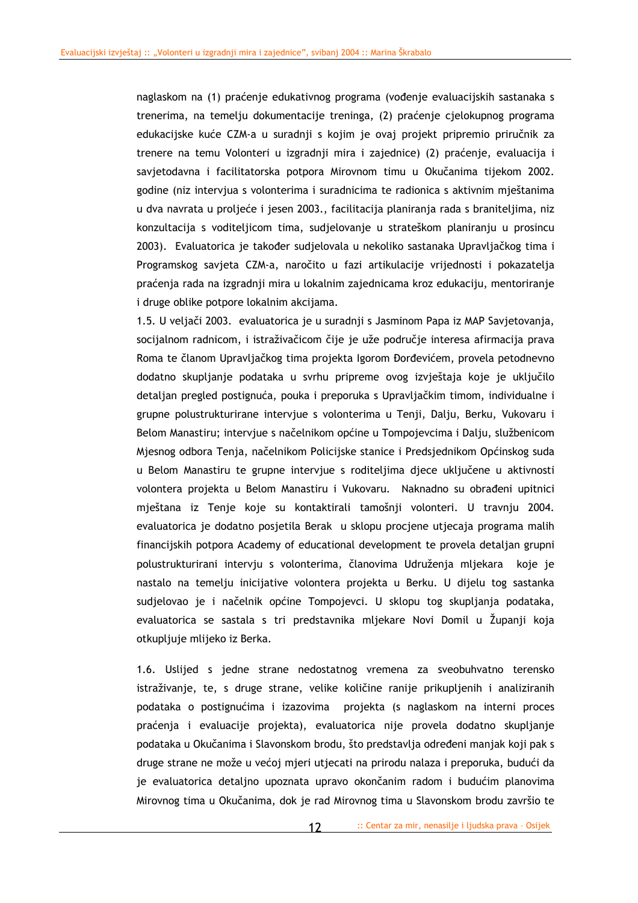naglaskom na (1) praćenje edukativnog programa (vođenje evaluacijskih sastanaka s trenerima, na temelju dokumentacije treninga, (2) praćenje cjelokupnog programa edukacijske kuće CZM-a u suradnji s kojim je ovaj projekt pripremio priručnik za trenere na temu Volonteri u izgradnji mira i zajednice) (2) praćenje, evaluacija i savjetodavna i facilitatorska potpora Mirovnom timu u Okučanima tijekom 2002. godine (niz intervjua s volonterima i suradnicima te radionica s aktivnim mještanima u dva navrata u proljeće i jesen 2003., facilitacija planiranja rada s braniteljima, niz konzultacija s voditeljicom tima, sudjelovanje u strateškom planiranju u prosincu 2003). Evaluatorica je također sudjelovala u nekoliko sastanaka Upravljačkog tima i Programskog savjeta CZM-a, naročito u fazi artikulacije vrijednosti i pokazatelja praćenja rada na izgradnji mira u lokalnim zajednicama kroz edukaciju, mentoriranje i druge oblike potpore lokalnim akcijama.

1.5. U veljači 2003. evaluatorica je u suradnji s Jasminom Papa iz MAP Savjetovanja, socijalnom radnicom, i istraživačicom čije je uže područje interesa afirmacija prava Roma te članom Upravljačkog tima projekta Igorom Đorđevićem, provela petodnevno dodatno skupljanje podataka u svrhu pripreme ovog izvještaja koje je uključilo detaljan pregled postignuća, pouka i preporuka s Upravljačkim timom, individualne i grupne polustrukturirane intervjue s volonterima u Tenji, Dalju, Berku, Vukovaru i Belom Manastiru; intervjue s načelnikom općine u Tompojevcima i Dalju, službenicom Mjesnog odbora Tenja, načelnikom Policijske stanice i Predsjednikom Općinskog suda u Belom Manastiru te grupne intervjue s roditeljima djece uključene u aktivnosti volontera projekta u Belom Manastiru i Vukovaru. Naknadno su obrađeni upitnici mještana iz Tenje koje su kontaktirali tamošnji volonteri. U travnju 2004. evaluatorica je dodatno posjetila Berak u sklopu procjene utjecaja programa malih financijskih potpora Academy of educational development te provela detaljan grupni polustrukturirani intervju s volonterima, članovima Udruženja mljekara koje je nastalo na temelju inicijative volontera projekta u Berku. U dijelu tog sastanka sudjelovao je i načelnik općine Tompojevci. U sklopu tog skupljanja podataka, evaluatorica se sastala s tri predstavnika mljekare Novi Domil u Županji koja otkupljuje mlijeko iz Berka.

1.6. Uslijed s jedne strane nedostatnog vremena za sveobuhvatno terensko istraživanje, te, s druge strane, velike količine ranije prikupljenih i analiziranih podataka o postignućima i izazovima projekta (s naglaskom na interni proces praćenja i evaluacije projekta), evaluatorica nije provela dodatno skupljanje podataka u Okučanima i Slavonskom brodu, što predstavlja određeni manjak koji pak s druge strane ne može u većoj mjeri utjecati na prirodu nalaza i preporuka, budući da je evaluatorica detaljno upoznata upravo okončanim radom i budućim planovima Mirovnog tima u Okučanima, dok je rad Mirovnog tima u Slavonskom brodu završio te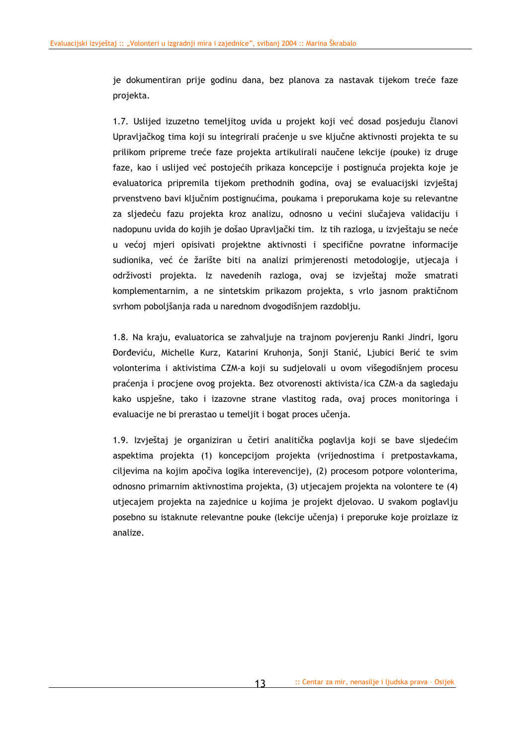je dokumentiran prije godinu dana, bez planova za nastavak tijekom treće faze projekta.

1.7. Uslijed izuzetno temeljitog uvida u projekt koji već dosad posjeduju članovi Upravljačkog tima koji su integrirali praćenje u sve ključne aktivnosti projekta te su prilikom pripreme treće faze projekta artikulirali naučene lekcije (pouke) iz druge faze, kao i uslijed već postojećih prikaza koncepcije i postignuća projekta koje je evaluatorica pripremila tijekom prethodnih godina, ovaj se evaluacijski izvještaj prvenstveno bavi ključnim postignućima, poukama i preporukama koje su relevantne za sljedeću fazu projekta kroz analizu, odnosno u većini slučajeva validaciju i nadopunu uvida do kojih je došao Upravljački tim. Iz tih razloga, u izvještaju se neće u većoj mjeri opisivati projektne aktivnosti i specifične povratne informacije sudionika, već će žarište biti na analizi primjerenosti metodologije, utjecaja i održivosti projekta. Iz navedenih razloga, ovaj se izvještaj može smatrati komplementarnim, a ne sintetskim prikazom projekta, s vrlo jasnom praktičnom svrhom poboljšanja rada u narednom dvogodišnjem razdoblju.

1.8. Na kraju, evaluatorica se zahvaljuje na trajnom povjerenju Ranki Jindri, Igoru Đorđeviću, Michelle Kurz, Katarini Kruhonja, Sonji Stanić, Ljubici Berić te svim volonterima i aktivistima CZM-a koji su sudjelovali u ovom višegodišnjem procesu praćenja i procjene ovog projekta. Bez otvorenosti aktivista/ica CZM-a da sagledaju kako uspješne, tako i izazovne strane vlastitog rada, ovaj proces monitoringa i evaluacije ne bi prerastao u temeljit i bogat proces učenja.

1.9. Izvještaj je organiziran u četiri analitička poglavlja koji se bave sljedećim aspektima projekta (1) koncepcijom projekta (vrijednostima i pretpostavkama, ciljevima na kojim apočiva logika interevencije), (2) procesom potpore volonterima, odnosno primarnim aktivnostima projekta, (3) utjecajem projekta na volontere te (4) utjecajem projekta na zajednice u kojima je projekt djelovao. U svakom poglavlju posebno su istaknute relevantne pouke (lekcije učenja) i preporuke koje proizlaze iz analize.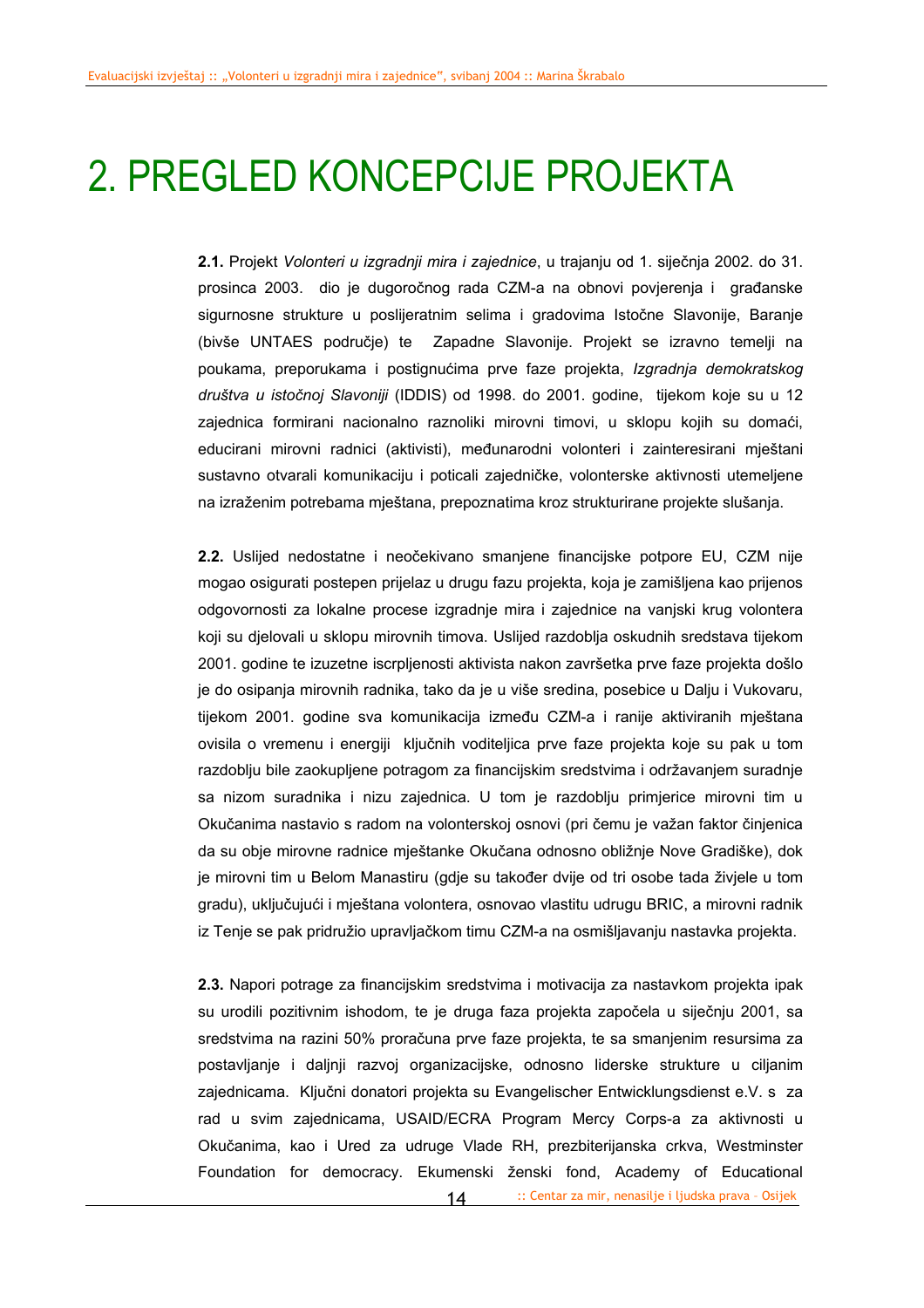# 2. PREGLED KONCEPCIJE PROJEKTA

**2.1.** Projekt *Volonteri u izgradnji mira i zajednice*, u trajanju od 1. siječnja 2002. do 31. prosinca 2003. dio je dugoročnog rada CZM-a na obnovi povjerenja i građanske sigurnosne strukture u poslijeratnim selima i gradovima Istočne Slavonije, Baranje (bivše UNTAES područje) te Zapadne Slavonije. Projekt se izravno temelji na poukama, preporukama i postignućima prve faze projekta, *Izgradnja demokratskog društva u istočnoj Slavoniji* (IDDIS) od 1998. do 2001. godine, tijekom koje su u 12 zajednica formirani nacionalno raznoliki mirovni timovi, u sklopu kojih su domaći, educirani mirovni radnici (aktivisti), međunarodni volonteri i zainteresirani mještani sustavno otvarali komunikaciju i poticali zajedničke, volonterske aktivnosti utemeljene na izraženim potrebama mještana, prepoznatima kroz strukturirane projekte slušanja.

**2.2.** Uslijed nedostatne i neočekivano smanjene financijske potpore EU, CZM nije mogao osigurati postepen prijelaz u drugu fazu projekta, koja je zamišljena kao prijenos odgovornosti za lokalne procese izgradnje mira i zajednice na vanjski krug volontera koji su djelovali u sklopu mirovnih timova. Uslijed razdoblja oskudnih sredstava tijekom 2001. godine te izuzetne iscrpljenosti aktivista nakon završetka prve faze projekta došlo je do osipanja mirovnih radnika, tako da je u više sredina, posebice u Dalju i Vukovaru, tijekom 2001. godine sva komunikacija između CZM-a i ranije aktiviranih mještana ovisila o vremenu i energiji ključnih voditeljica prve faze projekta koje su pak u tom razdoblju bile zaokupljene potragom za financijskim sredstvima i održavanjem suradnje sa nizom suradnika i nizu zajednica. U tom je razdoblju primjerice mirovni tim u Okučanima nastavio s radom na volonterskoj osnovi (pri čemu je važan faktor činjenica da su obje mirovne radnice mještanke Okučana odnosno obližnje Nove Gradiške), dok je mirovni tim u Belom Manastiru (gdje su također dvije od tri osobe tada živjele u tom gradu), uključujući i mještana volontera, osnovao vlastitu udrugu BRIC, a mirovni radnik iz Tenje se pak pridružio upravljačkom timu CZM-a na osmišljavanju nastavka projekta.

**2.3.** Napori potrage za financijskim sredstvima i motivacija za nastavkom projekta ipak su urodili pozitivnim ishodom, te je druga faza projekta započela u siječnju 2001, sa sredstvima na razini 50% proračuna prve faze projekta, te sa smanjenim resursima za postavljanje i daljnji razvoj organizacijske, odnosno liderske strukture u ciljanim zajednicama. Ključni donatori projekta su Evangelischer Entwicklungsdienst e.V. s za rad u svim zajednicama, USAID/ECRA Program Mercy Corps-a za aktivnosti u Okučanima, kao i Ured za udruge Vlade RH, prezbiterijanska crkva, Westminster Foundation for democracy. Ekumenski ženski fond, Academy of Educational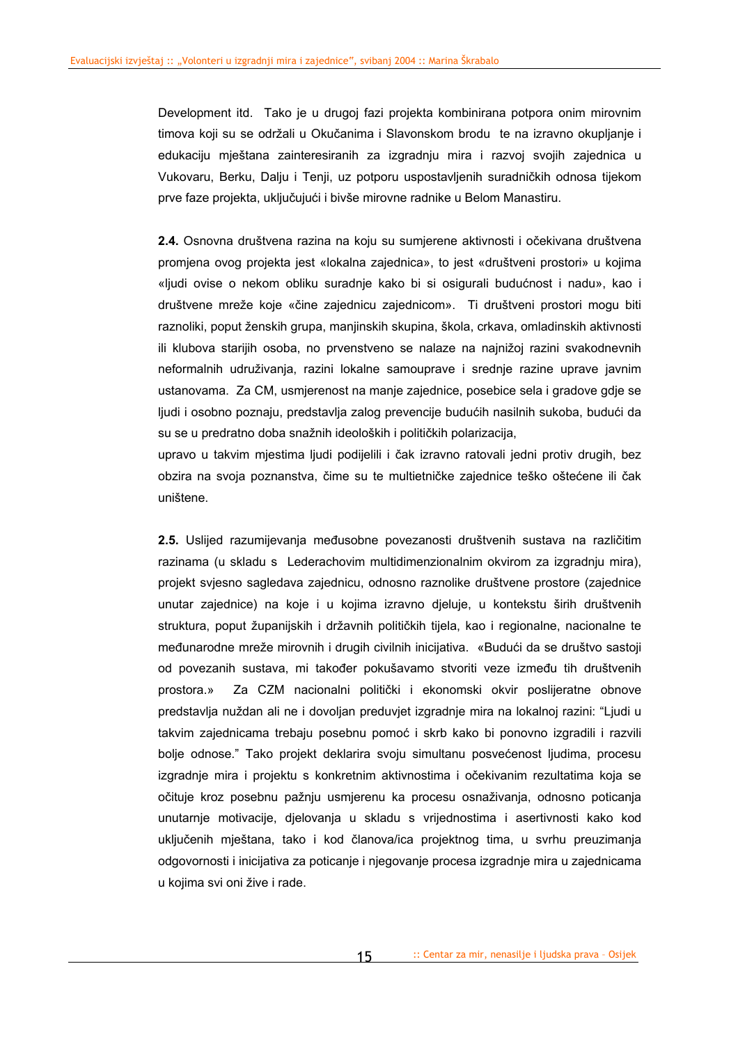Development itd. Tako je u drugoj fazi projekta kombinirana potpora onim mirovnim timova koji su se održali u Okučanima i Slavonskom brodu te na izravno okupljanje i edukaciju mještana zainteresiranih za izgradnju mira i razvoj svojih zajednica u Vukovaru, Berku, Dalju i Tenji, uz potporu uspostavljenih suradničkih odnosa tijekom prve faze projekta, uključujući i bivše mirovne radnike u Belom Manastiru.

**2.4.** Osnovna društvena razina na koju su sumjerene aktivnosti i očekivana društvena promjena ovog projekta jest «lokalna zajednica», to jest «društveni prostori» u kojima «ljudi ovise o nekom obliku suradnje kako bi si osigurali budućnost i nadu», kao i društvene mreže koje «čine zajednicu zajednicom». Ti društveni prostori mogu biti raznoliki, poput ženskih grupa, manjinskih skupina, škola, crkava, omladinskih aktivnosti ili klubova starijih osoba, no prvenstveno se nalaze na najnižoj razini svakodnevnih neformalnih udruživanja, razini lokalne samouprave i srednje razine uprave javnim ustanovama. Za CM, usmjerenost na manje zajednice, posebice sela i gradove gdje se ljudi i osobno poznaju, predstavlja zalog prevencije budućih nasilnih sukoba, budući da su se u predratno doba snažnih ideoloških i političkih polarizacija,
upravo u takvim mjestima ljudi podijelili i čak izravno ratovali jedni protiv drugih, bez obzira na svoja poznanstva, čime su te multietničke zajednice teško oštećene ili čak uništene.

**2.5.** Uslijed razumijevanja međusobne povezanosti društvenih sustava na različitim razinama (u skladu s Lederachovim multidimenzionalnim okvirom za izgradnju mira), projekt svjesno sagledava zajednicu, odnosno raznolike društvene prostore (zajednice unutar zajednice) na koje i u kojima izravno djeluje, u kontekstu širih društvenih struktura, poput županijskih i državnih političkih tijela, kao i regionalne, nacionalne te međunarodne mreže mirovnih i drugih civilnih inicijativa. «Budući da se društvo sastoji od povezanih sustava, mi također pokušavamo stvoriti veze između tih društvenih prostora.» Za CZM nacionalni politički i ekonomski okvir poslijeratne obnove predstavlja nuždan ali ne i dovoljan preduvjet izgradnje mira na lokalnoj razini: "Ljudi u takvim zajednicama trebaju posebnu pomoć i skrb kako bi ponovno izgradili i razvili bolje odnose." Tako projekt deklarira svoju simultanu posvećenost ljudima, procesu izgradnje mira i projektu s konkretnim aktivnostima i očekivanim rezultatima koja se očituje kroz posebnu pažnju usmjerenu ka procesu osnaživanja, odnosno poticanja unutarnje motivacije, djelovanja u skladu s vrijednostima i asertivnosti kako kod uključenih mještana, tako i kod članova/ica projektnog tima, u svrhu preuzimanja odgovornosti i inicijativa za poticanje i njegovanje procesa izgradnje mira u zajednicama u kojima svi oni žive i rade.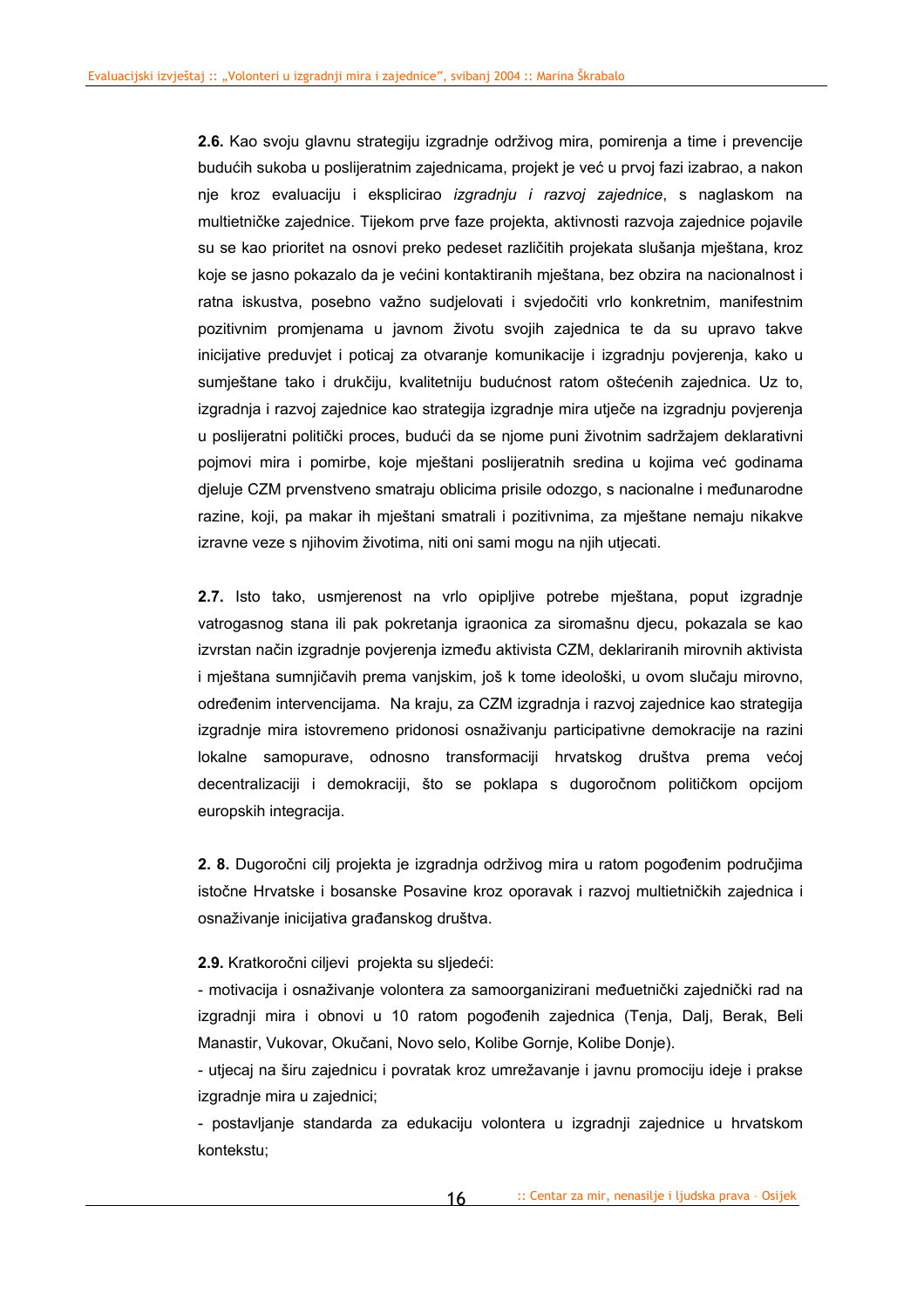**2.6.** Kao svoju glavnu strategiju izgradnje održivog mira, pomirenja a time i prevencije budućih sukoba u poslijeratnim zajednicama, projekt je već u prvoj fazi izabrao, a nakon nje kroz evaluaciju i eksplicirao *izgradnju i razvoj zajednice*, s naglaskom na multietničke zajednice. Tijekom prve faze projekta, aktivnosti razvoja zajednice pojavile su se kao prioritet na osnovi preko pedeset različitih projekata slušanja mještana, kroz koje se jasno pokazalo da je većini kontaktiranih mještana, bez obzira na nacionalnost i ratna iskustva, posebno važno sudjelovati i svjedočiti vrlo konkretnim, manifestnim pozitivnim promjenama u javnom životu svojih zajednica te da su upravo takve inicijative preduvjet i poticaj za otvaranje komunikacije i izgradnju povjerenja, kako u sumještane tako i drukčiju, kvalitetniju budućnost ratom oštećenih zajednica. Uz to, izgradnja i razvoj zajednice kao strategija izgradnje mira utječe na izgradnju povjerenja u poslijeratni politički proces, budući da se njome puni životnim sadržajem deklarativni pojmovi mira i pomirbe, koje mještani poslijeratnih sredina u kojima već godinama djeluje CZM prvenstveno smatraju oblicima prisile odozgo, s nacionalne i međunarodne razine, koji, pa makar ih mještani smatrali i pozitivnima, za mještane nemaju nikakve izravne veze s njihovim životima, niti oni sami mogu na njih utjecati.

**2.7.** Isto tako, usmjerenost na vrlo opipljive potrebe mještana, poput izgradnje vatrogasnog stana ili pak pokretanja igraonica za siromašnu djecu, pokazala se kao izvrstan način izgradnje povjerenja između aktivista CZM, deklariranih mirovnih aktivista i mještana sumnjičavih prema vanjskim, još k tome ideološki, u ovom slučaju mirovno, određenim intervencijama. Na kraju, za CZM izgradnja i razvoj zajednice kao strategija izgradnje mira istovremeno pridonosi osnaživanju participativne demokracije na razini lokalne samopurave, odnosno transformaciji hrvatskog društva prema većoj decentralizaciji i demokraciji, što se poklapa s dugoročnom političkom opcijom europskih integracija.

**2. 8.** Dugoročni cilj projekta je izgradnja održivog mira u ratom pogođenim područjima istočne Hrvatske i bosanske Posavine kroz oporavak i razvoj multietničkih zajednica i osnaživanje inicijativa građanskog društva.

**2.9.** Kratkoročni ciljevi projekta su sljedeći:

- motivacija i osnaživanje volontera za samoorganizirani međuetnički zajednički rad na izgradnji mira i obnovi u 10 ratom pogođenih zajednica (Tenja, Dalj, Berak, Beli Manastir, Vukovar, Okučani, Novo selo, Kolibe Gornje, Kolibe Donje).
- utjecaj na širu zajednicu i povratak kroz umrežavanje i javnu promociju ideje i prakse izgradnje mira u zajednici;
- postavljanje standarda za edukaciju volontera u izgradnji zajednice u hrvatskom kontekstu;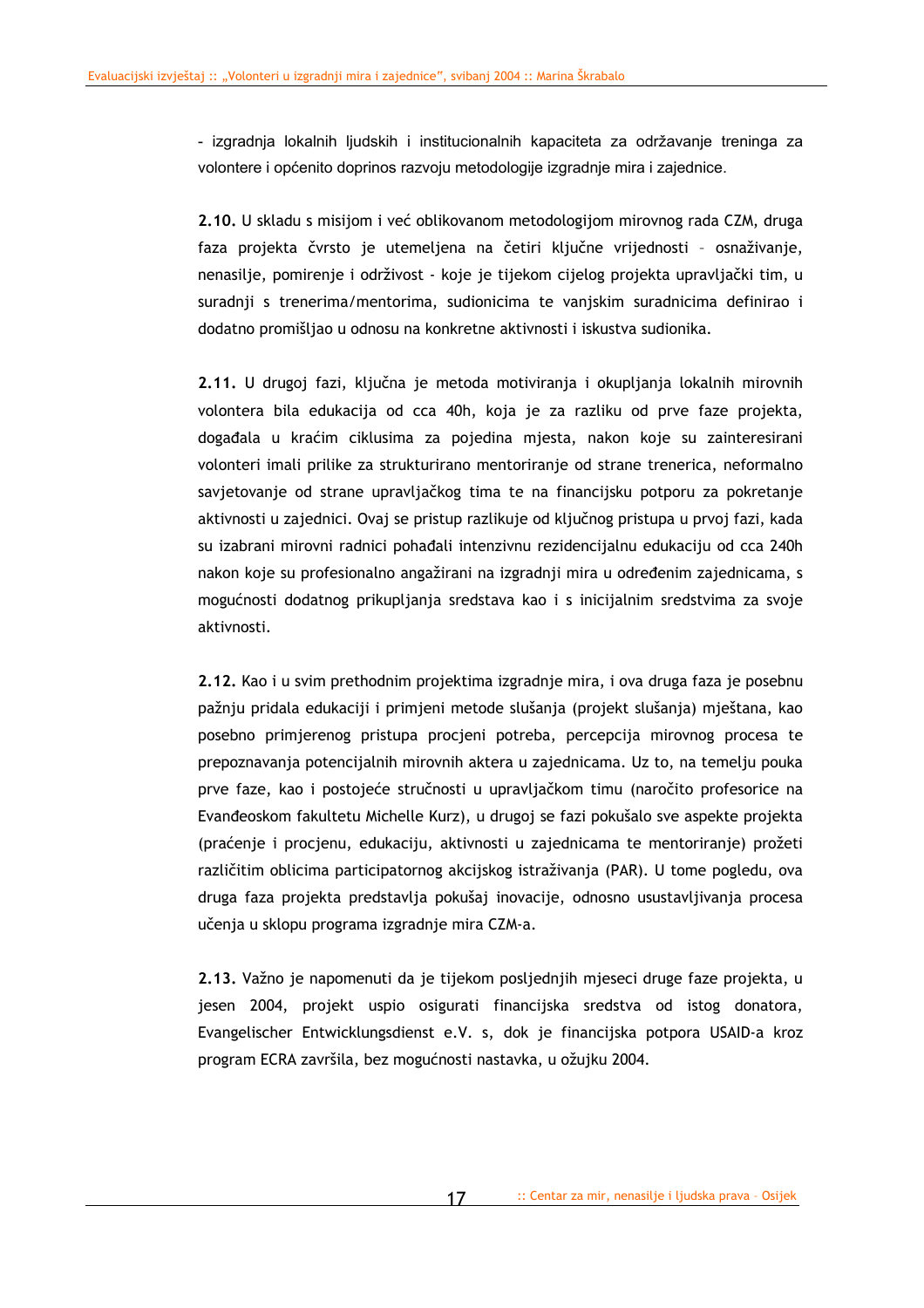- izgradnja lokalnih ljudskih i institucionalnih kapaciteta za održavanje treninga za volontere i općenito doprinos razvoju metodologije izgradnje mira i zajednice.

**2.10.** U skladu s misijom i već oblikovanom metodologijom mirovnog rada CZM, druga faza projekta čvrsto je utemeljena na četiri ključne vrijednosti – osnaživanje, nenasilje, pomirenje i održivost - koje je tijekom cijelog projekta upravljački tim, u suradnji s trenerima/mentorima, sudionicima te vanjskim suradnicima definirao i dodatno promišljao u odnosu na konkretne aktivnosti i iskustva sudionika.

**2.11.** U drugoj fazi, ključna je metoda motiviranja i okupljanja lokalnih mirovnih volontera bila edukacija od cca 40h, koja je za razliku od prve faze projekta, događala u kraćim ciklusima za pojedina mjesta, nakon koje su zainteresirani volonteri imali prilike za strukturirano mentoriranje od strane trenerica, neformalno savjetovanje od strane upravljačkog tima te na financijsku potporu za pokretanje aktivnosti u zajednici. Ovaj se pristup razlikuje od ključnog pristupa u prvoj fazi, kada su izabrani mirovni radnici pohađali intenzivnu rezidencijalnu edukaciju od cca 240h nakon koje su profesionalno angažirani na izgradnji mira u određenim zajednicama, s mogućnosti dodatnog prikupljanja sredstava kao i s inicijalnim sredstvima za svoje aktivnosti.

**2.12.** Kao i u svim prethodnim projektima izgradnje mira, i ova druga faza je posebnu pažnju pridala edukaciji i primjeni metode slušanja (projekt slušanja) mještana, kao posebno primjerenog pristupa procjeni potreba, percepcija mirovnog procesa te prepoznavanja potencijalnih mirovnih aktera u zajednicama. Uz to, na temelju pouka prve faze, kao i postojeće stručnosti u upravljačkom timu (naročito profesorice na Evanđeoskom fakultetu Michelle Kurz), u drugoj se fazi pokušalo sve aspekte projekta (praćenje i procjenu, edukaciju, aktivnosti u zajednicama te mentoriranje) prožeti različitim oblicima participatornog akcijskog istraživanja (PAR). U tome pogledu, ova druga faza projekta predstavlja pokušaj inovacije, odnosno usustavljivanja procesa učenja u sklopu programa izgradnje mira CZM-a.

**2.13.** Važno je napomenuti da je tijekom posljednjih mjeseci druge faze projekta, u jesen 2004, projekt uspio osigurati financijska sredstva od istog donatora, Evangelischer Entwicklungsdienst e.V. s, dok je financijska potpora USAID-a kroz program ECRA završila, bez mogućnosti nastavka, u ožujku 2004.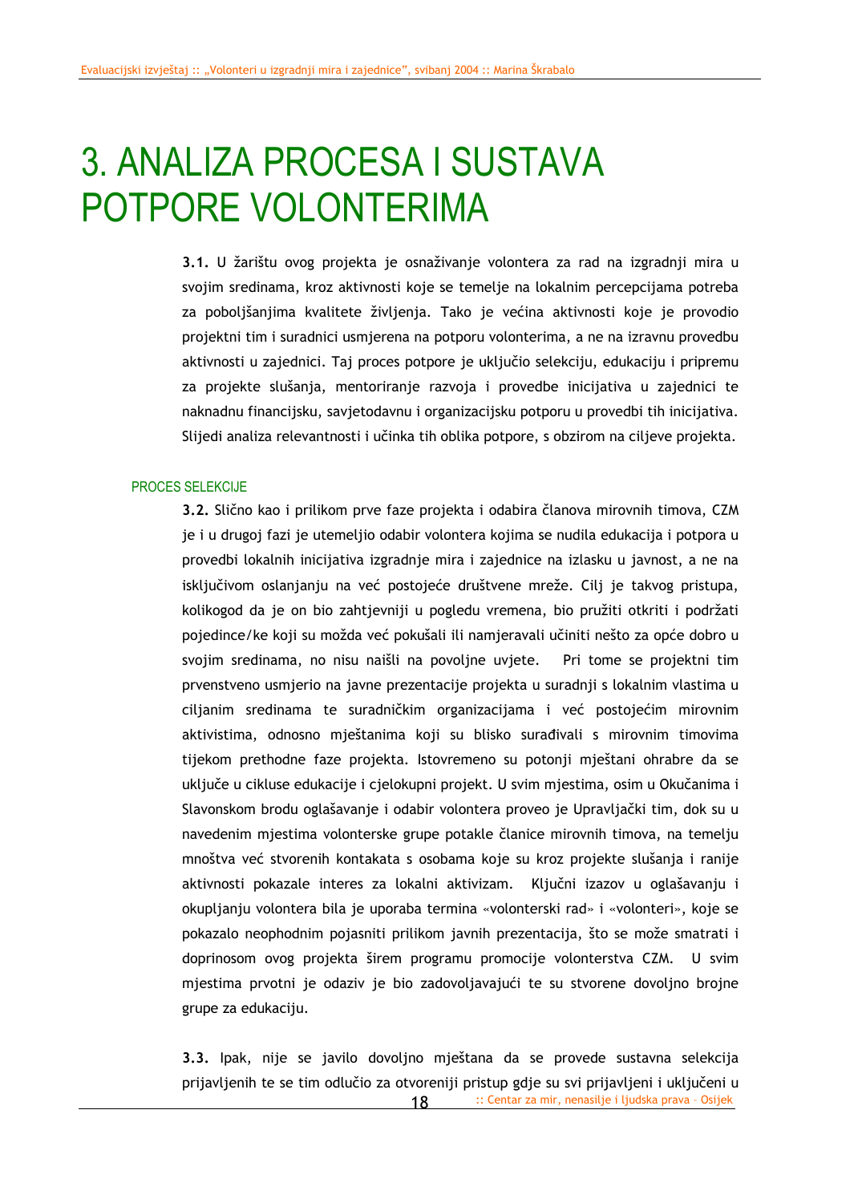# 3. ANALIZA PROCESA I SUSTAVA POTPORE VOLONTERIMA

**3.1.** U žarištu ovog projekta je osnaživanje volontera za rad na izgradnji mira u svojim sredinama, kroz aktivnosti koje se temelje na lokalnim percepcijama potreba za poboljšanjima kvalitete življenja. Tako je većina aktivnosti koje je provodio projektni tim i suradnici usmjerena na potporu volonterima, a ne na izravnu provedbu aktivnosti u zajednici. Taj proces potpore je uključio selekciju, edukaciju i pripremu za projekte slušanja, mentoriranje razvoja i provedbe inicijativa u zajednici te naknadnu financijsku, savjetodavnu i organizacijsku potporu u provedbi tih inicijativa. Slijedi analiza relevantnosti i učinka tih oblika potpore, s obzirom na ciljeve projekta.

## PROCES SELEKCIJE

**3.2.** Slično kao i prilikom prve faze projekta i odabira članova mirovnih timova, CZM je i u drugoj fazi je utemeljio odabir volontera kojima se nudila edukacija i potpora u provedbi lokalnih inicijativa izgradnje mira i zajednice na izlasku u javnost, a ne na isključivom oslanjanju na već postojeće društvene mreže. Cilj je takvog pristupa, kolikogod da je on bio zahtjevniji u pogledu vremena, bio pružiti otkriti i podržati pojedince/ke koji su možda već pokušali ili namjeravali učiniti nešto za opće dobro u svojim sredinama, no nisu naišli na povoljne uvjete. Pri tome se projektni tim prvenstveno usmjerio na javne prezentacije projekta u suradnji s lokalnim vlastima u ciljanim sredinama te suradničkim organizacijama i već postojećim mirovnim aktivistima, odnosno mještanima koji su blisko surađivali s mirovnim timovima tijekom prethodne faze projekta. Istovremeno su potonji mještani ohrabre da se uključe u cikluse edukacije i cjelokupni projekt. U svim mjestima, osim u Okučanima i Slavonskom brodu oglašavanje i odabir volontera proveo je Upravljački tim, dok su u navedenim mjestima volonterske grupe potakle članice mirovnih timova, na temelju mnoštva već stvorenih kontakata s osobama koje su kroz projekte slušanja i ranije aktivnosti pokazale interes za lokalni aktivizam. Ključni izazov u oglašavanju i okupljanju volontera bila je uporaba termina «volonterski rad» i «volonteri», koje se pokazalo neophodnim pojasniti prilikom javnih prezentacija, što se može smatrati i doprinosom ovog projekta širem programu promocije volonterstva CZM. U svim mjestima prvotni je odaziv je bio zadovoljavajući te su stvorene dovoljno brojne grupe za edukaciju.

**3.3.** Ipak, nije se javilo dovoljno mještana da se provede sustavna selekcija prijavljenih te se tim odlučio za otvoreniji pristup gdje su svi prijavljeni i uključeni u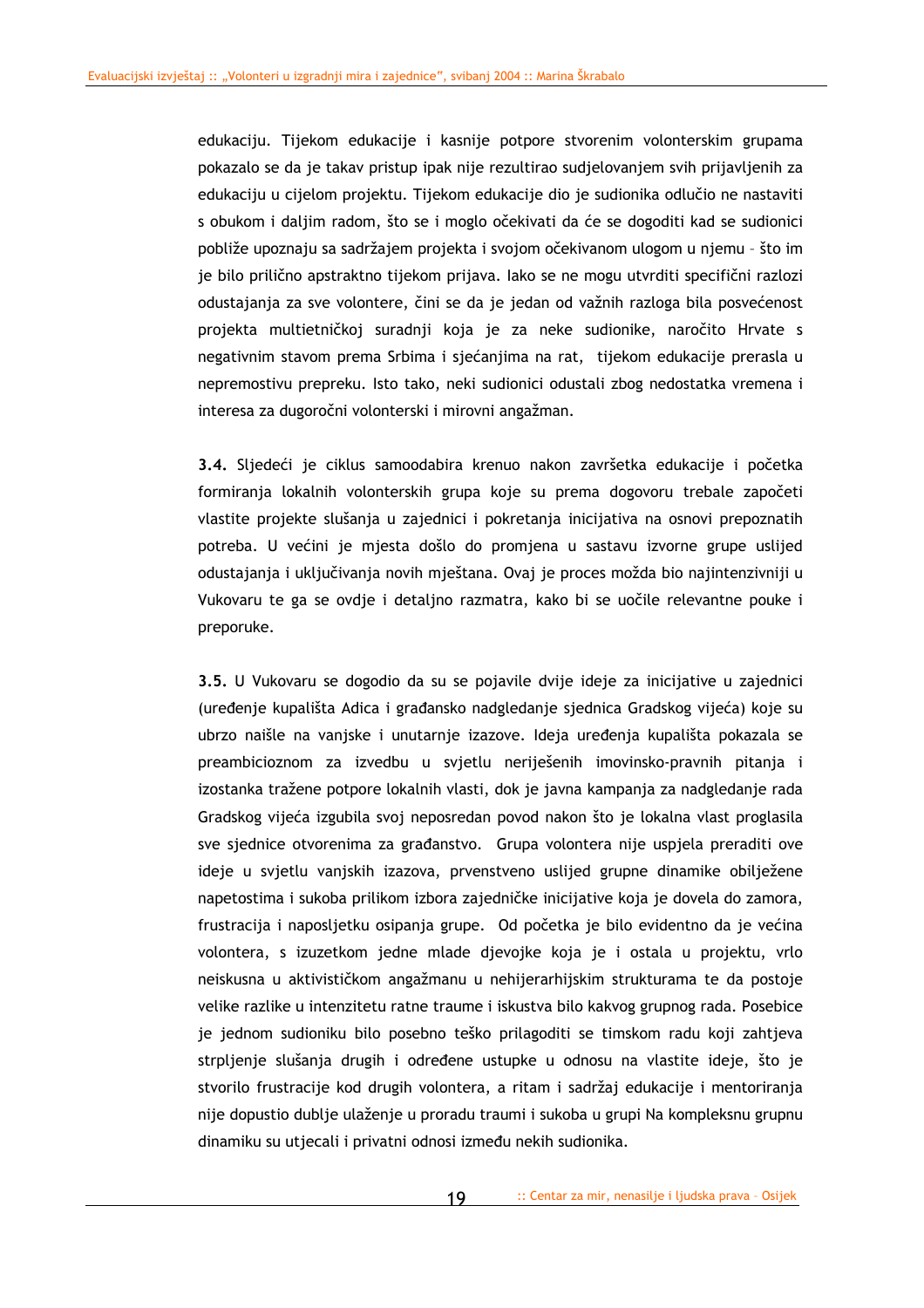edukaciju. Tijekom edukacije i kasnije potpore stvorenim volonterskim grupama pokazalo se da je takav pristup ipak nije rezultirao sudjelovanjem svih prijavljenih za edukaciju u cijelom projektu. Tijekom edukacije dio je sudionika odlučio ne nastaviti s obukom i daljim radom, što se i moglo očekivati da će se dogoditi kad se sudionici pobliže upoznaju sa sadržajem projekta i svojom očekivanom ulogom u njemu – što im je bilo prilično apstraktno tijekom prijava. Iako se ne mogu utvrditi specifični razlozi odustajanja za sve volontere, čini se da je jedan od važnih razloga bila posvećenost projekta multietničkoj suradnji koja je za neke sudionike, naročito Hrvate s negativnim stavom prema Srbima i sjećanjima na rat, tijekom edukacije prerasla u nepremostivu prepreku. Isto tako, neki sudionici odustali zbog nedostatka vremena i interesa za dugoročni volonterski i mirovni angažman.

**3.4.** Sljedeći je ciklus samoodabira krenuo nakon završetka edukacije i početka formiranja lokalnih volonterskih grupa koje su prema dogovoru trebale započeti vlastite projekte slušanja u zajednici i pokretanja inicijativa na osnovi prepoznatih potreba. U većini je mjesta došlo do promjena u sastavu izvorne grupe uslijed odustajanja i uključivanja novih mještana. Ovaj je proces možda bio najintenzivniji u Vukovaru te ga se ovdje i detaljno razmatra, kako bi se uočile relevantne pouke i preporuke.

**3.5.** U Vukovaru se dogodio da su se pojavile dvije ideje za inicijative u zajednici (uređenje kupališta Adica i građansko nadgledanje sjednica Gradskog vijeća) koje su ubrzo naišle na vanjske i unutarnje izazove. Ideja uređenja kupališta pokazala se preambicioznom za izvedbu u svjetlu neriješenih imovinsko-pravnih pitanja i izostanka tražene potpore lokalnih vlasti, dok je javna kampanja za nadgledanje rada Gradskog vijeća izgubila svoj neposredan povod nakon što je lokalna vlast proglasila sve sjednice otvorenima za građanstvo. Grupa volontera nije uspjela preraditi ove ideje u svjetlu vanjskih izazova, prvenstveno uslijed grupne dinamike obilježene napetostima i sukoba prilikom izbora zajedničke inicijative koja je dovela do zamora, frustracija i naposljetku osipanja grupe. Od početka je bilo evidentno da je većina volontera, s izuzetkom jedne mlade djevojke koja je i ostala u projektu, vrlo neiskusna u aktivističkom angažmanu u nehijerarhijskim strukturama te da postoje velike razlike u intenzitetu ratne traume i iskustva bilo kakvog grupnog rada. Posebice je jednom sudioniku bilo posebno teško prilagoditi se timskom radu koji zahtjeva strpljenje slušanja drugih i određene ustupke u odnosu na vlastite ideje, što je stvorilo frustracije kod drugih volontera, a ritam i sadržaj edukacije i mentoriranja nije dopustio dublje ulaženje u proradu traumi i sukoba u grupi Na kompleksnu grupnu dinamiku su utjecali i privatni odnosi između nekih sudionika.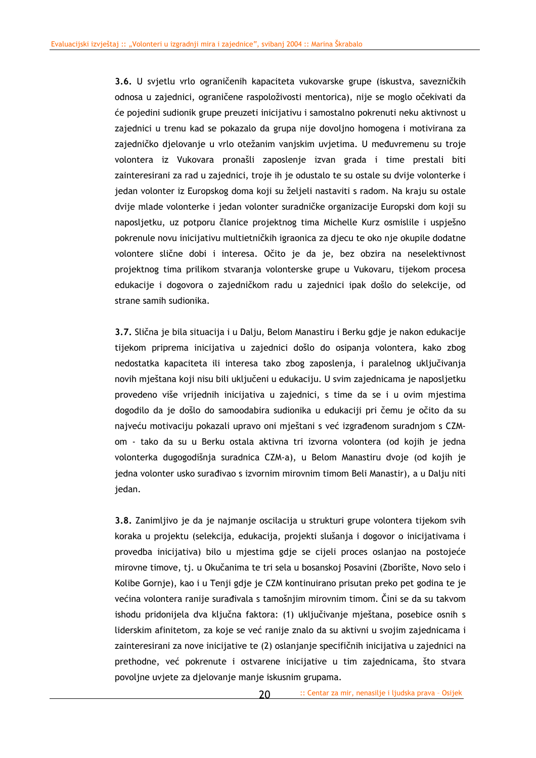**3.6.** U svjetlu vrlo ograničenih kapaciteta vukovarske grupe (iskustva, savezničkih odnosa u zajednici, ograničene raspoloživosti mentorica), nije se moglo očekivati da će pojedini sudionik grupe preuzeti inicijativu i samostalno pokrenuti neku aktivnost u zajednici u trenu kad se pokazalo da grupa nije dovoljno homogena i motivirana za zajedničko djelovanje u vrlo otežanim vanjskim uvjetima. U međuvremenu su troje volontera iz Vukovara pronašli zaposlenje izvan grada i time prestali biti zainteresirani za rad u zajednici, troje ih je odustalo te su ostale su dvije volonterke i jedan volonter iz Europskog doma koji su željeli nastaviti s radom. Na kraju su ostale dvije mlade volonterke i jedan volonter suradničke organizacije Europski dom koji su naposljetku, uz potporu članice projektnog tima Michelle Kurz osmislile i uspješno pokrenule novu inicijativu multietničkih igraonica za djecu te oko nje okupile dodatne volontere slične dobi i interesa. Očito je da je, bez obzira na neselektivnost projektnog tima prilikom stvaranja volonterske grupe u Vukovaru, tijekom procesa edukacije i dogovora o zajedničkom radu u zajednici ipak došlo do selekcije, od strane samih sudionika.

**3.7.** Slična je bila situacija i u Dalju, Belom Manastiru i Berku gdje je nakon edukacije tijekom priprema inicijativa u zajednici došlo do osipanja volontera, kako zbog nedostatka kapaciteta ili interesa tako zbog zaposlenja, i paralelnog uključivanja novih mještana koji nisu bili uključeni u edukaciju. U svim zajednicama je naposljetku provedeno više vrijednih inicijativa u zajednici, s time da se i u ovim mjestima dogodilo da je došlo do samoodabira sudionika u edukaciji pri čemu je očito da su najveću motivaciju pokazali upravo oni mještani s već izgrađenom suradnjom s CZM-om - tako da su u Berku ostala aktivna tri izvorna volontera (od kojih je jedna volonterka dugogodišnja suradnica CZM-a), u Belom Manastiru dvoje (od kojih je jedna volonter usko surađivao s izvornim mirovnim timom Beli Manastir), a u Dalju niti jedan.

**3.8.** Zanimljivo je da je najmanje oscilacija u strukturi grupe volontera tijekom svih koraka u projektu (selekcija, edukacija, projekti slušanja i dogovor o inicijativama i provedba inicijativa) bilo u mjestima gdje se cijeli proces oslanjao na postojeće mirovne timove, tj. u Okučanima te tri sela u bosanskoj Posavini (Zborište, Novo selo i Kolibe Gornje), kao i u Tenji gdje je CZM kontinuirano prisutan preko pet godina te je većina volontera ranije surađivala s tamošnjim mirovnim timom. Čini se da su takvom ishodu pridonijela dva ključna faktora: (1) uključivanje mještana, posebice osnih s liderskim afinitetom, za koje se već ranije znalo da su aktivni u svojim zajednicama i zainteresirani za nove inicijative te (2) oslanjanje specifičnih inicijativa u zajednici na prethodne, već pokrenute i ostvarene inicijative u tim zajednicama, što stvara povoljne uvjete za djelovanje manje iskusnim grupama.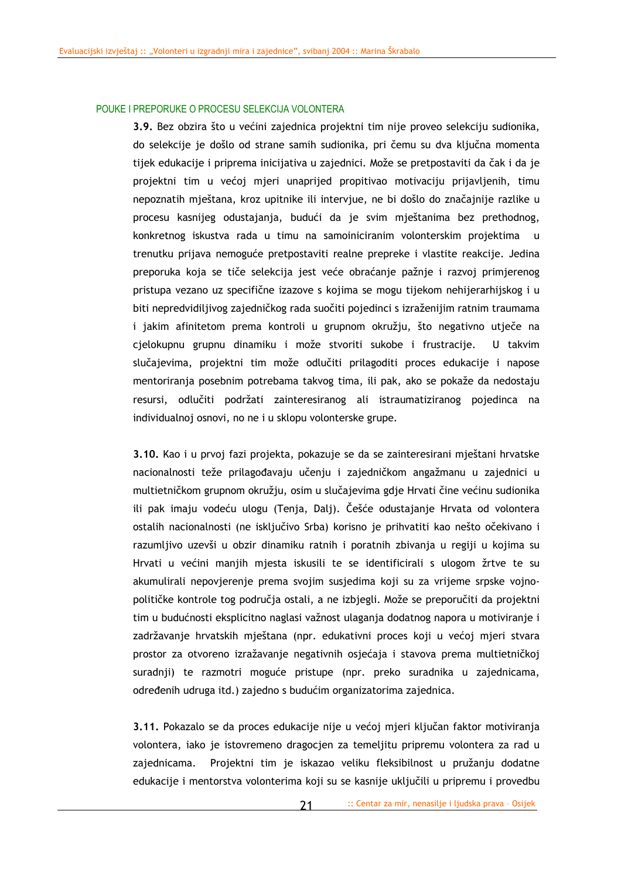## POUKE I PREPORUKE O PROCESU SELEKCIJA VOLONTERA

**3.9.** Bez obzira što u većini zajednica projektni tim nije proveo selekciju sudionika, do selekcije je došlo od strane samih sudionika, pri čemu su dva ključna momenta tijek edukacije i priprema inicijativa u zajednici. Može se pretpostaviti da čak i da je projektni tim u većoj mjeri unaprijed propitivao motivaciju prijavljenih, timu nepoznatih mještana, kroz upitnike ili intervjue, ne bi došlo do značajnije razlike u procesu kasnijeg odustajanja, budući da je svim mještanima bez prethodnog, konkretnog iskustva rada u timu na samoiniciranim volonterskim projektima u trenutku prijava nemoguće pretpostaviti realne prepreke i vlastite reakcije. Jedina preporuka koja se tiče selekcija jest veće obraćanje pažnje i razvoj primjerenog pristupa vezano uz specifične izazove s kojima se mogu tijekom nehijerarhijskog i u biti nepredvidiljivog zajedničkog rada suočiti pojedinci s izraženijim ratnim traumama i jakim afinitetom prema kontroli u grupnom okružju, što negativno utječe na cjelokupnu grupnu dinamiku i može stvoriti sukobe i frustracije. U takvim slučajevima, projektni tim može odlučiti prilagoditi proces edukacije i napose mentoriranja posebnim potrebama takvog tima, ili pak, ako se pokaže da nedostaju resursi, odlučiti podržati zainteresiranog ali istraumatiziranog pojedinca na individualnoj osnovi, no ne i u sklopu volonterske grupe.

**3.10.** Kao i u prvoj fazi projekta, pokazuje se da se zainteresirani mještani hrvatske nacionalnosti teže prilagođavaju učenju i zajedničkom angažmanu u zajednici u multietničkom grupnom okružju, osim u slučajevima gdje Hrvati čine većinu sudionika ili pak imaju vodeću ulogu (Tenja, Dalj). Češće odustajanje Hrvata od volontera ostalih nacionalnosti (ne isključivo Srba) korisno je prihvatiti kao nešto očekivano i razumljivo uzevši u obzir dinamiku ratnih i poratnih zbivanja u regiji u kojima su Hrvati u većini manjih mjesta iskusili te se identificirali s ulogom žrtve te su akumulirali nepovjerenje prema svojim susjedima koji su za vrijeme srpske vojno-političke kontrole tog područja ostali, a ne izbjegli. Može se preporučiti da projektni tim u budućnosti eksplicitno naglasi važnost ulaganja dodatnog napora u motiviranje i zadržavanje hrvatskih mještana (npr. edukativni proces koji u većoj mjeri stvara prostor za otvoreno izražavanje negativnih osjećaja i stavova prema multietničkoj suradnji) te razmotri moguće pristupe (npr. preko suradnika u zajednicama, određenih udruga itd.) zajedno s budućim organizatorima zajednica.

**3.11.** Pokazalo se da proces edukacije nije u većoj mjeri ključan faktor motiviranja volontera, iako je istovremeno dragocjen za temeljitu pripremu volontera za rad u zajednicama. Projektni tim je iskazao veliku fleksibilnost u pružanju dodatne edukacije i mentorstva volonterima koji su se kasnije uključili u pripremu i provedbu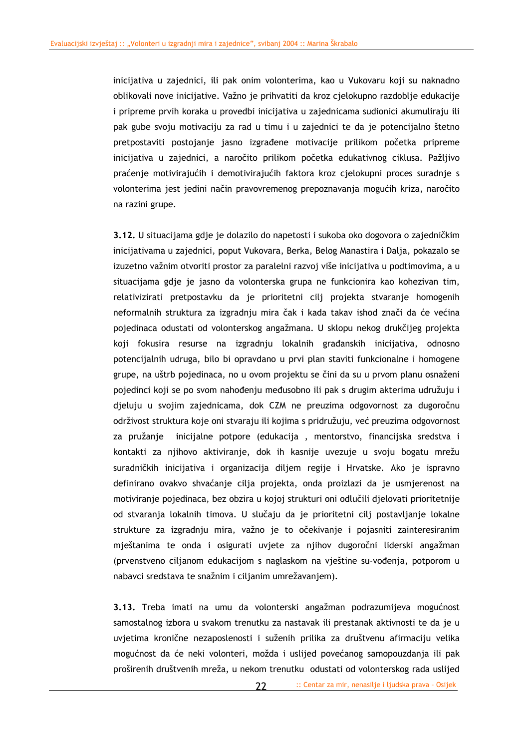inicijativa u zajednici, ili pak onim volonterima, kao u Vukovaru koji su naknadno oblikovali nove inicijative. Važno je prihvatiti da kroz cjelokupno razdoblje edukacije i pripreme prvih koraka u provedbi inicijativa u zajednicama sudionici akumuliraju ili pak gube svoju motivaciju za rad u timu i u zajednici te da je potencijalno štetno pretpostaviti postojanje jasno izgrađene motivacije prilikom početka pripreme inicijativa u zajednici, a naročito prilikom početka edukativnog ciklusa. Pažljivo praćenje motivirajućih i demotivirajućih faktora kroz cjelokupni proces suradnje s volonterima jest jedini način pravovremenog prepoznavanja mogućih kriza, naročito na razini grupe.

**3.12.** U situacijama gdje je dolazilo do napetosti i sukoba oko dogovora o zajedničkim inicijativama u zajednici, poput Vukovara, Berka, Belog Manastira i Dalja, pokazalo se izuzetno važnim otvoriti prostor za paralelni razvoj više inicijativa u podtimovima, a u situacijama gdje je jasno da volonterska grupa ne funkcionira kao kohezivan tim, relativizirati pretpostavku da je prioritetni cilj projekta stvaranje homogenih neformalnih struktura za izgradnju mira čak i kada takav ishod znači da će većina pojedinaca odustati od volonterskog angažmana. U sklopu nekog drukčijeg projekta koji fokusira resurse na izgradnju lokalnih građanskih inicijativa, odnosno potencijalnih udruga, bilo bi opravdano u prvi plan staviti funkcionalne i homogene grupe, na uštrb pojedinaca, no u ovom projektu se čini da su u prvom planu osnaženi pojedinci koji se po svom nahođenju međusobno ili pak s drugim akterima udružuju i djeluju u svojim zajednicama, dok CZM ne preuzima odgovornost za dugoročnu održivost struktura koje oni stvaraju ili kojima s pridružuju, već preuzima odgovornost za pružanje inicijalne potpore (edukacija , mentorstvo, financijska sredstva i kontakti za njihovo aktiviranje, dok ih kasnije uvezuje u svoju bogatu mrežu suradničkih inicijativa i organizacija diljem regije i Hrvatske. Ako je ispravno definirano ovakvo shvaćanje cilja projekta, onda proizlazi da je usmjerenost na motiviranje pojedinaca, bez obzira u kojoj strukturi oni odlučili djelovati prioritetnije od stvaranja lokalnih timova. U slučaju da je prioritetni cilj postavljanje lokalne strukture za izgradnju mira, važno je to očekivanje i pojasniti zainteresiranim mještanima te onda i osigurati uvjete za njihov dugoročni liderski angažman (prvenstveno ciljanom edukacijom s naglaskom na vještine su-vođenja, potporom u nabavci sredstava te snažnim i ciljanim umrežavanjem).

**3.13.** Treba imati na umu da volonterski angažman podrazumijeva mogućnost samostalnog izbora u svakom trenutku za nastavak ili prestanak aktivnosti te da je u uvjetima kronične nezaposlenosti i suženih prilika za društvenu afirmaciju velika mogućnost da će neki volonteri, možda i uslijed povećanog samopouzdanja ili pak proširenih društvenih mreža, u nekom trenutku odustati od volonterskog rada uslijed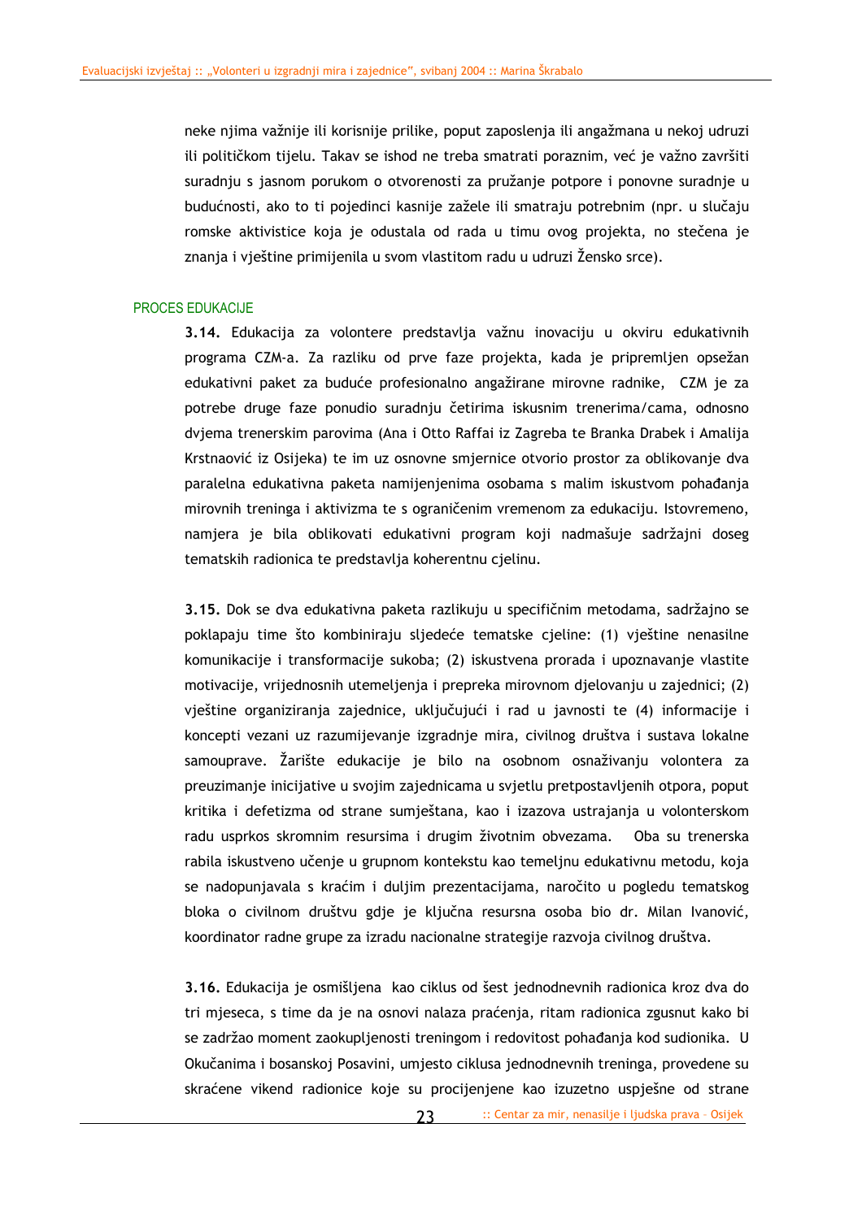neke njima važnije ili korisnije prilike, poput zaposlenja ili angažmana u nekoj udruzi ili političkom tijelu. Takav se ishod ne treba smatrati poraznim, već je važno završiti suradnju s jasnom porukom o otvorenosti za pružanje potpore i ponovne suradnje u budućnosti, ako to ti pojedinci kasnije zažele ili smatraju potrebnim (npr. u slučaju romske aktivistice koja je odustala od rada u timu ovog projekta, no stečena je znanja i vještine primijenila u svom vlastitom radu u udruzi Žensko srce).

## PROCES EDUKACIJE

**3.14.** Edukacija za volontere predstavlja važnu inovaciju u okviru edukativnih programa CZM-a. Za razliku od prve faze projekta, kada je pripremljen opsežan edukativni paket za buduće profesionalno angažirane mirovne radnike, CZM je za potrebe druge faze ponudio suradnju četirima iskusnim trenerima/cama, odnosno dvjema trenerskim parovima (Ana i Otto Raffai iz Zagreba te Branka Drabek i Amalija Krstnaović iz Osijeka) te im uz osnovne smjernice otvorio prostor za oblikovanje dva paralelna edukativna paketa namijenjenima osobama s malim iskustvom pohađanja mirovnih treninga i aktivizma te s ograničenim vremenom za edukaciju. Istovremeno, namjera je bila oblikovati edukativni program koji nadmašuje sadržajni doseg tematskih radionica te predstavlja koherentnu cjelinu.

**3.15.** Dok se dva edukativna paketa razlikuju u specifičnim metodama, sadržajno se poklapaju time što kombiniraju sljedeće tematske cjeline: (1) vještine nenasilne komunikacije i transformacije sukoba; (2) iskustvena prorada i upoznavanje vlastite motivacije, vrijednosnih utemeljenja i prepreka mirovnom djelovanju u zajednici; (2) vještine organiziranja zajednice, uključujući i rad u javnosti te (4) informacije i koncepti vezani uz razumijevanje izgradnje mira, civilnog društva i sustava lokalne samouprave. Žarište edukacije je bilo na osobnom osnaživanju volontera za preuzimanje inicijative u svojim zajednicama u svjetlu pretpostavljenih otpora, poput kritika i defetizma od strane sumještana, kao i izazova ustrajanja u volonterskom radu usprkos skromnim resursima i drugim životnim obvezama. Oba su trenerska rabila iskustveno učenje u grupnom kontekstu kao temeljnu edukativnu metodu, koja se nadopunjavala s kraćim i duljim prezentacijama, naročito u pogledu tematskog bloka o civilnom društvu gdje je ključna resursna osoba bio dr. Milan Ivanović, koordinator radne grupe za izradu nacionalne strategije razvoja civilnog društva.

**3.16.** Edukacija je osmišljena kao ciklus od šest jednodnevnih radionica kroz dva do tri mjeseca, s time da je na osnovi nalaza praćenja, ritam radionica zgusnut kako bi se zadržao moment zaokupljenosti treningom i redovitost pohađanja kod sudionika. U Okučanima i bosanskoj Posavini, umjesto ciklusa jednodnevnih treninga, provedene su skraćene vikend radionice koje su procijenjene kao izuzetno uspješne od strane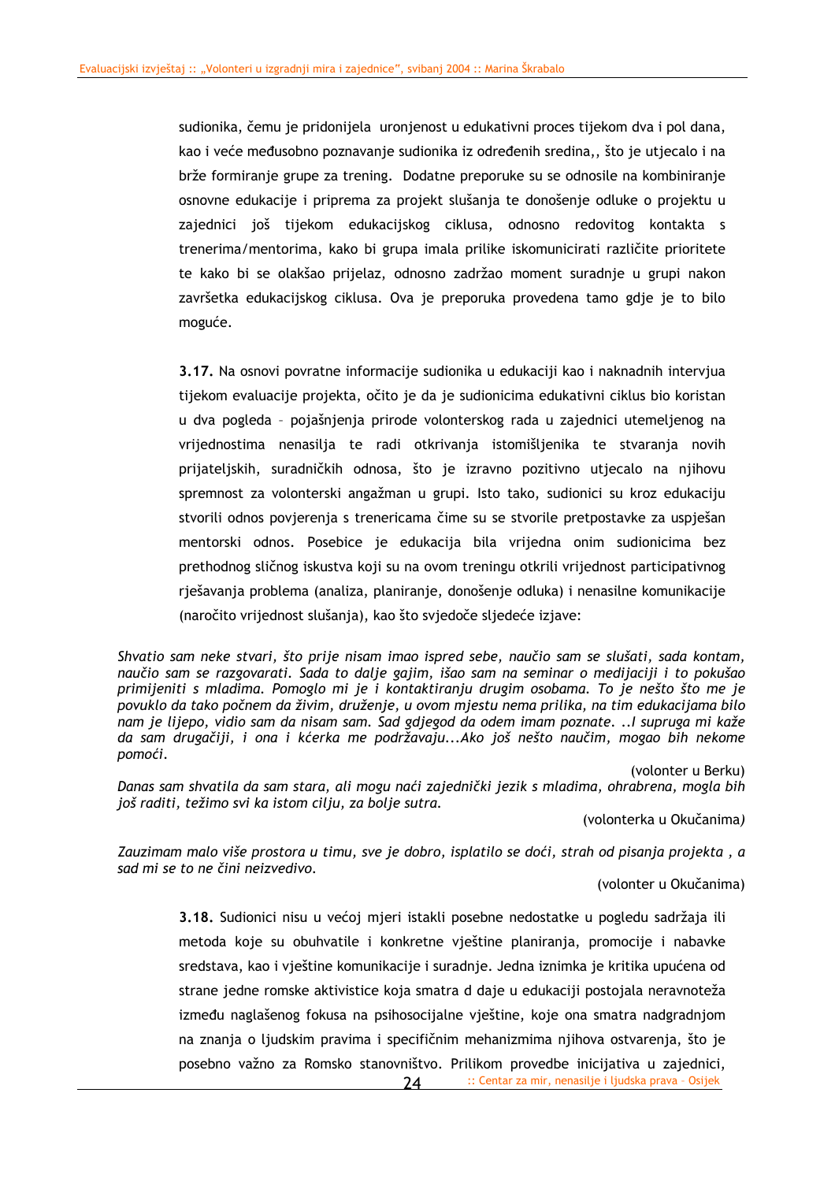sudionika, čemu je pridonijela uronjenost u edukativni proces tijekom dva i pol dana, kao i veće međusobno poznavanje sudionika iz određenih sredina,, što je utjecalo i na brže formiranje grupe za trening. Dodatne preporuke su se odnosile na kombiniranje osnovne edukacije i priprema za projekt slušanja te donošenje odluke o projektu u zajednici još tijekom edukacijskog ciklusa, odnosno redovitog kontakta s trenerima/mentorima, kako bi grupa imala prilike iskomunicirati različite prioritete te kako bi se olakšao prijelaz, odnosno zadržao moment suradnje u grupi nakon završetka edukacijskog ciklusa. Ova je preporuka provedena tamo gdje je to bilo moguće.

**3.17.** Na osnovi povratne informacije sudionika u edukaciji kao i naknadnih intervjua tijekom evaluacije projekta, očito je da je sudionicima edukativni ciklus bio koristan u dva pogleda – pojašnjenja prirode volonterskog rada u zajednici utemeljenog na vrijednostima nenasilja te radi otkrivanja istomišljenika te stvaranja novih prijateljskih, suradničkih odnosa, što je izravno pozitivno utjecalo na njihovu spremnost za volonterski angažman u grupi. Isto tako, sudionici su kroz edukaciju stvorili odnos povjerenja s trenericama čime su se stvorile pretpostavke za uspješan mentorski odnos. Posebice je edukacija bila vrijedna onim sudionicima bez prethodnog sličnog iskustva koji su na ovom treningu otkrili vrijednost participativnog rješavanja problema (analiza, planiranje, donošenje odluka) i nenasilne komunikacije (naročito vrijednost slušanja), kao što svjedoče sljedeće izjave:

*Shvatio sam neke stvari, što prije nisam imao ispred sebe, naučio sam se slušati, sada kontam, naučio sam se razgovarati. Sada to dalje gajim, išao sam na seminar o medijaciji i to pokušao primijeniti s mladima. Pomoglo mi je i kontaktiranju drugim osobama. To je nešto što me je povuklo da tako počnem da živim, druženje, u ovom mjestu nema prilika, na tim edukacijama bilo nam je lijepo, vidio sam da nisam sam. Sad gdjegod da odem imam poznate. ..I supruga mi kaže da sam drugačiji, i ona i kćerka me podržavaju...Ako još nešto naučim, mogao bih nekome pomoći.*

(volonter u Berku)

*Danas sam shvatila da sam stara, ali mogu naći zajednički jezik s mladima, ohrabrena, mogla bih još raditi, težimo svi ka istom cilju, za bolje sutra.*

(volonterka u Okučanima)

*Zauzimam malo više prostora u timu, sve je dobro, isplatilo se doći, strah od pisanja projekta , a sad mi se to ne čini neizvedivo.*

(volonter u Okučanima)

**3.18.** Sudionici nisu u većoj mjeri istakli posebne nedostatke u pogledu sadržaja ili metoda koje su obuhvatile i konkretne vještine planiranja, promocije i nabavke sredstava, kao i vještine komunikacije i suradnje. Jedna iznimka je kritika upućena od strane jedne romske aktivistice koja smatra d daje u edukaciji postojala neravnoteža između naglašenog fokusa na psihosocijalne vještine, koje ona smatra nadgradnjom na znanja o ljudskim pravima i specifičnim mehanizmima njihova ostvarenja, što je posebno važno za Romsko stanovništvo. Prilikom provedbe inicijativa u zajednici,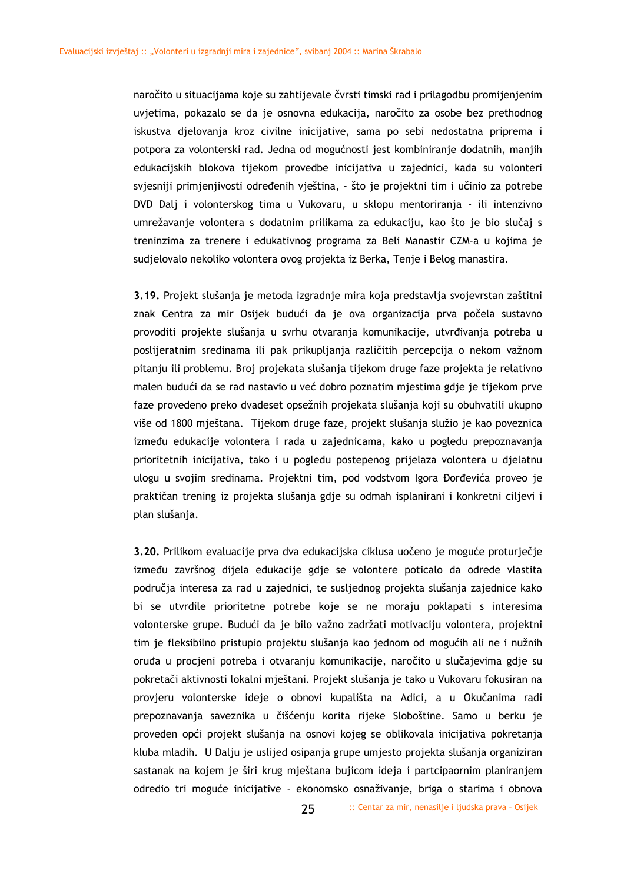naročito u situacijama koje su zahtijevale čvrsti timski rad i prilagodbu promijenjenim uvjetima, pokazalo se da je osnovna edukacija, naročito za osobe bez prethodnog iskustva djelovanja kroz civilne inicijative, sama po sebi nedostatna priprema i potpora za volonterski rad. Jedna od mogućnosti jest kombiniranje dodatnih, manjih edukacijskih blokova tijekom provedbe inicijativa u zajednici, kada su volonteri svjesniji primjenjivosti određenih vještina, - što je projektni tim i učinio za potrebe DVD Dalj i volonterskog tima u Vukovaru, u sklopu mentoriranja - ili intenzivno umrežavanje volontera s dodatnim prilikama za edukaciju, kao što je bio slučaj s treninzima za trenere i edukativnog programa za Beli Manastir CZM-a u kojima je sudjelovalo nekoliko volontera ovog projekta iz Berka, Tenje i Belog manastira.

**3.19.** Projekt slušanja je metoda izgradnje mira koja predstavlja svojevrstan zaštitni znak Centra za mir Osijek budući da je ova organizacija prva počela sustavno provoditi projekte slušanja u svrhu otvaranja komunikacije, utvrđivanja potreba u poslijeratnim sredinama ili pak prikupljanja različitih percepcija o nekom važnom pitanju ili problemu. Broj projekata slušanja tijekom druge faze projekta je relativno malen budući da se rad nastavio u već dobro poznatim mjestima gdje je tijekom prve faze provedeno preko dvadeset opsežnih projekata slušanja koji su obuhvatili ukupno više od 1800 mještana. Tijekom druge faze, projekt slušanja služio je kao poveznica između edukacije volontera i rada u zajednicama, kako u pogledu prepoznavanja prioritetnih inicijativa, tako i u pogledu postepenog prijelaza volontera u djelatnu ulogu u svojim sredinama. Projektni tim, pod vodstvom Igora Đorđevića proveo je praktičan trening iz projekta slušanja gdje su odmah isplanirani i konkretni ciljevi i plan slušanja.

**3.20.** Prilikom evaluacije prva dva edukacijska ciklusa uočeno je moguće proturječje između završnog dijela edukacije gdje se volontere poticalo da odrede vlastita područja interesa za rad u zajednici, te susljednog projekta slušanja zajednice kako bi se utvrdile prioritetne potrebe koje se ne moraju poklapati s interesima volonterske grupe. Budući da je bilo važno zadržati motivaciju volontera, projektni tim je fleksibilno pristupio projektu slušanja kao jednom od mogućih ali ne i nužnih oruđa u procjeni potreba i otvaranju komunikacije, naročito u slučajevima gdje su pokretači aktivnosti lokalni mještani. Projekt slušanja je tako u Vukovaru fokusiran na provjeru volonterske ideje o obnovi kupališta na Adici, a u Okučanima radi prepoznavanja saveznika u čišćenju korita rijeke Sloboštine. Samo u berku je proveden opći projekt slušanja na osnovi kojeg se oblikovala inicijativa pokretanja kluba mladih. U Dalju je uslijed osipanja grupe umjesto projekta slušanja organiziran sastanak na kojem je širi krug mještana bujicom ideja i partcipaornim planiranjem odredio tri moguće inicijative - ekonomsko osnaživanje, briga o starima i obnova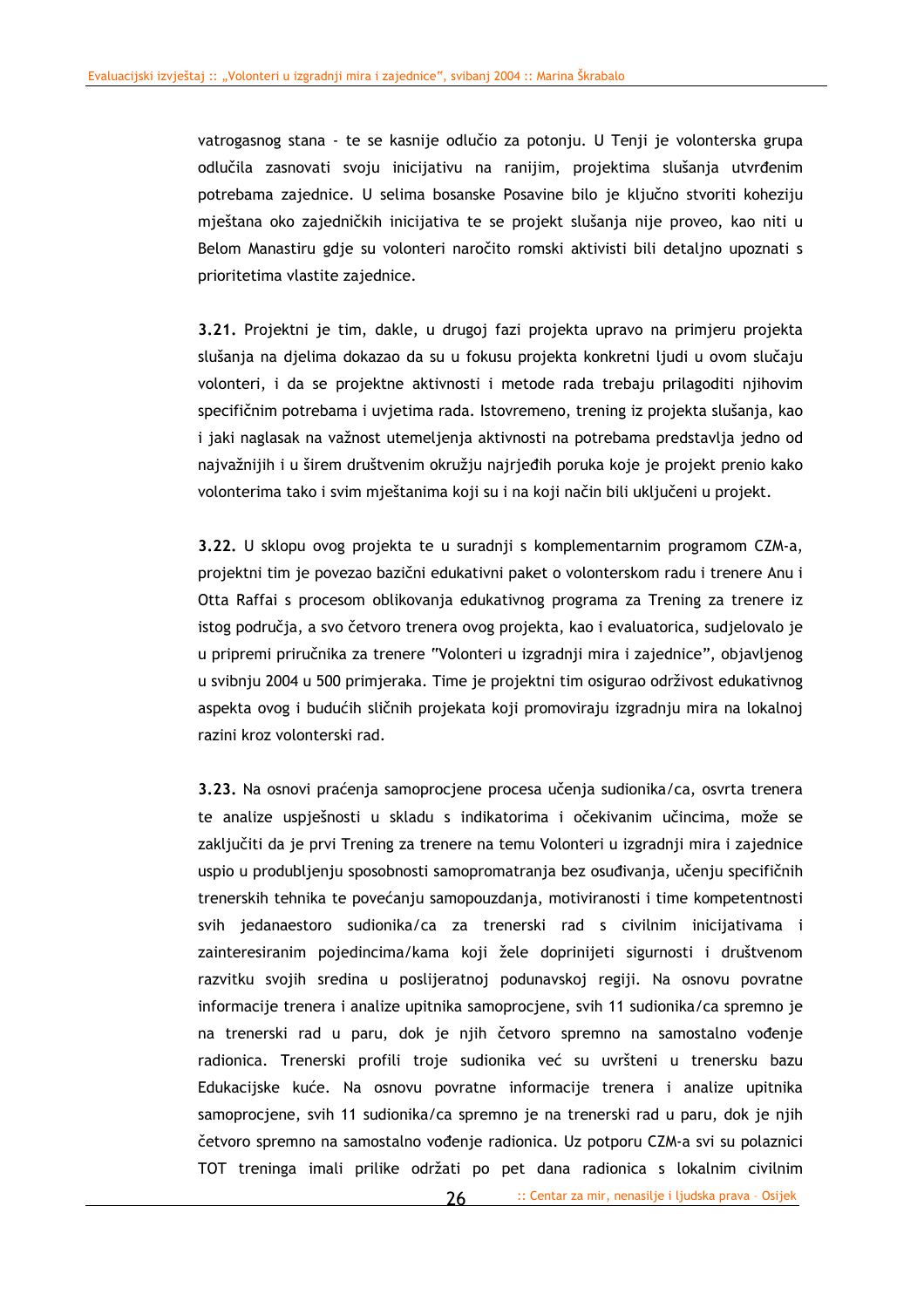vatrogasnog stana - te se kasnije odlučio za potonju. U Tenji je volonterska grupa odlučila zasnovati svoju inicijativu na ranijim, projektima slušanja utvrđenim potrebama zajednice. U selima bosanske Posavine bilo je ključno stvoriti koheziju mještana oko zajedničkih inicijativa te se projekt slušanja nije proveo, kao niti u Belom Manastiru gdje su volonteri naročito romski aktivisti bili detaljno upoznati s prioritetima vlastite zajednice.

**3.21.** Projektni je tim, dakle, u drugoj fazi projekta upravo na primjeru projekta slušanja na djelima dokazao da su u fokusu projekta konkretni ljudi u ovom slučaju volonteri, i da se projektne aktivnosti i metode rada trebaju prilagoditi njihovim specifičnim potrebama i uvjetima rada. Istovremeno, trening iz projekta slušanja, kao i jaki naglasak na važnost utemeljenja aktivnosti na potrebama predstavlja jedno od najvažnijih i u širem društvenim okružju najrjeđih poruka koje je projekt prenio kako volonterima tako i svim mještanima koji su i na koji način bili uključeni u projekt.

**3.22.** U sklopu ovog projekta te u suradnji s komplementarnim programom CZM-a, projektni tim je povezao bazični edukativni paket o volonterskom radu i trenere Anu i Otta Raffai s procesom oblikovanja edukativnog programa za Trening za trenere iz istog područja, a svo četvoro trenera ovog projekta, kao i evaluatorica, sudjelovalo je u pripremi priručnika za trenere "Volonteri u izgradnji mira i zajednice", objavljenog u svibnju 2004 u 500 primjeraka. Time je projektni tim osigurao održivost edukativnog aspekta ovog i budućih sličnih projekata koji promoviraju izgradnju mira na lokalnoj razini kroz volonterski rad.

**3.23.** Na osnovi praćenja samoprocjene procesa učenja sudionika/ca, osvrta trenera te analize uspješnosti u skladu s indikatorima i očekivanim učincima, može se zaključiti da je prvi Trening za trenere na temu Volonteri u izgradnji mira i zajednice uspio u produbljenju sposobnosti samopromatranja bez osuđivanja, učenju specifičnih trenerskih tehnika te povećanju samopouzdanja, motiviranosti i time kompetentnosti svih jedanaestoro sudionika/ca za trenerski rad s civilnim inicijativama i zainteresiranim pojedincima/kama koji žele doprinijeti sigurnosti i društvenom razvitku svojih sredina u poslijeratnoj podunavskoj regiji. Na osnovu povratne informacije trenera i analize upitnika samoprocjene, svih 11 sudionika/ca spremno je na trenerski rad u paru, dok je njih četvoro spremno na samostalno vođenje radionica. Trenerski profili troje sudionika već su uvršteni u trenersku bazu Edukacijske kuće. Na osnovu povratne informacije trenera i analize upitnika samoprocjene, svih 11 sudionika/ca spremno je na trenerski rad u paru, dok je njih četvoro spremno na samostalno vođenje radionica. Uz potporu CZM-a svi su polaznici TOT treninga imali prilike održati po pet dana radionica s lokalnim civilnim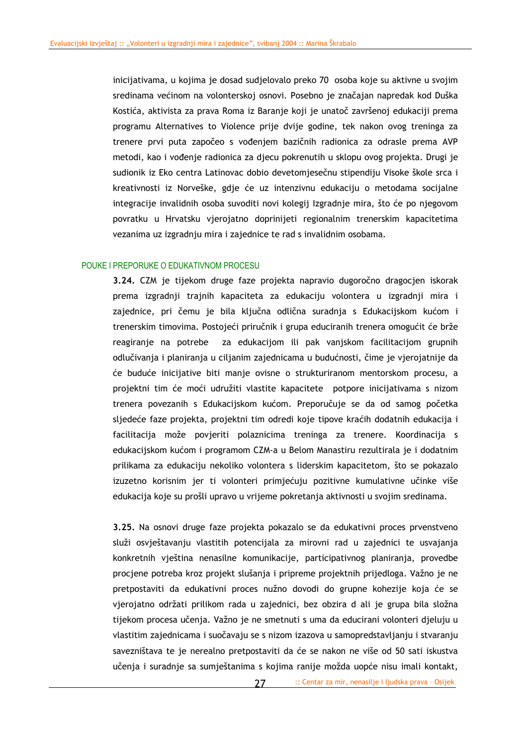inicijativama, u kojima je dosad sudjelovalo preko 70 osoba koje su aktivne u svojim sredinama većinom na volonterskoj osnovi. Posebno je značajan napredak kod Duška Kostića, aktivista za prava Roma iz Baranje koji je unatoč završenoj edukaciji prema programu Alternatives to Violence prije dvije godine, tek nakon ovog treninga za trenere prvi puta započeo s vođenjem bazičnih radionica za odrasle prema AVP metodi, kao i vođenje radionica za djecu pokrenutih u sklopu ovog projekta. Drugi je sudionik iz Eko centra Latinovac dobio devetomjesečnu stipendiju Visoke škole srca i kreativnosti iz Norveške, gdje će uz intenzivnu edukaciju o metodama socijalne integracije invalidnih osoba suvoditi novi kolegij Izgradnje mira, što će po njegovom povratku u Hrvatsku vjerojatno doprinijeti regionalnim trenerskim kapacitetima vezanima uz izgradnju mira i zajednice te rad s invalidnim osobama.

## POUKE I PREPORUKE O EDUKATIVNOM PROCESU

**3.24.** CZM je tijekom druge faze projekta napravio dugoročno dragocjen iskorak prema izgradnji trajnih kapaciteta za edukaciju volontera u izgradnji mira i zajednice, pri čemu je bila ključna odlična suradnja s Edukacijskom kućom i trenerskim timovima. Postojeći priručnik i grupa educiranih trenera omogućit će brže reagiranje na potrebe za edukacijom ili pak vanjskom facilitacijom grupnih odlučivanja i planiranja u ciljanim zajednicama u budućnosti, čime je vjerojatnije da će buduće inicijative biti manje ovisne o strukturiranom mentorskom procesu, a projektni tim će moći udružiti vlastite kapacitete potpore inicijativama s nizom trenera povezanih s Edukacijskom kućom. Preporučuje se da od samog početka sljedeće faze projekta, projektni tim odredi koje tipove kraćih dodatnih edukacija i facilitacija može povjeriti polaznicima treninga za trenere. Koordinacija s edukacijskom kućom i programom CZM-a u Belom Manastiru rezultirala je i dodatnim prilikama za edukaciju nekoliko volontera s liderskim kapacitetom, što se pokazalo izuzetno korisnim jer ti volonteri primjećuju pozitivne kumulativne učinke više edukacija koje su prošli upravo u vrijeme pokretanja aktivnosti u svojim sredinama.

**3.25.** Na osnovi druge faze projekta pokazalo se da edukativni proces prvenstveno služi osvještavanju vlastitih potencijala za mirovni rad u zajednici te usvajanja konkretnih vještina nenasilne komunikacije, participativnog planiranja, provedbe procjene potreba kroz projekt slušanja i pripreme projektnih prijedloga. Važno je ne pretpostaviti da edukativni proces nužno dovodi do grupne kohezije koja će se vjerojatno održati prilikom rada u zajednici, bez obzira d ali je grupa bila složna tijekom procesa učenja. Važno je ne smetnuti s uma da educirani volonteri djeluju u vlastitim zajednicama i suočavaju se s nizom izazova u samopredstavljanju i stvaranju savezništava te je nerealno pretpostaviti da će se nakon ne više od 50 sati iskustva učenja i suradnje sa sumještanima s kojima ranije možda uopće nisu imali kontakt,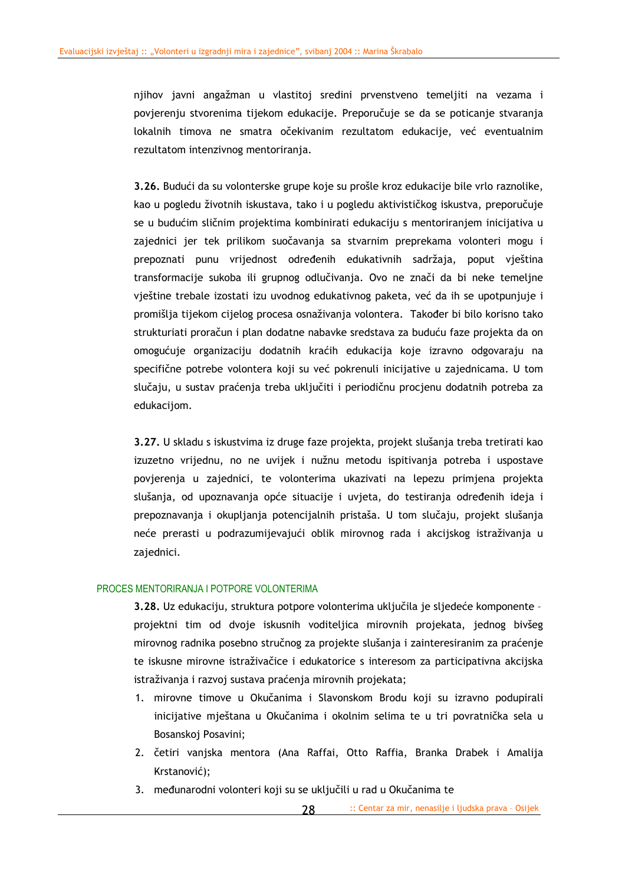njihov javni angažman u vlastitoj sredini prvenstveno temeljiti na vezama i povjerenju stvorenima tijekom edukacije. Preporučuje se da se poticanje stvaranja lokalnih timova ne smatra očekivanim rezultatom edukacije, već eventualnim rezultatom intenzivnog mentoriranja.

**3.26.** Budući da su volonterske grupe koje su prošle kroz edukacije bile vrlo raznolike, kao u pogledu životnih iskustava, tako i u pogledu aktivističkog iskustva, preporučuje se u budućim sličnim projektima kombinirati edukaciju s mentoriranjem inicijativa u zajednici jer tek prilikom suočavanja sa stvarnim preprekama volonteri mogu i prepoznati punu vrijednost određenih edukativnih sadržaja, poput vještina transformacije sukoba ili grupnog odlučivanja. Ovo ne znači da bi neke temeljne vještine trebale izostati izu uvodnog edukativnog paketa, već da ih se upotpunjuje i promišlja tijekom cijelog procesa osnaživanja volontera. Također bi bilo korisno tako strukturiati proračun i plan dodatne nabavke sredstava za buduću faze projekta da on omogućuje organizaciju dodatnih kraćih edukacija koje izravno odgovaraju na specifične potrebe volontera koji su već pokrenuli inicijative u zajednicama. U tom slučaju, u sustav praćenja treba uključiti i periodičnu procjenu dodatnih potreba za edukacijom.

**3.27.** U skladu s iskustvima iz druge faze projekta, projekt slušanja treba tretirati kao izuzetno vrijednu, no ne uvijek i nužnu metodu ispitivanja potreba i uspostave povjerenja u zajednici, te volonterima ukazivati na lepezu primjena projekta slušanja, od upoznavanja opće situacije i uvjeta, do testiranja određenih ideja i prepoznavanja i okupljanja potencijalnih pristaša. U tom slučaju, projekt slušanja neće prerasti u podrazumijevajući oblik mirovnog rada i akcijskog istraživanja u zajednici.

## PROCES MENTORIRANJA I POTPORE VOLONTERIMA

**3.28.** Uz edukaciju, struktura potpore volonterima uključila je sljedeće komponente – projektni tim od dvoje iskusnih voditeljica mirovnih projekata, jednog bivšeg mirovnog radnika posebno stručnog za projekte slušanja i zainteresiranim za praćenje te iskusne mirovne istraživačice i edukatorice s interesom za participativna akcijska istraživanja i razvoj sustava praćenja mirovnih projekata;

1. mirovne timove u Okučanima i Slavonskom Brodu koji su izravno podupirali inicijative mještana u Okučanima i okolnim selima te u tri povratnička sela u Bosanskoj Posavini;
2. četiri vanjska mentora (Ana Raffai, Otto Raffia, Branka Drabek i Amalija Krstanović);
3. međunarodni volonteri koji su se uključili u rad u Okučanima te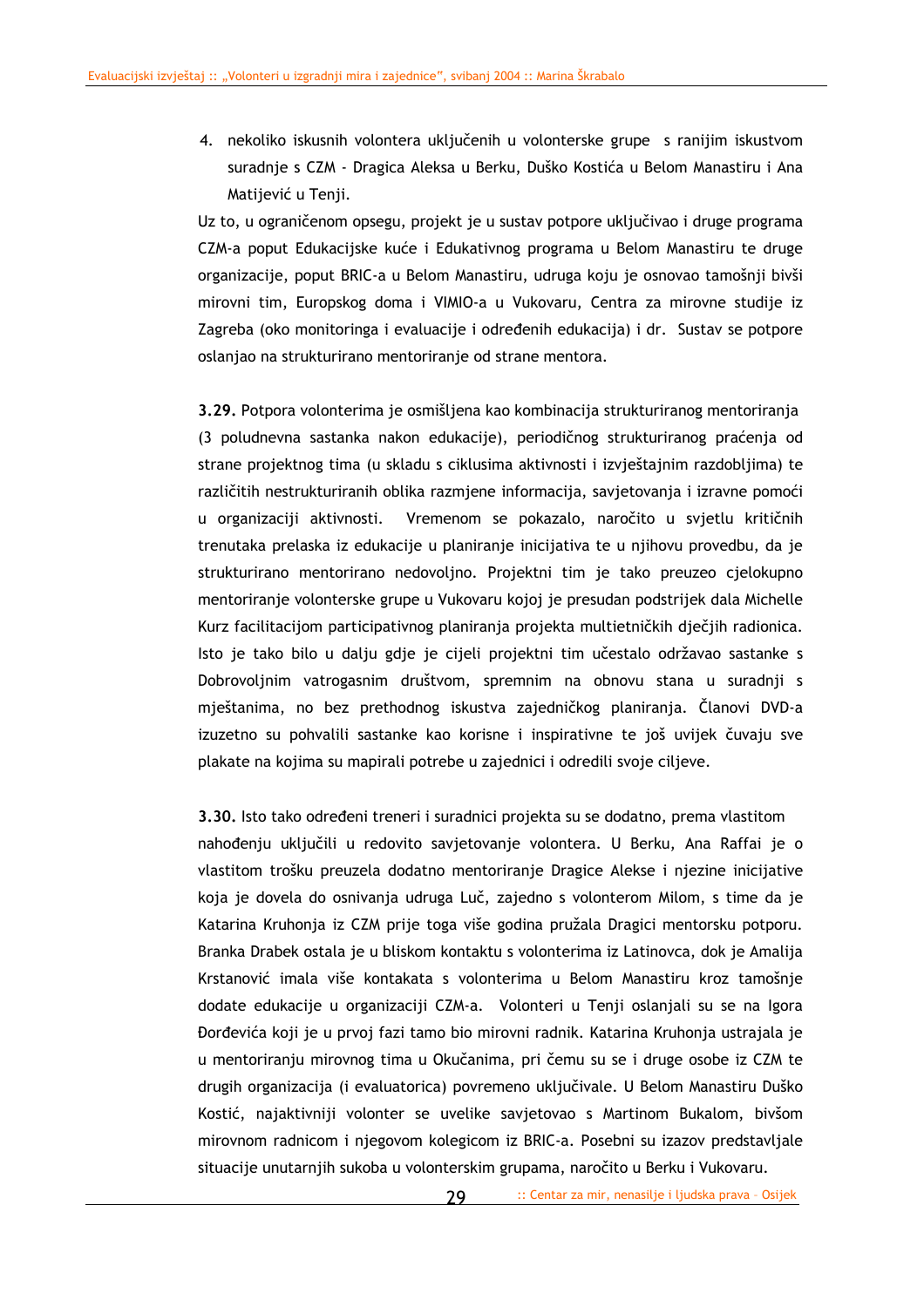4. nekoliko iskusnih volontera uključenih u volonterske grupe s ranijim iskustvom suradnje s CZM - Dragica Aleksa u Berku, Duško Kostića u Belom Manastiru i Ana Matijević u Tenji.

Uz to, u ograničenom opsegu, projekt je u sustav potpore uključivao i druge programa CZM-a poput Edukacijske kuće i Edukativnog programa u Belom Manastiru te druge organizacije, poput BRIC-a u Belom Manastiru, udruga koju je osnovao tamošnji bivši mirovni tim, Europskog doma i VIMIO-a u Vukovaru, Centra za mirovne studije iz Zagreba (oko monitoringa i evaluacije i određenih edukacija) i dr. Sustav se potpore oslanjao na strukturirano mentoriranje od strane mentora.

**3.29.** Potpora volonterima je osmišljena kao kombinacija strukturiranog mentoriranja (3 poludnevna sastanka nakon edukacije), periodičnog strukturiranog praćenja od strane projektnog tima (u skladu s ciklusima aktivnosti i izvještajnim razdobljima) te različitih nestrukturiranih oblika razmjene informacija, savjetovanja i izravne pomoći u organizaciji aktivnosti. Vremenom se pokazalo, naročito u svjetlu kritičnih trenutaka prelaska iz edukacije u planiranje inicijativa te u njihovu provedbu, da je strukturirano mentorirano nedovoljno. Projektni tim je tako preuzeo cjelokupno mentoriranje volonterske grupe u Vukovaru kojoj je presudan podstrijek dala Michelle Kurz facilitacijom participativnog planiranja projekta multietničkih dječjih radionica. Isto je tako bilo u dalju gdje je cijeli projektni tim učestalo održavao sastanke s Dobrovoljnim vatrogasnim društvom, spremnim na obnovu stana u suradnji s mještanima, no bez prethodnog iskustva zajedničkog planiranja. Članovi DVD-a izuzetno su pohvalili sastanke kao korisne i inspirativne te još uvijek čuvaju sve plakate na kojima su mapirali potrebe u zajednici i odredili svoje ciljeve.

**3.30.** Isto tako određeni treneri i suradnici projekta su se dodatno, prema vlastitom nahođenju uključili u redovito savjetovanje volontera. U Berku, Ana Raffai je o vlastitom trošku preuzela dodatno mentoriranje Dragice Alekse i njezine inicijative koja je dovela do osnivanja udruga Luč, zajedno s volonterom Milom, s time da je Katarina Kruhonja iz CZM prije toga više godina pružala Dragici mentorsku potporu. Branka Drabek ostala je u bliskom kontaktu s volonterima iz Latinovca, dok je Amalija Krstanović imala više kontakata s volonterima u Belom Manastiru kroz tamošnje dodate edukacije u organizaciji CZM-a. Volonteri u Tenji oslanjali su se na Igora Đorđevića koji je u prvoj fazi tamo bio mirovni radnik. Katarina Kruhonja ustrajala je u mentoriranju mirovnog tima u Okučanima, pri čemu su se i druge osobe iz CZM te drugih organizacija (i evaluatorica) povremeno uključivale. U Belom Manastiru Duško Kostić, najaktivniji volonter se uvelike savjetovao s Martinom Bukalom, bivšom mirovnom radnicom i njegovom kolegicom iz BRIC-a. Posebni su izazov predstavljale situacije unutarnjih sukoba u volonterskim grupama, naročito u Berku i Vukovaru.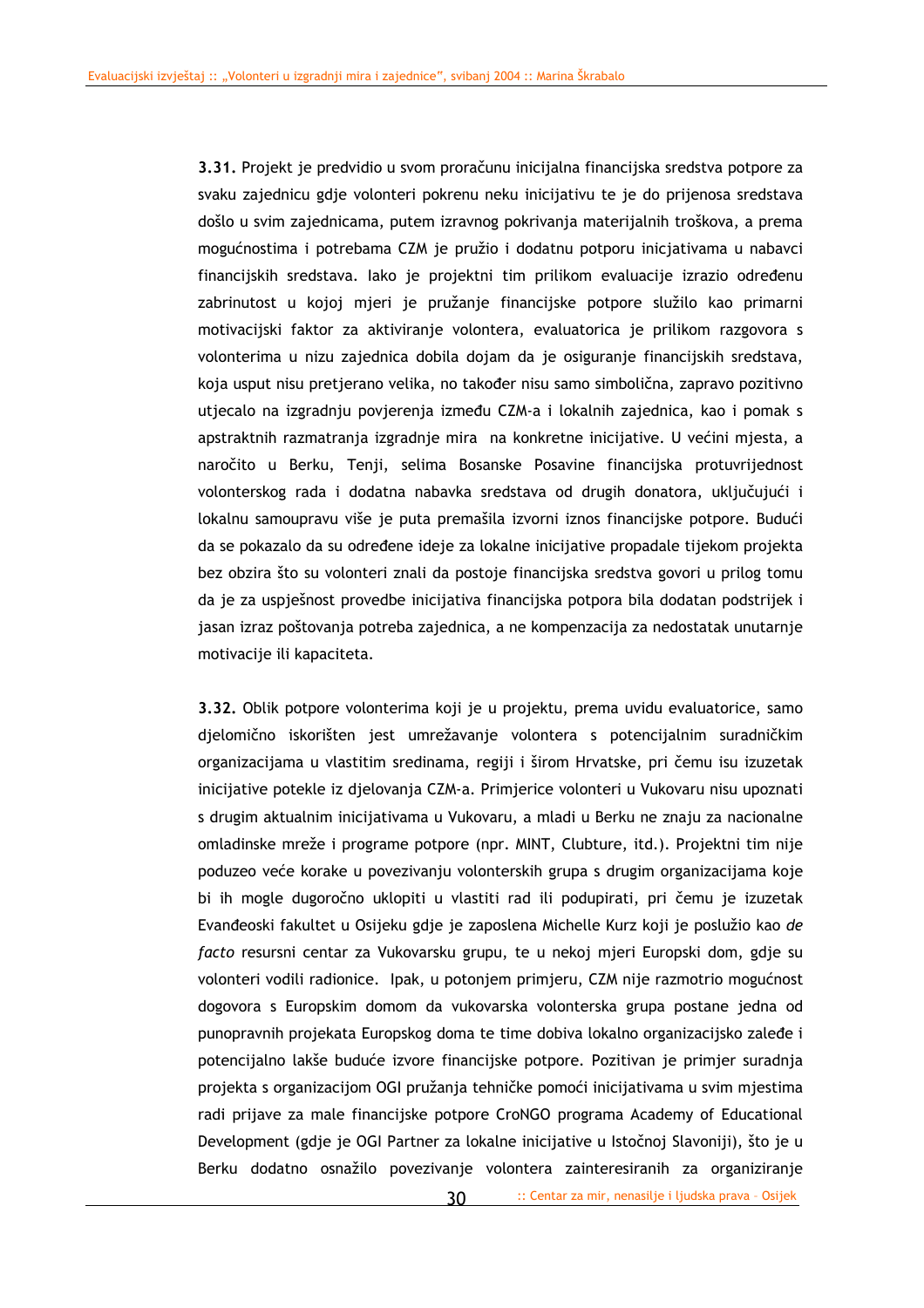**3.31.** Projekt je predvidio u svom proračunu inicijalna financijska sredstva potpore za svaku zajednicu gdje volonteri pokrenu neku inicijativu te je do prijenosa sredstava došlo u svim zajednicama, putem izravnog pokrivanja materijalnih troškova, a prema mogućnostima i potrebama CZM je pružio i dodatnu potporu inicjativama u nabavci financijskih sredstava. Iako je projektni tim prilikom evaluacije izrazio određenu zabrinutost u kojoj mjeri je pružanje financijske potpore služilo kao primarni motivacijski faktor za aktiviranje volontera, evaluatorica je prilikom razgovora s volonterima u nizu zajednica dobila dojam da je osiguranje financijskih sredstava, koja usput nisu pretjerano velika, no također nisu samo simbolična, zapravo pozitivno utjecalo na izgradnju povjerenja između CZM-a i lokalnih zajednica, kao i pomak s apstraktnih razmatranja izgradnje mira na konkretne inicijative. U većini mjesta, a naročito u Berku, Tenji, selima Bosanske Posavine financijska protuvrijednost volonterskog rada i dodatna nabavka sredstava od drugih donatora, uključujući i lokalnu samoupravu više je puta premašila izvorni iznos financijske potpore. Budući da se pokazalo da su određene ideje za lokalne inicijative propadale tijekom projekta bez obzira što su volonteri znali da postoje financijska sredstva govori u prilog tomu da je za uspješnost provedbe inicijativa financijska potpora bila dodatan podstrijek i jasan izraz poštovanja potreba zajednica, a ne kompenzacija za nedostatak unutarnje motivacije ili kapaciteta.

**3.32.** Oblik potpore volonterima koji je u projektu, prema uvidu evaluatorice, samo djelomično iskorišten jest umrežavanje volontera s potencijalnim suradničkim organizacijama u vlastitim sredinama, regiji i širom Hrvatske, pri čemu isu izuzetak inicijative potekle iz djelovanja CZM-a. Primjerice volonteri u Vukovaru nisu upoznati s drugim aktualnim inicijativama u Vukovaru, a mladi u Berku ne znaju za nacionalne omladinske mreže i programe potpore (npr. MINT, Clubture, itd.). Projektni tim nije poduzeo veće korake u povezivanju volonterskih grupa s drugim organizacijama koje bi ih mogle dugoročno uklopiti u vlastiti rad ili podupirati, pri čemu je izuzetak Evanđeoski fakultet u Osijeku gdje je zaposlena Michelle Kurz koji je poslužio kao *de facto* resursni centar za Vukovarsku grupu, te u nekoj mjeri Europski dom, gdje su volonteri vodili radionice. Ipak, u potonjem primjeru, CZM nije razmotrio mogućnost dogovora s Europskim domom da vukovarska volonterska grupa postane jedna od punopravnih projekata Europskog doma te time dobiva lokalno organizacijsko zaleđe i potencijalno lakše buduće izvore financijske potpore. Pozitivan je primjer suradnja projekta s organizacijom OGI pružanja tehničke pomoći inicijativama u svim mjestima radi prijave za male financijske potpore CroNGO programa Academy of Educational Development (gdje je OGI Partner za lokalne inicijative u Istočnoj Slavoniji), što je u Berku dodatno osnažilo povezivanje volontera zainteresiranih za organiziranje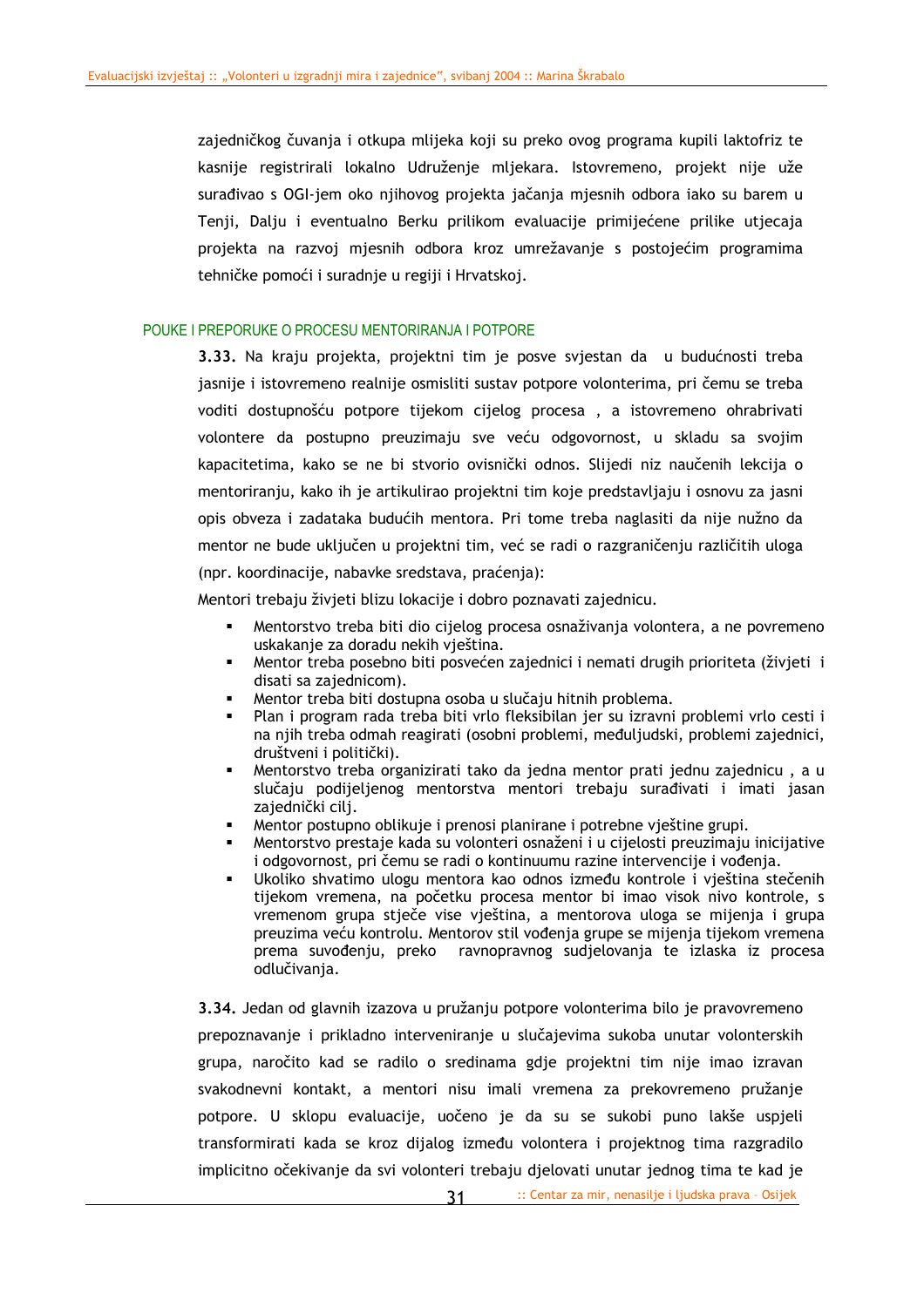zajedničkog čuvanja i otkupa mlijeka koji su preko ovog programa kupili laktofriz te kasnije registrirali lokalno Udruženje mljekara. Istovremeno, projekt nije uže surađivao s OGI-jem oko njihovog projekta jačanja mjesnih odbora iako su barem u Tenji, Dalju i eventualno Berku prilikom evaluacije primijećene prilike utjecaja projekta na razvoj mjesnih odbora kroz umrežavanje s postojećim programima tehničke pomoći i suradnje u regiji i Hrvatskoj.

### POUKE I PREPORUKE O PROCESU MENTORIRANJA I POTPORE

**3.33.** Na kraju projekta, projektni tim je posve svjestan da u budućnosti treba jasnije i istovremeno realnije osmisliti sustav potpore volonterima, pri čemu se treba voditi dostupnošću potpore tijekom cijelog procesa , a istovremeno ohrabrivati volontere da postupno preuzimaju sve veću odgovornost, u skladu sa svojim kapacitetima, kako se ne bi stvorio ovisnički odnos. Slijedi niz naučenih lekcija o mentoriranju, kako ih je artikulirao projektni tim koje predstavljaju i osnovu za jasni opis obveza i zadataka budućih mentora. Pri tome treba naglasiti da nije nužno da mentor ne bude uključen u projektni tim, već se radi o razgraničenju različitih uloga (npr. koordinacije, nabavke sredstava, praćenja):

Mentori trebaju živjeti blizu lokacije i dobro poznavati zajednicu.

- Mentorstvo treba biti dio cijelog procesa osnaživanja volontera, a ne povremeno uskakanje za doradu nekih vještina.
- Mentor treba posebno biti posvećen zajednici i nemati drugih prioriteta (živjeti i disati sa zajednicom).
- Mentor treba biti dostupna osoba u slučaju hitnih problema.
- Plan i program rada treba biti vrlo fleksibilan jer su izravni problemi vrlo cesti i na njih treba odmah reagirati (osobni problemi, međuljudski, problemi zajednici, društveni i politički).
- Mentorstvo treba organizirati tako da jedna mentor prati jednu zajednicu , a u slučaju podijeljenog mentorstva mentori trebaju surađivati i imati jasan zajednički cilj.
- Mentor postupno oblikuje i prenosi planirane i potrebne vještine grupi.
- Mentorstvo prestaje kada su volonteri osnaženi i u cijelosti preuzimaju inicijative i odgovornost, pri čemu se radi o kontinuumu razine intervencije i vođenja.
- Ukoliko shvatimo ulogu mentora kao odnos između kontrole i vještina stečenih tijekom vremena, na početku procesa mentor bi imao visok nivo kontrole, s vremenom grupa stječe vise vještina, a mentorova uloga se mijenja i grupa preuzima veću kontrolu. Mentorov stil vođenja grupe se mijenja tijekom vremena prema suvođenju, preko ravnopravnog sudjelovanja te izlaska iz procesa odlučivanja.

**3.34.** Jedan od glavnih izazova u pružanju potpore volonterima bilo je pravovremeno prepoznavanje i prikladno interveniranje u slučajevima sukoba unutar volonterskih grupa, naročito kad se radilo o sredinama gdje projektni tim nije imao izravan svakodnevni kontakt, a mentori nisu imali vremena za prekovremeno pružanje potpore. U sklopu evaluacije, uočeno je da su se sukobi puno lakše uspjeli transformirati kada se kroz dijalog između volontera i projektnog tima razgradilo implicitno očekivanje da svi volonteri trebaju djelovati unutar jednog tima te kad je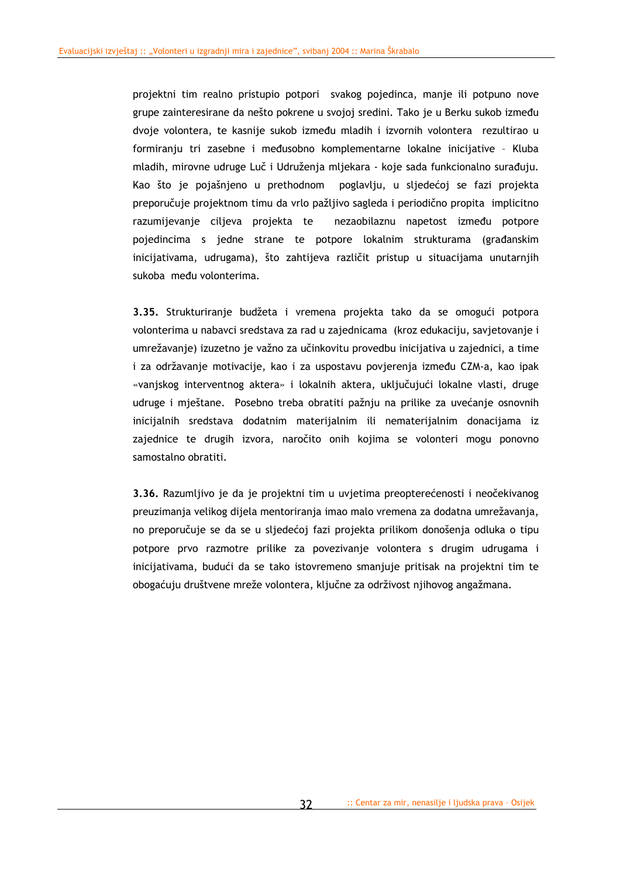projektni tim realno pristupio potpori svakog pojedinca, manje ili potpuno nove grupe zainteresirane da nešto pokrene u svojoj sredini. Tako je u Berku sukob između dvoje volontera, te kasnije sukob između mladih i izvornih volontera rezultirao u formiranju tri zasebne i međusobno komplementarne lokalne inicijative – Kluba mladih, mirovne udruge Luč i Udruženja mljekara - koje sada funkcionalno surađuju. Kao što je pojašnjeno u prethodnom poglavlju, u sljedećoj se fazi projekta preporučuje projektnom timu da vrlo pažljivo sagleda i periodično propita implicitno razumijevanje ciljeva projekta te nezaobilaznu napetost između potpore pojedincima s jedne strane te potpore lokalnim strukturama (građanskim inicijativama, udrugama), što zahtijeva različit pristup u situacijama unutarnjih sukoba među volonterima.

**3.35.** Strukturiranje budžeta i vremena projekta tako da se omogući potpora volonterima u nabavci sredstava za rad u zajednicama (kroz edukaciju, savjetovanje i umrežavanje) izuzetno je važno za učinkovitu provedbu inicijativa u zajednici, a time i za održavanje motivacije, kao i za uspostavu povjerenja između CZM-a, kao ipak «vanjskog interventnog aktera» i lokalnih aktera, uključujući lokalne vlasti, druge udruge i mještane. Posebno treba obratiti pažnju na prilike za uvećanje osnovnih inicijalnih sredstava dodatnim materijalnim ili nematerijalnim donacijama iz zajednice te drugih izvora, naročito onih kojima se volonteri mogu ponovno samostalno obratiti.

**3.36.** Razumljivo je da je projektni tim u uvjetima preopterećenosti i neočekivanog preuzimanja velikog dijela mentoriranja imao malo vremena za dodatna umrežavanja, no preporučuje se da se u sljedećoj fazi projekta prilikom donošenja odluka o tipu potpore prvo razmotre prilike za povezivanje volontera s drugim udrugama i inicijativama, budući da se tako istovremeno smanjuje pritisak na projektni tim te obogaćuju društvene mreže volontera, ključne za održivost njihovog angažmana.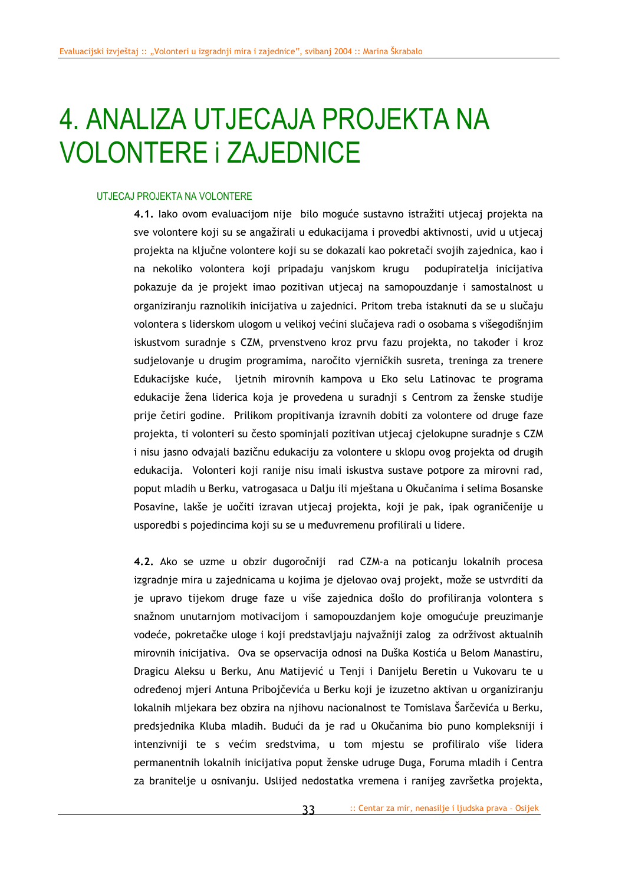# 4. ANALIZA UTJECAJA PROJEKTA NA VOLONTERE i ZAJEDNICE

## UTJECAJ PROJEKTA NA VOLONTERE

**4.1.** Iako ovom evaluacijom nije bilo moguće sustavno istražiti utjecaj projekta na sve volontere koji su se angažirali u edukacijama i provedbi aktivnosti, uvid u utjecaj projekta na ključne volontere koji su se dokazali kao pokretači svojih zajednica, kao i na nekoliko volontera koji pripadaju vanjskom krugu podupiratelja inicijativa pokazuje da je projekt imao pozitivan utjecaj na samopouzdanje i samostalnost u organiziranju raznolikih inicijativa u zajednici. Pritom treba istaknuti da se u slučaju volontera s liderskom ulogom u velikoj većini slučajeva radi o osobama s višegodišnjim iskustvom suradnje s CZM, prvenstveno kroz prvu fazu projekta, no također i kroz sudjelovanje u drugim programima, naročito vjerničkih susreta, treninga za trenere Edukacijske kuće, ljetnih mirovnih kampova u Eko selu Latinovac te programa edukacije žena liderica koja je provedena u suradnji s Centrom za ženske studije prije četiri godine. Prilikom propitivanja izravnih dobiti za volontere od druge faze projekta, ti volonteri su često spominjali pozitivan utjecaj cjelokupne suradnje s CZM i nisu jasno odvajali bazičnu edukaciju za volontere u sklopu ovog projekta od drugih edukacija. Volonteri koji ranije nisu imali iskustva sustave potpore za mirovni rad, poput mladih u Berku, vatrogasaca u Dalju ili mještana u Okučanima i selima Bosanske Posavine, lakše je uočiti izravan utjecaj projekta, koji je pak, ipak ograničenije u usporedbi s pojedincima koji su se u međuvremenu profilirali u lidere.

**4.2.** Ako se uzme u obzir dugoročniji rad CZM-a na poticanju lokalnih procesa izgradnje mira u zajednicama u kojima je djelovao ovaj projekt, može se ustvrditi da je upravo tijekom druge faze u više zajednica došlo do profiliranja volontera s snažnom unutarnjom motivacijom i samopouzdanjem koje omogućuje preuzimanje vodeće, pokretačke uloge i koji predstavljaju najvažniji zalog za održivost aktualnih mirovnih inicijativa. Ova se opservacija odnosi na Duška Kostića u Belom Manastiru, Dragicu Aleksu u Berku, Anu Matijević u Tenji i Danijelu Beretin u Vukovaru te u određenoj mjeri Antuna Pribojčevića u Berku koji je izuzetno aktivan u organiziranju lokalnih mljekara bez obzira na njihovu nacionalnost te Tomislava Šarčevića u Berku, predsjednika Kluba mladih. Budući da je rad u Okučanima bio puno kompleksniji i intenzivniji te s većim sredstvima, u tom mjestu se profiliralo više lidera permanentnih lokalnih inicijativa poput ženske udruge Duga, Foruma mladih i Centra za branitelje u osnivanju. Uslijed nedostatka vremena i ranijeg završetka projekta,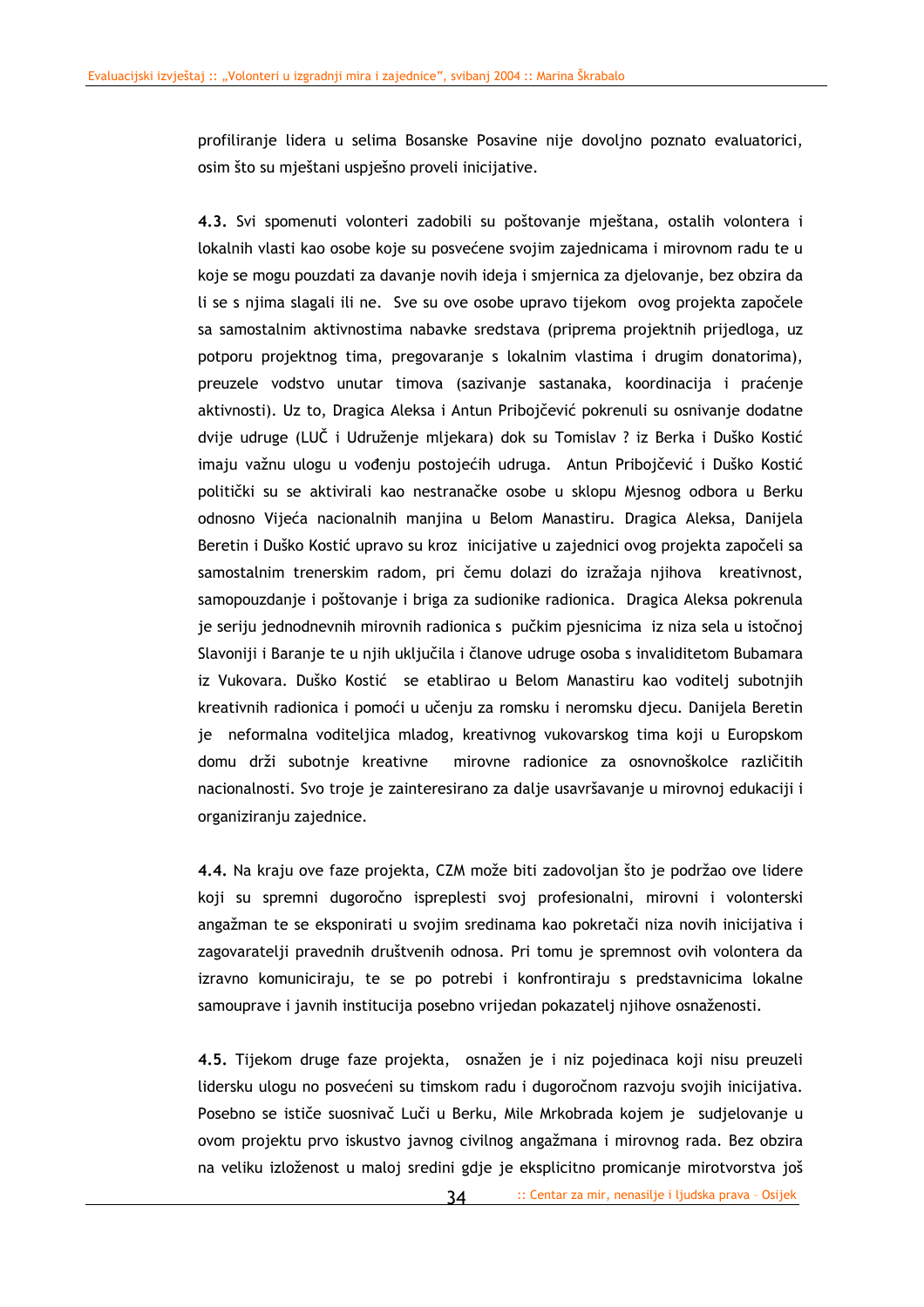profiliranje lidera u selima Bosanske Posavine nije dovoljno poznato evaluatorici, osim što su mještani uspješno proveli inicijative.

**4.3.** Svi spomenuti volonteri zadobili su poštovanje mještana, ostalih volontera i lokalnih vlasti kao osobe koje su posvećene svojim zajednicama i mirovnom radu te u koje se mogu pouzdati za davanje novih ideja i smjernica za djelovanje, bez obzira da li se s njima slagali ili ne. Sve su ove osobe upravo tijekom ovog projekta započele sa samostalnim aktivnostima nabavke sredstava (priprema projektnih prijedloga, uz potporu projektnog tima, pregovaranje s lokalnim vlastima i drugim donatorima), preuzele vodstvo unutar timova (sazivanje sastanaka, koordinacija i praćenje aktivnosti). Uz to, Dragica Aleksa i Antun Pribojčević pokrenuli su osnivanje dodatne dvije udruge (LUČ i Udruženje mljekara) dok su Tomislav ? iz Berka i Duško Kostić imaju važnu ulogu u vođenju postojećih udruga. Antun Pribojčević i Duško Kostić politički su se aktivirali kao nestranačke osobe u sklopu Mjesnog odbora u Berku odnosno Vijeća nacionalnih manjina u Belom Manastiru. Dragica Aleksa, Danijela Beretin i Duško Kostić upravo su kroz inicijative u zajednici ovog projekta započeli sa samostalnim trenerskim radom, pri čemu dolazi do izražaja njihova kreativnost, samopouzdanje i poštovanje i briga za sudionike radionica. Dragica Aleksa pokrenula je seriju jednodnevnih mirovnih radionica s pučkim pjesnicima iz niza sela u istočnoj Slavoniji i Baranje te u njih uključila i članove udruge osoba s invaliditetom Bubamara iz Vukovara. Duško Kostić se etablirao u Belom Manastiru kao voditelj subotnjih kreativnih radionica i pomoći u učenju za romsku i neromsku djecu. Danijela Beretin je neformalna voditeljica mladog, kreativnog vukovarskog tima koji u Europskom domu drži subotnje kreativne mirovne radionice za osnovnoškolce različitih nacionalnosti. Svo troje je zainteresirano za dalje usavršavanje u mirovnoj edukaciji i organiziranju zajednice.

**4.4.** Na kraju ove faze projekta, CZM može biti zadovoljan što je podržao ove lidere koji su spremni dugoročno ispreplesti svoj profesionalni, mirovni i volonterski angažman te se eksponirati u svojim sredinama kao pokretači niza novih inicijativa i zagovaratelji pravednih društvenih odnosa. Pri tomu je spremnost ovih volontera da izravno komuniciraju, te se po potrebi i konfrontiraju s predstavnicima lokalne samouprave i javnih institucija posebno vrijedan pokazatelj njihove osnaženosti.

**4.5.** Tijekom druge faze projekta, osnažen je i niz pojedinaca koji nisu preuzeli lidersku ulogu no posvećeni su timskom radu i dugoročnom razvoju svojih inicijativa. Posebno se ističe suosnivač Luči u Berku, Mile Mrkobrada kojem je sudjelovanje u ovom projektu prvo iskustvo javnog civilnog angažmana i mirovnog rada. Bez obzira na veliku izloženost u maloj sredini gdje je eksplicitno promicanje mirotvorstva još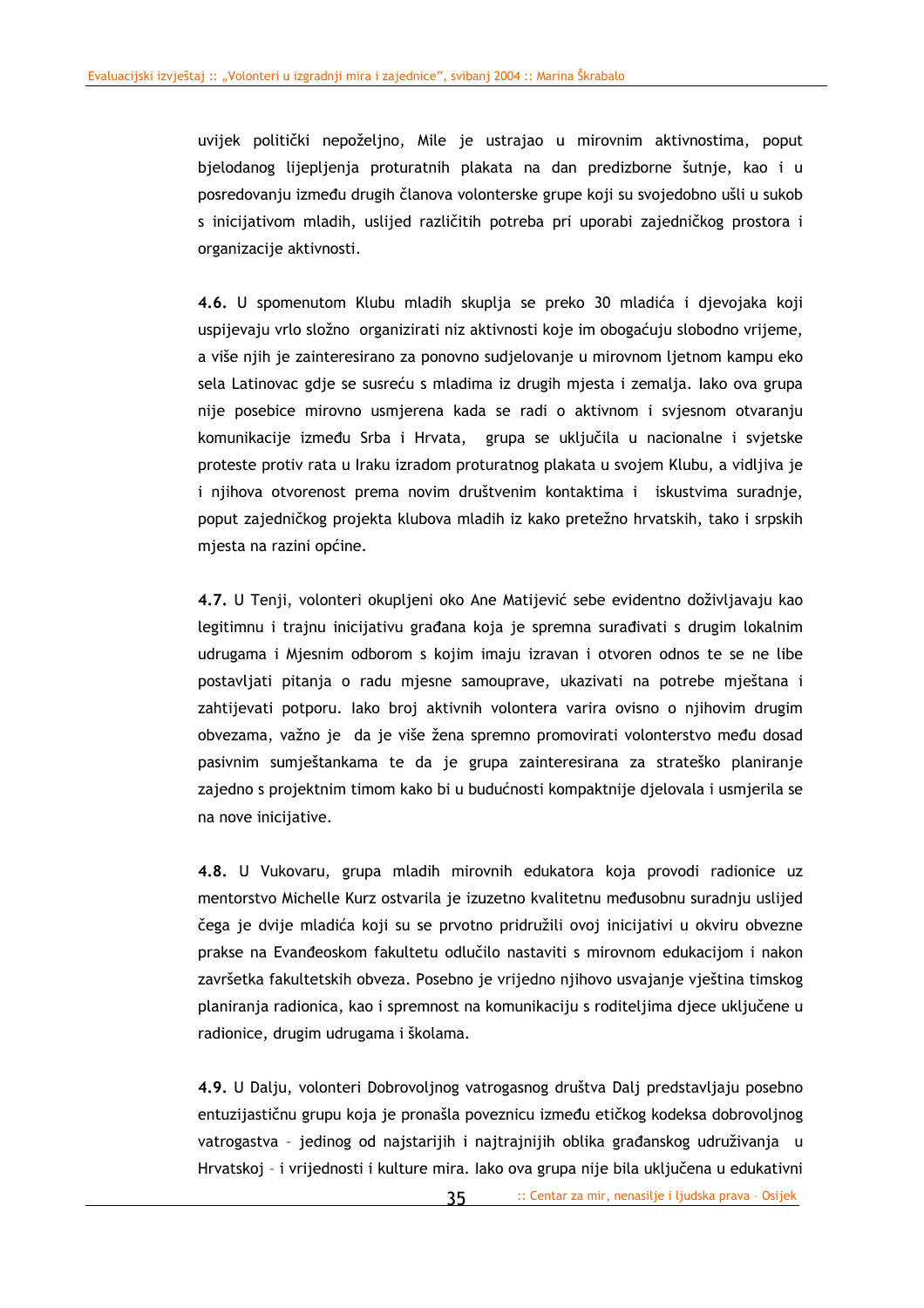uvijek politički nepoželjno, Mile je ustrajao u mirovnim aktivnostima, poput bjelodanog lijepljenja proturatnih plakata na dan predizborne šutnje, kao i u posredovanju između drugih članova volonterske grupe koji su svojedobno ušli u sukob s inicijativom mladih, uslijed različitih potreba pri uporabi zajedničkog prostora i organizacije aktivnosti.

**4.6.** U spomenutom Klubu mladih skuplja se preko 30 mladića i djevojaka koji uspijevaju vrlo složno organizirati niz aktivnosti koje im obogaćuju slobodno vrijeme, a više njih je zainteresirano za ponovno sudjelovanje u mirovnom ljetnom kampu eko sela Latinovac gdje se susreću s mladima iz drugih mjesta i zemalja. Iako ova grupa nije posebice mirovno usmjerena kada se radi o aktivnom i svjesnom otvaranju komunikacije između Srba i Hrvata, grupa se uključila u nacionalne i svjetske proteste protiv rata u Iraku izradom proturatnog plakata u svojem Klubu, a vidljiva je i njihova otvorenost prema novim društvenim kontaktima i iskustvima suradnje, poput zajedničkog projekta klubova mladih iz kako pretežno hrvatskih, tako i srpskih mjesta na razini općine.

**4.7.** U Tenji, volonteri okupljeni oko Ane Matijević sebe evidentno doživljavaju kao legitimnu i trajnu inicijativu građana koja je spremna surađivati s drugim lokalnim udrugama i Mjesnim odborom s kojim imaju izravan i otvoren odnos te se ne libe postavljati pitanja o radu mjesne samouprave, ukazivati na potrebe mještana i zahtijevati potporu. Iako broj aktivnih volontera varira ovisno o njihovim drugim obvezama, važno je da je više žena spremno promovirati volonterstvo među dosad pasivnim sumještankama te da je grupa zainteresirana za strateško planiranje zajedno s projektnim timom kako bi u budućnosti kompaktnije djelovala i usmjerila se na nove inicijative.

**4.8.** U Vukovaru, grupa mladih mirovnih edukatora koja provodi radionice uz mentorstvo Michelle Kurz ostvarila je izuzetno kvalitetnu međusobnu suradnju uslijed čega je dvije mladića koji su se prvotno pridružili ovoj inicijativi u okviru obvezne prakse na Evanđeoskom fakultetu odlučilo nastaviti s mirovnom edukacijom i nakon završetka fakultetskih obveza. Posebno je vrijedno njihovo usvajanje vještina timskog planiranja radionica, kao i spremnost na komunikaciju s roditeljima djece uključene u radionice, drugim udrugama i školama.

**4.9.** U Dalju, volonteri Dobrovoljnog vatrogasnog društva Dalj predstavljaju posebno entuzijastičnu grupu koja je pronašla poveznicu između etičkog kodeksa dobrovoljnog vatrogastva – jedinog od najstarijih i najtrajnijih oblika građanskog udruživanja u Hrvatskoj – i vrijednosti i kulture mira. Iako ova grupa nije bila uključena u edukativni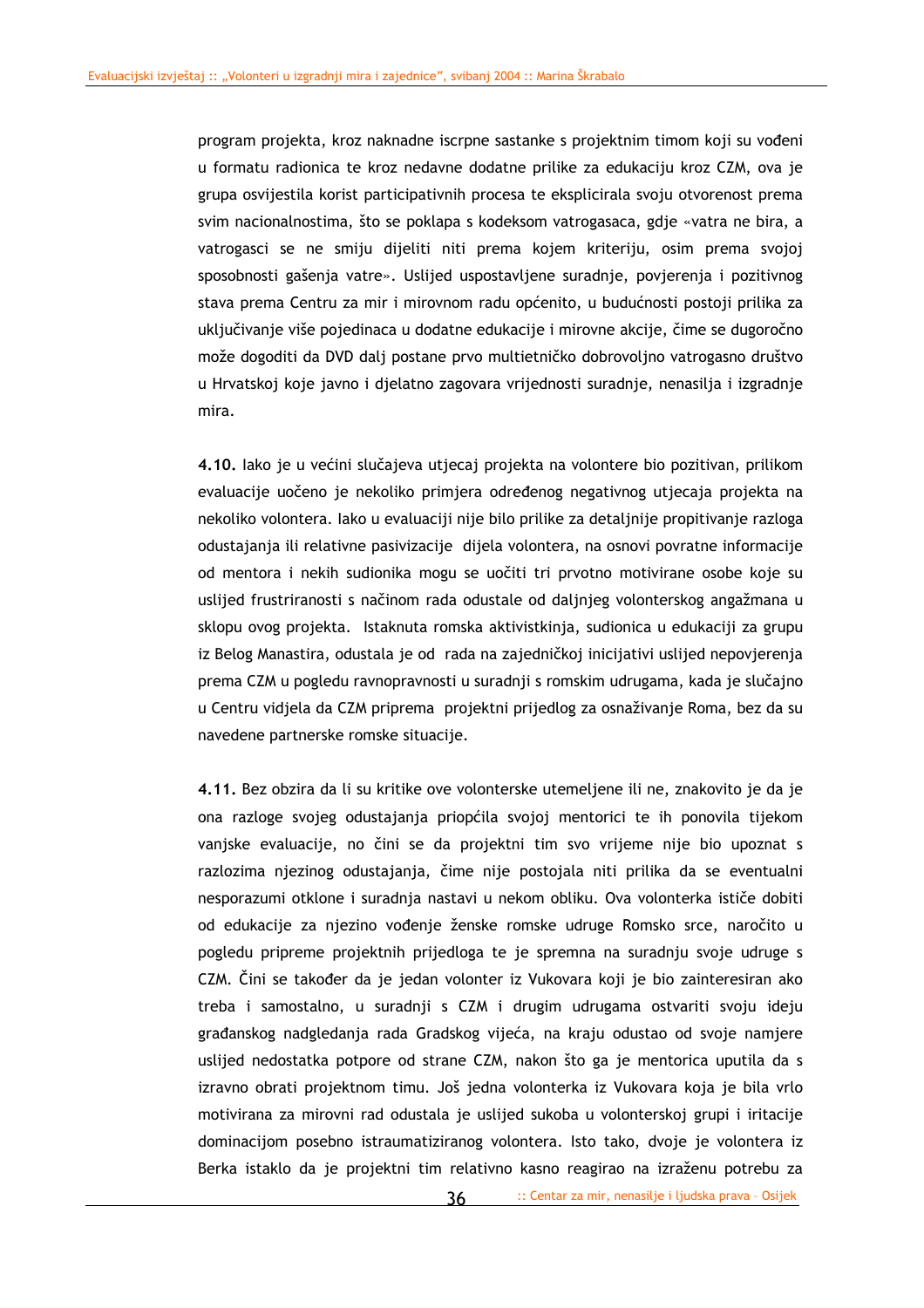program projekta, kroz naknadne iscrpne sastanke s projektnim timom koji su vođeni u formatu radionica te kroz nedavne dodatne prilike za edukaciju kroz CZM, ova je grupa osvijestila korist participativnih procesa te eksplicirala svoju otvorenost prema svim nacionalnostima, što se poklapa s kodeksom vatrogasaca, gdje «vatra ne bira, a vatrogasci se ne smiju dijeliti niti prema kojem kriteriju, osim prema svojoj sposobnosti gašenja vatre». Uslijed uspostavljene suradnje, povjerenja i pozitivnog stava prema Centru za mir i mirovnom radu općenito, u budućnosti postoji prilika za uključivanje više pojedinaca u dodatne edukacije i mirovne akcije, čime se dugoročno može dogoditi da DVD dalj postane prvo multietničko dobrovoljno vatrogasno društvo u Hrvatskoj koje javno i djelatno zagovara vrijednosti suradnje, nenasilja i izgradnje mira.

**4.10.** Iako je u većini slučajeva utjecaj projekta na volontere bio pozitivan, prilikom evaluacije uočeno je nekoliko primjera određenog negativnog utjecaja projekta na nekoliko volontera. Iako u evaluaciji nije bilo prilike za detaljnije propitivanje razloga odustajanja ili relativne pasivizacije dijela volontera, na osnovi povratne informacije od mentora i nekih sudionika mogu se uočiti tri prvotno motivirane osobe koje su uslijed frustriranosti s načinom rada odustale od daljnjeg volonterskog angažmana u sklopu ovog projekta. Istaknuta romska aktivistkinja, sudionica u edukaciji za grupu iz Belog Manastira, odustala je od rada na zajedničkoj inicijativi uslijed nepovjerenja prema CZM u pogledu ravnopravnosti u suradnji s romskim udrugama, kada je slučajno u Centru vidjela da CZM priprema projektni prijedlog za osnaživanje Roma, bez da su navedene partnerske romske situacije.

**4.11.** Bez obzira da li su kritike ove volonterske utemeljene ili ne, znakovito je da je ona razloge svojeg odustajanja priopćila svojoj mentorici te ih ponovila tijekom vanjske evaluacije, no čini se da projektni tim svo vrijeme nije bio upoznat s razlozima njezinog odustajanja, čime nije postojala niti prilika da se eventualni nesporazumi otklone i suradnja nastavi u nekom obliku. Ova volonterka ističe dobiti od edukacije za njezino vođenje ženske romske udruge Romsko srce, naročito u pogledu pripreme projektnih prijedloga te je spremna na suradnju svoje udruge s CZM. Čini se također da je jedan volonter iz Vukovara koji je bio zainteresiran ako treba i samostalno, u suradnji s CZM i drugim udrugama ostvariti svoju ideju građanskog nadgledanja rada Gradskog vijeća, na kraju odustao od svoje namjere uslijed nedostatka potpore od strane CZM, nakon što ga je mentorica uputila da s izravno obrati projektnom timu. Još jedna volonterka iz Vukovara koja je bila vrlo motivirana za mirovni rad odustala je uslijed sukoba u volonterskoj grupi i iritacije dominacijom posebno istraumatiziranog volontera. Isto tako, dvoje je volontera iz Berka istaklo da je projektni tim relativno kasno reagirao na izraženu potrebu za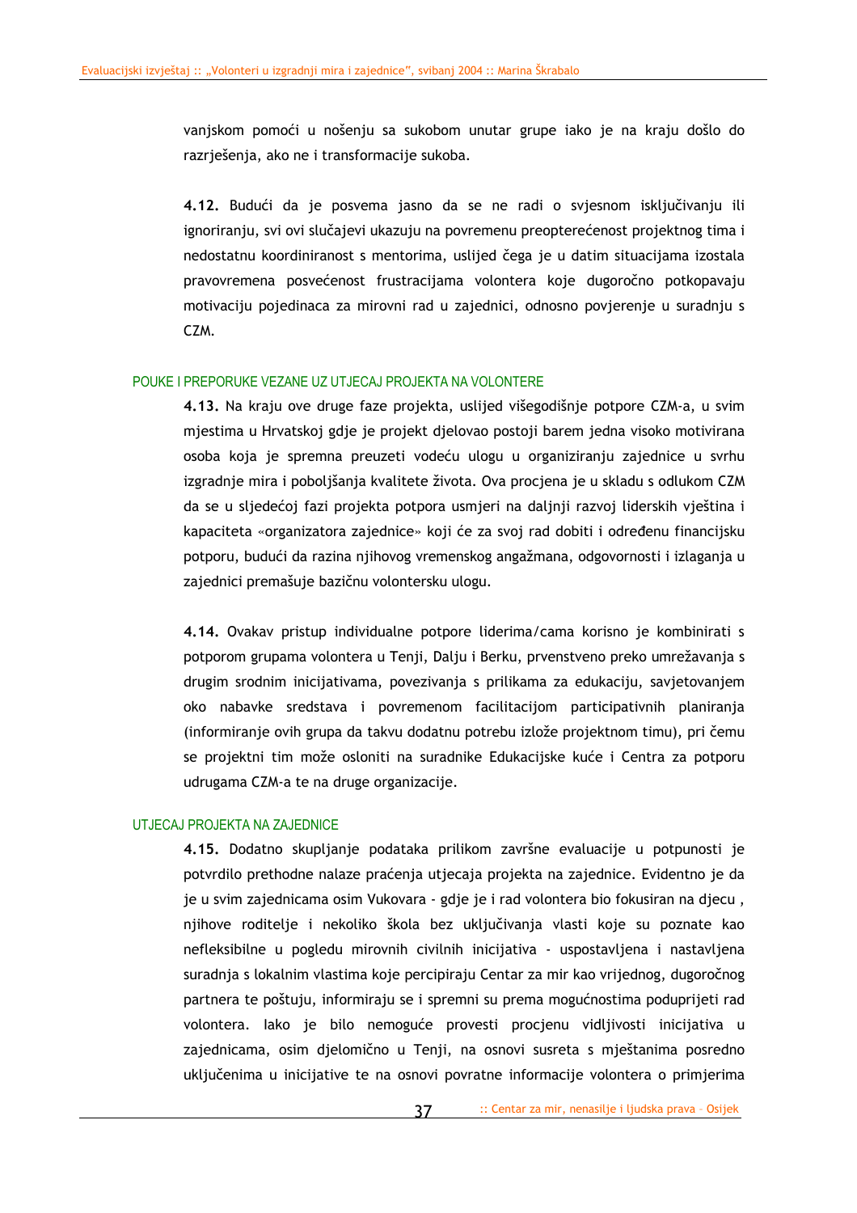vanjskom pomoći u nošenju sa sukobom unutar grupe iako je na kraju došlo do razrješenja, ako ne i transformacije sukoba.

**4.12.** Budući da je posvema jasno da se ne radi o svjesnom isključivanju ili ignoriranju, svi ovi slučajevi ukazuju na povremenu preopterećenost projektnog tima i nedostatnu koordiniranost s mentorima, uslijed čega je u datim situacijama izostala pravovremena posvećenost frustracijama volontera koje dugoročno potkopavaju motivaciju pojedinaca za mirovni rad u zajednici, odnosno povjerenje u suradnju s CZM.

### POUKE I PREPORUKE VEZANE UZ UTJECAJ PROJEKTA NA VOLONTERE

**4.13.** Na kraju ove druge faze projekta, uslijed višegodišnje potpore CZM-a, u svim mjestima u Hrvatskoj gdje je projekt djelovao postoji barem jedna visoko motivirana osoba koja je spremna preuzeti vodeću ulogu u organiziranju zajednice u svrhu izgradnje mira i poboljšanja kvalitete života. Ova procjena je u skladu s odlukom CZM da se u sljedećoj fazi projekta potpora usmjeri na daljnji razvoj liderskih vještina i kapaciteta «organizatora zajednice» koji će za svoj rad dobiti i određenu financijsku potporu, budući da razina njihovog vremenskog angažmana, odgovornosti i izlaganja u zajednici premašuje baznu volontersku ulogu.

**4.14.** Ovakav pristup individualne potpore liderima/cama korisno je kombinirati s potporom grupama volontera u Tenji, Dalju i Berku, prvenstveno preko umrežavanja s drugim srodnim inicijativama, povezivanja s prilikama za edukaciju, savjetovanjem oko nabavke sredstava i povremenom facilitacijom participativnih planiranja (informiranje ovih grupa da takvu dodatnu potrebu izlože projektnom timu), pri čemu se projektni tim može osloniti na suradnike Edukacijske kuće i Centra za potporu udrugama CZM-a te na druge organizacije.

### UTJECAJ PROJEKTA NA ZAJEDNICE

**4.15.** Dodatno skupljanje podataka prilikom završne evaluacije u potpunosti je potvrdilo prethodne nalaze praćenja utjecaja projekta na zajednice. Evidentno je da je u svim zajednicama osim Vukovara - gdje je i rad volontera bio fokusiran na djecu , njihove roditelje i nekoliko škola bez uključivanja vlasti koje su poznate kao nefleksibilne u pogledu mirovnih civilnih inicijativa - uspostavljena i nastavljena suradnja s lokalnim vlastima koje percipiraju Centar za mir kao vrijednog, dugoročnog partnera te poštuju, informiraju se i spremni su prema mogućnostima poduprijeti rad volontera. Iako je bilo nemoguće provesti procjenu vidljivosti inicijativa u zajednicama, osim djelomično u Tenji, na osnovi susreta s mještanima posredno uključenima u inicijative te na osnovi povratne informacije volontera o primjerima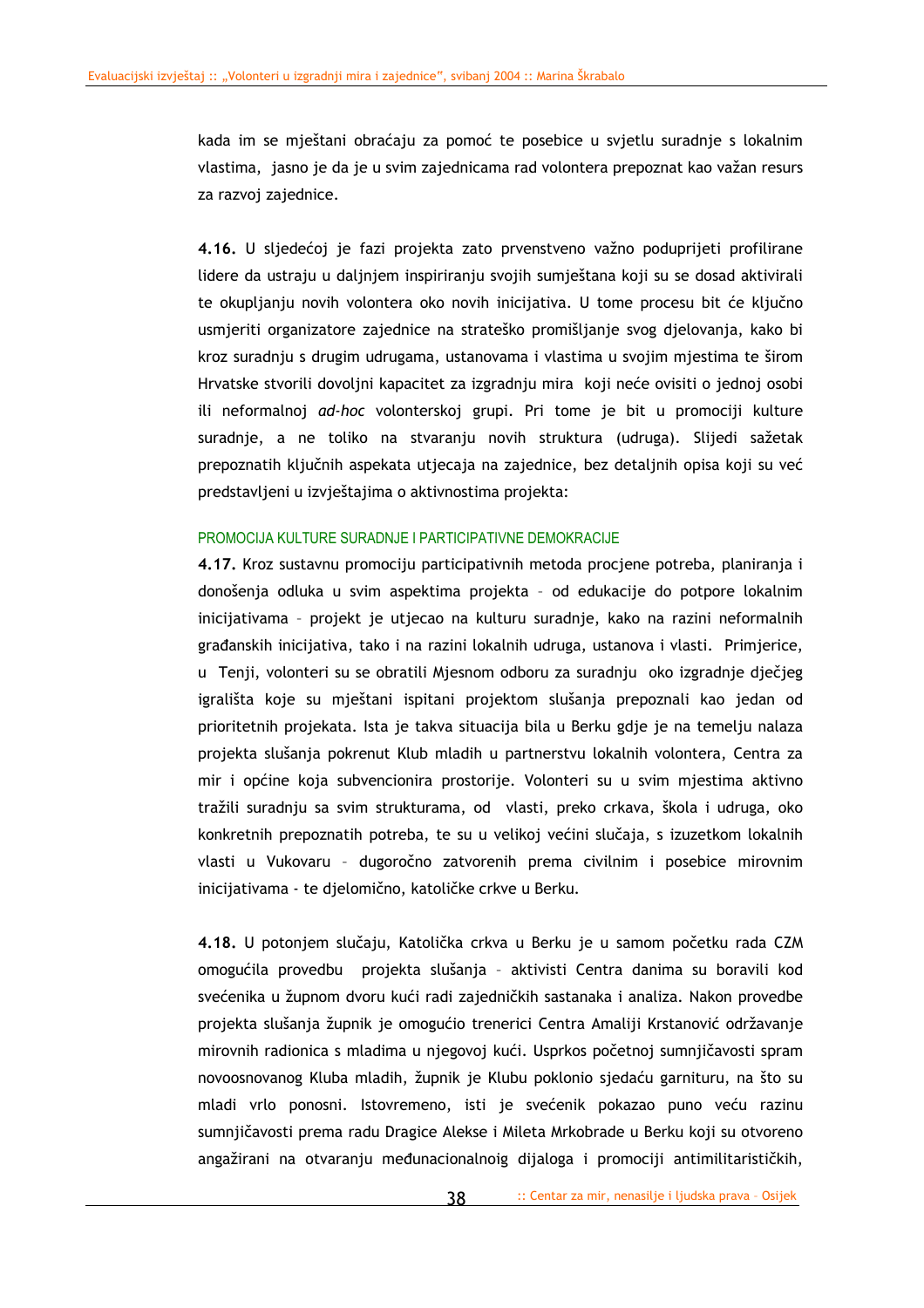kada im se mještani obraćaju za pomoć te posebice u svjetlu suradnje s lokalnim vlastima, jasno je da je u svim zajednicama rad volontera prepoznat kao važan resurs za razvoj zajednice.

**4.16.** U sljedećoj je fazi projekta zato prvenstveno važno poduprijeti profilirane lidere da ustraju u daljnjem inspiriranju svojih sumještana koji su se dosad aktivirali te okupljanju novih volontera oko novih inicijativa. U tome procesu bit će ključno usmjeriti organizatore zajednice na strateško promišljanje svog djelovanja, kako bi kroz suradnju s drugim udrugama, ustanovama i vlastima u svojim mjestima te širom Hrvatske stvorili dovoljni kapacitet za izgradnju mira koji neće ovisiti o jednoj osobi ili neformalnoj *ad-hoc* volonterskoj grupi. Pri tome je bit u promociji kulture suradnje, a ne toliko na stvaranju novih struktura (udruga). Slijedi sažetak prepoznatih ključnih aspekata utjecaja na zajednice, bez detaljnih opisa koji su već predstavljeni u izvještajima o aktivnostima projekta:

### PROMOCIJA KULTURE SURADNJE I PARTICIPATIVNE DEMOKRACIJE

**4.17.** Kroz sustavnu promociju participativnih metoda procjene potreba, planiranja i donošenja odluka u svim aspektima projekta – od edukacije do potpore lokalnim inicijativama – projekt je utjecao na kulturu suradnje, kako na razini neformalnih građanskih inicijativa, tako i na razini lokalnih udruga, ustanova i vlasti. Primjerice, u Tenji, volonteri su se obratili Mjesnom odboru za suradnju oko izgradnje dječjeg igrališta koje su mještani ispitani projektom slušanja prepoznali kao jedan od prioritetnih projekata. Ista je takva situacija bila u Berku gdje je na temelju nalaza projekta slušanja pokrenut Klub mladih u partnerstvu lokalnih volontera, Centra za mir i općine koja subvencionira prostorije. Volonteri su u svim mjestima aktivno tražili suradnju sa svim strukturama, od vlasti, preko crkava, škola i udruga, oko konkretnih prepoznatih potreba, te su u velikoj većini slučaja, s izuzetkom lokalnih vlasti u Vukovaru – dugoročno zatvorenih prema civilnim i posebice mirovnim inicijativama - te djelomično, katoličke crkve u Berku.

**4.18.** U potonjem slučaju, Katolička crkva u Berku je u samom početku rada CZM omogućila provedbu projekta slušanja – aktivisti Centra danima su boravili kod svećenika u župnom dvoru kući radi zajedničkih sastanaka i analiza. Nakon provedbe projekta slušanja župnik je omogućio trenerici Centra Amaliji Krstanović održavanje mirovnih radionica s mladima u njegovoj kući. Usprkos početnoj sumnjičavosti spram novoosnovanog Kluba mladih, župnik je Klubu poklonio sjedaću garnituru, na što su mladi vrlo ponosni. Istovremeno, isti je svećenik pokazao puno veću razinu sumnjičavosti prema radu Dragice Alekse i Mileta Mrkobrade u Berku koji su otvoreno angažirani na otvaranju međunacionalnoig dijaloga i promociji antimilitarističkih,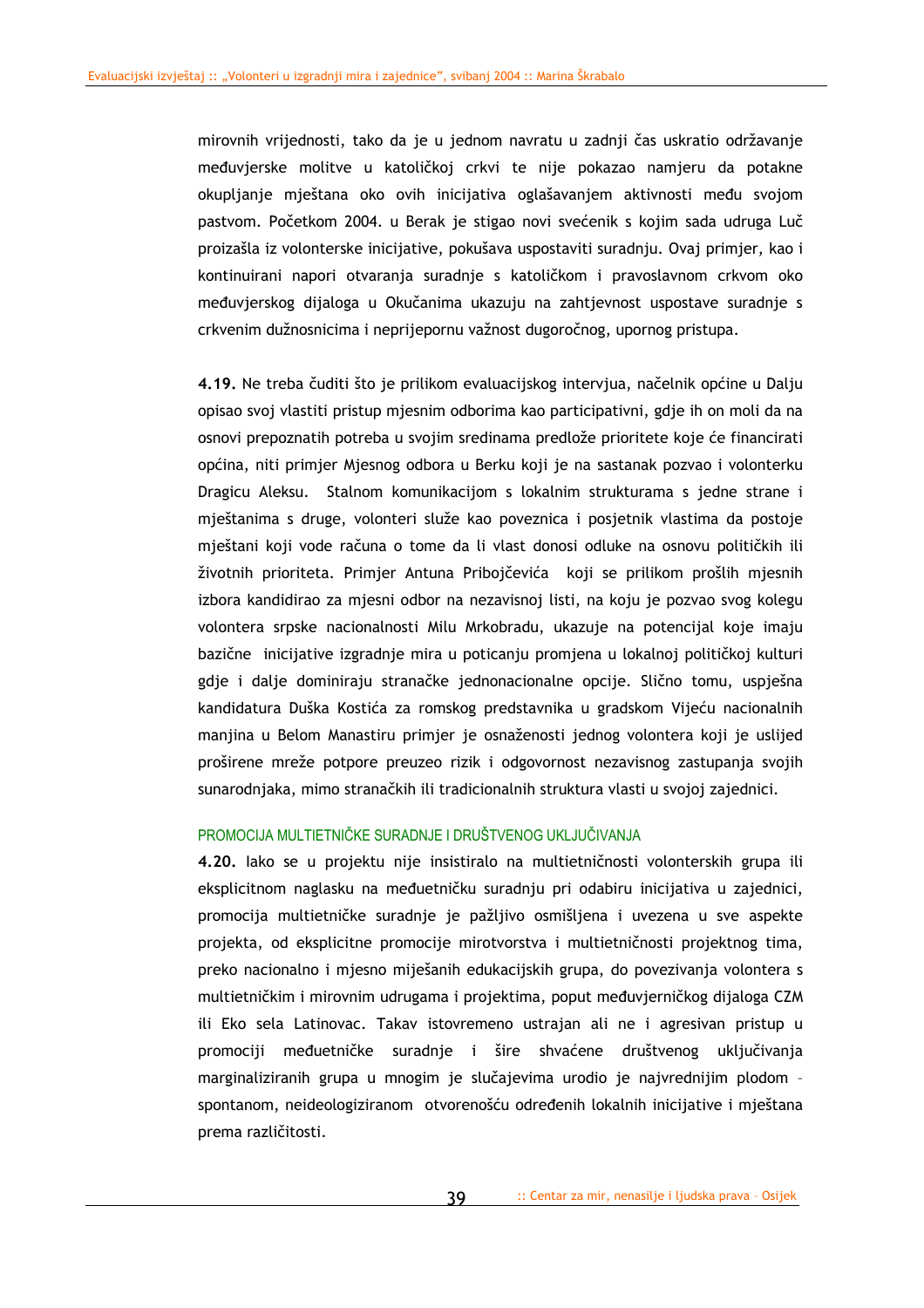mirovnih vrijednosti, tako da je u jednom navratu u zadnji čas uskratio održavanje međuvjerske molitve u katoličkoj crkvi te nije pokazao namjeru da potakne okupljanje mještana oko ovih inicijativa oglašavanjem aktivnosti među svojom pastvom. Početkom 2004. u Berak je stigao novi svećenik s kojim sada udruga Luč proizašla iz volonterske inicijative, pokušava uspostaviti suradnju. Ovaj primjer, kao i kontinuirani napori otvaranja suradnje s katoličkom i pravoslavnom crkvom oko međuvjerskog dijaloga u Okučanima ukazuju na zahtjevnost uspostave suradnje s crkvenim dužnosnicima i neprijepornu važnost dugoročnog, upornog pristupa.

**4.19.** Ne treba čuditi što je prilikom evaluacijskog intervjua, načelnik općine u Dalju opisao svoj vlastiti pristup mjesnim odborima kao participativni, gdje ih on moli da na osnovi prepoznatih potreba u svojim sredinama predlože prioritete koje će financirati općina, niti primjer Mjesnog odbora u Berku koji je na sastanak pozvao i volonterku Dragicu Aleksu. Stalnom komunikacijom s lokalnim strukturama s jedne strane i mještanima s druge, volonteri služe kao poveznica i posjetnik vlastima da postoje mještani koji vode računa o tome da li vlast donosi odluke na osnovu političkih ili životnih prioriteta. Primjer Antuna Pribojčevića koji se prilikom prošlih mjesnih izbora kandidirao za mjesni odbor na nezavisnoj listi, na koju je pozvao svog kolegu volontera srpske nacionalnosti Milu Mrkobradu, ukazuje na potencijal koje imaju bazične inicijative izgradnje mira u poticanju promjena u lokalnoj političkoj kulturi gdje i dalje dominiraju stranačke jednonacionalne opcije. Slično tomu, uspješna kandidatura Duška Kostića za romskog predstavnika u gradskom Vijeću nacionalnih manjina u Belom Manastiru primjer je osnaženosti jednog volontera koji je uslijed proširene mreže potpore preuzeo rizik i odgovornost nezavisnog zastupanja svojih sunarodnjaka, mimo stranačkih ili tradicionalnih struktura vlasti u svojoj zajednici.

### PROMOCIJA MULTIETNIČKE SURADNJE I DRUŠTVENOG UKLJUČIVANJA

**4.20.** Iako se u projektu nije insistiralo na multietničnosti volonterskih grupa ili eksplicitnom naglasku na međuetničku suradnju pri odabiru inicijativa u zajednici, promocija multietničke suradnje je pažljivo osmišljena i uvezena u sve aspekte projekta, od eksplicitne promocije mirotvorstva i multietničnosti projektnog tima, preko nacionalno i mjesno miješanih edukacijskih grupa, do povezivanja volontera s multietničkim i mirovnim udrugama i projektima, poput međuvjerničkog dijaloga CZM ili Eko sela Latinovac. Takav istovremeno ustrajan ali ne i agresivan pristup u promociji međuetničke suradnje i šire shvaćene društvenog uključivanja marginaliziranih grupa u mnogim je slučajevima urodio je najvrednijim plodom – spontanom, neideologiziranom otvorenošću određenih lokalnih inicijative i mještana prema različitosti.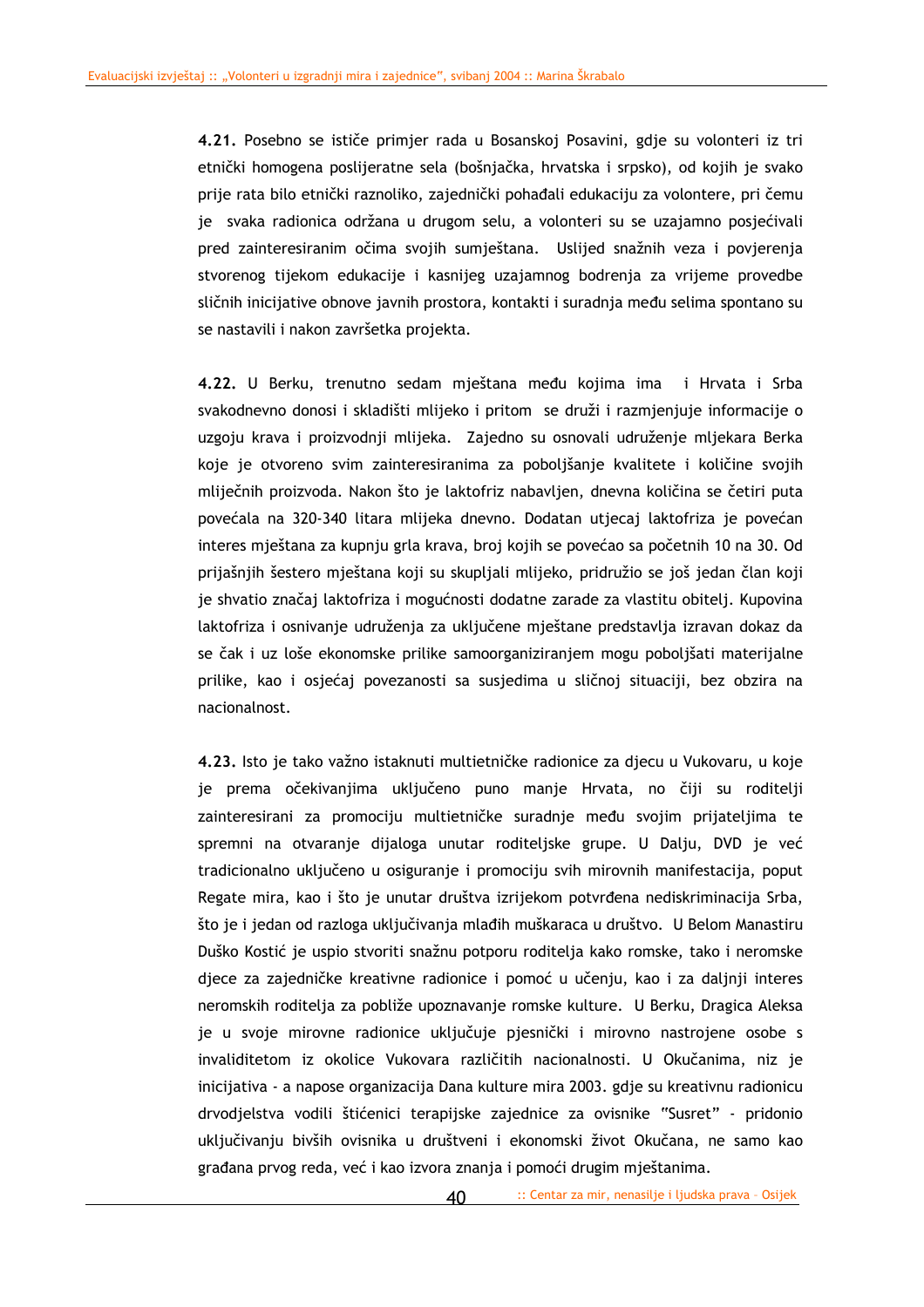**4.21.** Posebno se ističe primjer rada u Bosanskoj Posavini, gdje su volonteri iz tri etnički homogena poslijeratne sela (bošnjačka, hrvatska i srpsko), od kojih je svako prije rata bilo etnički raznoliko, zajednički pohađali edukaciju za volontere, pri čemu je svaka radionica održana u drugom selu, a volonteri su se uzajamno posjećivali pred zainteresiranim očima svojih sumještana. Uslijed snažnih veza i povjerenja stvorenog tijekom edukacije i kasnijeg uzajamnog bodrenja za vrijeme provedbe sličnih inicijative obnove javnih prostora, kontakti i suradnja među selima spontano su se nastavili i nakon završetka projekta.

**4.22.** U Berku, trenutno sedam mještana među kojima ima i Hrvata i Srba svakodnevno donosi i skladišti mlijeko i pritom se druži i razmjenjuje informacije o uzgoju krava i proizvodnji mlijeka. Zajedno su osnovali udruženje mljekara Berka koje je otvoreno svim zainteresiranima za poboljšanje kvalitete i količine svojih mliječnih proizvoda. Nakon što je laktofriz nabavljen, dnevna količina se četiri puta povećala na 320-340 litara mlijeka dnevno. Dodatan utjecaj laktofriza je povećan interes mještana za kupnju grla krava, broj kojih se povećao sa početnih 10 na 30. Od prijašnjih šestero mještana koji su skupljali mlijeko, pridružio se još jedan član koji je shvatio značaj laktofriza i mogućnosti dodatne zarade za vlastitu obitelj. Kupovina laktofriza i osnivanje udruženja za uključene mještane predstavlja izravan dokaz da se čak i uz loše ekonomske prilike samoorganiziranjem mogu poboljšati materijalne prilike, kao i osjećaj povezanosti sa susjedima u sličnoj situaciji, bez obzira na nacionalnost.

**4.23.** Isto je tako važno istaknuti multietničke radionice za djecu u Vukovaru, u koje je prema očekivanjima uključeno puno manje Hrvata, no čiji su roditelji zainteresirani za promociju multietničke suradnje među svojim prijateljima te spremni na otvaranje dijaloga unutar roditeljske grupe. U Dalju, DVD je već tradicionalno uključeno u osiguranje i promociju svih mirovnih manifestacija, poput Regate mira, kao i što je unutar društva izrijekom potvrđena nediskriminacija Srba, što je i jedan od razloga uključivanja mlađih muškaraca u društvo. U Belom Manastiru Duško Kostić je uspio stvoriti snažnu potporu roditelja kako romske, tako i neromske djece za zajedničke kreativne radionice i pomoć u učenju, kao i za daljnji interes neromskih roditelja za pobliže upoznavanje romske kulture. U Berku, Dragica Aleksa je u svoje mirovne radionice uključuje pjesnički i mirovno nastrojene osobe s invaliditetom iz okolice Vukovara različitih nacionalnosti. U Okučanima, niz je inicijativa - a napose organizacija Dana kulture mira 2003. gdje su kreativnu radionicu drvodjelstva vodili štićenici terapijske zajednice za ovisnike "Susret" - pridonio uključivanju bivših ovisnika u društveni i ekonomski život Okučana, ne samo kao građana prvog reda, već i kao izvora znanja i pomoći drugim mještanima.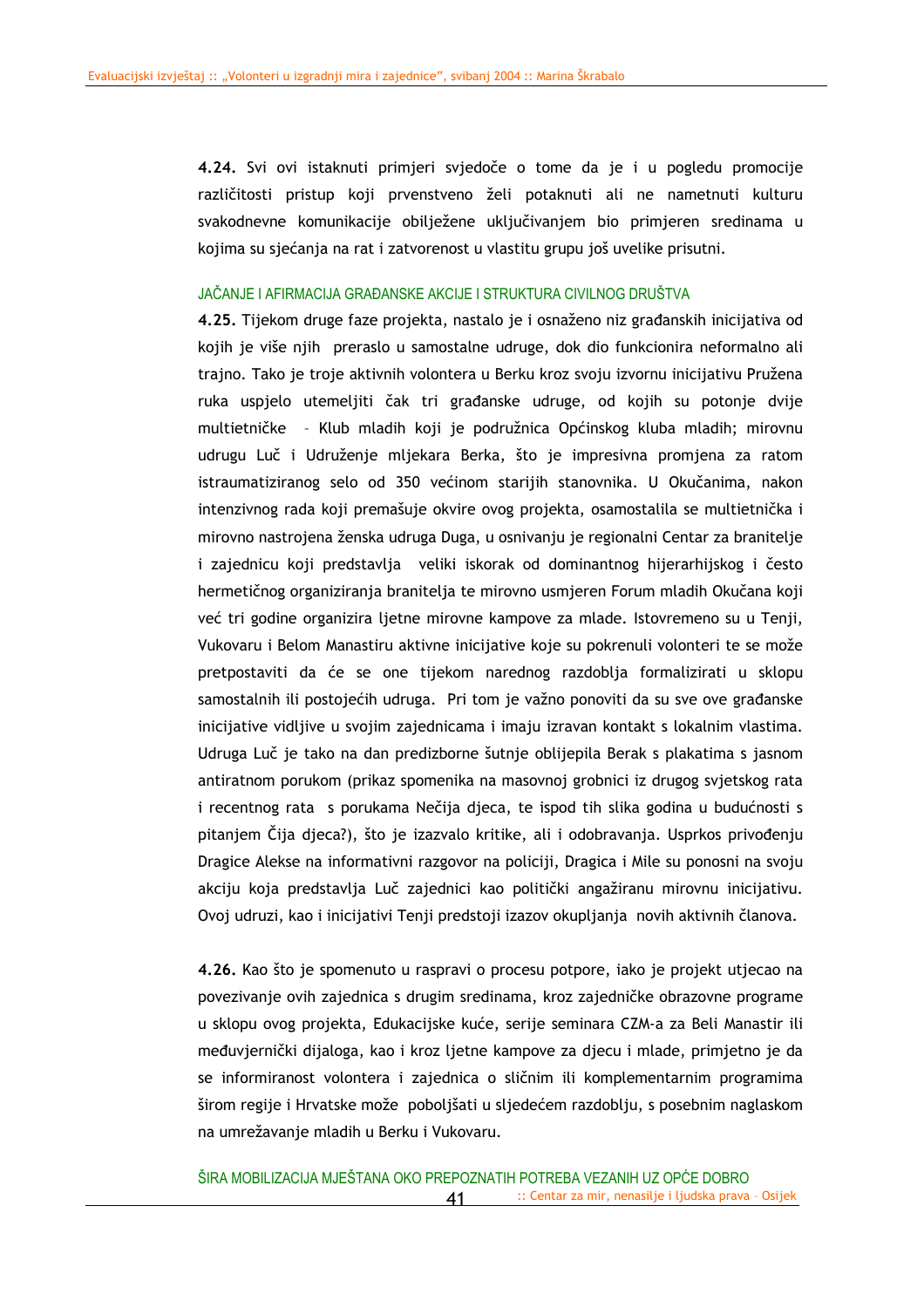**4.24.** Svi ovi istaknuti primjeri svjedoče o tome da je i u pogledu promocije različitosti pristup koji prvenstveno želi potaknuti ali ne nametnuti kulturu svakodnevne komunikacije obilježene uključivanjem bio primjeren sredinama u kojima su sjećanja na rat i zatvorenost u vlastitu grupu još uvelike prisutni.

## JAČANJE I AFIRMACIJA GRAĐANSKE AKCIJE I STRUKTURA CIVILNOG DRUŠTVA

**4.25.** Tijekom druge faze projekta, nastalo je i osnaženo niz građanskih inicijativa od kojih je više njih preraslo u samostalne udruge, dok dio funkcionira neformalno ali trajno. Tako je troje aktivnih volontera u Berku kroz svoju izvornu inicijativu Pružena ruka uspjelo utemeljiti čak tri građanske udruge, od kojih su potonje dvije multietničke – Klub mladih koji je podružnica Općinskog kluba mladih; mirovnu udrugu Luč i Udruženje mljekara Berka, što je impresivna promjena za ratom istraumatiziranog selo od 350 većinom starijih stanovnika. U Okučanima, nakon intenzivnog rada koji premašuje okvire ovog projekta, osamostalila se multietnička i mirovno nastrojena ženska udruga Duga, u osnivanju je regionalni Centar za branitelje i zajednicu koji predstavlja veliki iskorak od dominantnog hijerarhijskog i često hermetičnog organiziranja branitelja te mirovno usmjeren Forum mladih Okučana koji već tri godine organizira ljetne mirovne kampove za mlade. Istovremeno su u Tenji, Vukovaru i Belom Manastiru aktivne inicijative koje su pokrenuli volonteri te se može pretpostaviti da će se one tijekom narednog razdoblja formalizirati u sklopu samostalnih ili postojećih udruga. Pri tom je važno ponoviti da su sve ove građanske inicijative vidljive u svojim zajednicama i imaju izravan kontakt s lokalnim vlastima. Udruga Luč je tako na dan predizborne šutnje oblijepila Berak s plakatima s jasnom antiratnom porukom (prikaz spomenika na masovnoj grobnici iz drugog svjetskog rata i recentnog rata s porukama Nečija djeca, te ispod tih slika godina u budućnosti s pitanjem Čija djeca?), što je izazvalo kritike, ali i odobravanja. Usprkos privođenju Dragice Alekse na informativni razgovor na policiji, Dragica i Mile su ponosni na svoju akciju koja predstavlja Luč zajednici kao politički angažiranu mirovnu inicijativu. Ovoj udruzi, kao i inicijativi Tenji predstoji izazov okupljanja novih aktivnih članova.

**4.26.** Kao što je spomenuto u raspravi o procesu potpore, iako je projekt utjecao na povezivanje ovih zajednica s drugim sredinama, kroz zajedničke obrazovne programe u sklopu ovog projekta, Edukacijske kuće, serije seminara CZM-a za Beli Manastir ili međuvjernički dijaloga, kao i kroz ljetne kampove za djecu i mlade, primjetno je da se informiranost volontera i zajednica o sličnim ili komplementarnim programima širom regije i Hrvatske može poboljšati u sljedećem razdoblju, s posebnim naglaskom na umrežavanje mladih u Berku i Vukovaru.

## ŠIRA MOBILIZACIJA MJEŠTANA OKO PREPOZNATIH POTREBA VEZANIH UZ OPĆE DOBRO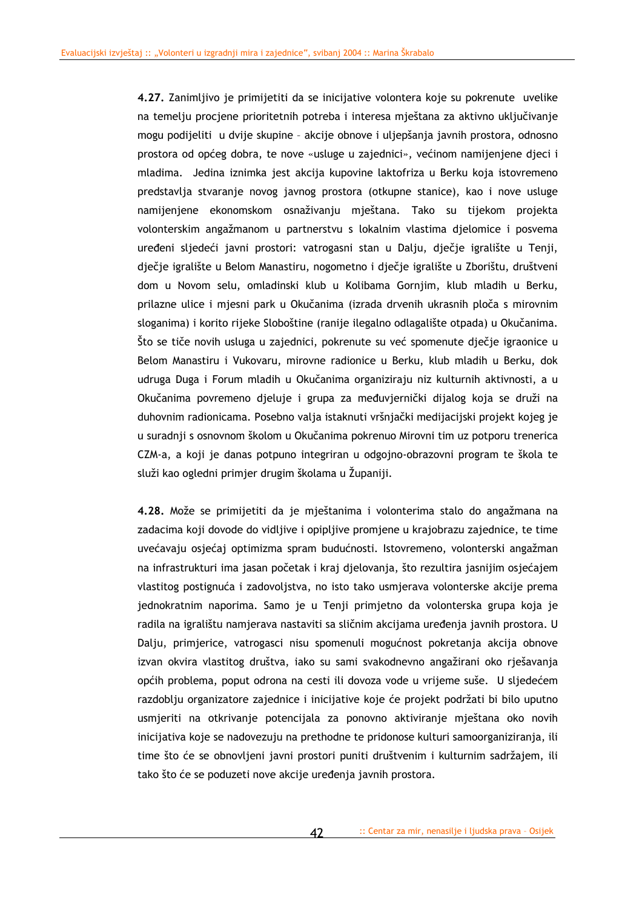**4.27.** Zanimljivo je primijetiti da se inicijative volontera koje su pokrenute uvelike na temelju procjene prioritetnih potreba i interesa mještana za aktivno uključivanje mogu podijeliti u dvije skupine – akcije obnove i uljepšanja javnih prostora, odnosno prostora od općeg dobra, te nove «usluge u zajednici», većinom namijenjene djeci i mladima. Jedina iznimka jest akcija kupovine laktofriza u Berku koja istovremeno predstavlja stvaranje novog javnog prostora (otkupne stanice), kao i nove usluge namijenjene ekonomskom osnaživanju mještana. Tako su tijekom projekta volonterskim angažmanom u partnerstvu s lokalnim vlastima djelomice i posvema uređeni sljedeći javni prostori: vatrogasni stan u Dalju, dječje igralište u Tenji, dječje igralište u Belom Manastiru, nogometno i dječje igralište u Zborištu, društveni dom u Novom selu, omladinski klub u Kolibama Gornjim, klub mladih u Berku, prilazne ulice i mjesni park u Okučanima (izrada drvenih ukrasnih ploča s mirovnim sloganima) i korito rijeke Sloboštine (ranije ilegalno odlagalište otpada) u Okučanima. Što se tiče novih usluga u zajednici, pokrenute su već spomenute dječje igraonice u Belom Manastiru i Vukovaru, mirovne radionice u Berku, klub mladih u Berku, dok udruga Duga i Forum mladih u Okučanima organiziraju niz kulturnih aktivnosti, a u Okučanima povremeno djeluje i grupa za međuvjernički dijalog koja se druži na duhovnim radionicama. Posebno valja istaknuti vršnjački medijacijski projekt kojeg je u suradnji s osnovnom školom u Okučanima pokrenuo Mirovni tim uz potporu trenerica CZM-a, a koji je danas potpuno integriran u odgojno-obrazovni program te škola te služi kao ogledni primjer drugim školama u Županiji.

**4.28.** Može se primijetiti da je mještanima i volonterima stalo do angažmana na zadacima koji dovode do vidljive i opipljive promjene u krajobrazu zajednice, te time uvećavaju osjećaj optimizma spram budućnosti. Istovremeno, volonterski angažman na infrastrukturi ima jasan početak i kraj djelovanja, što rezultira jasnijim osjećajem vlastitog postignuća i zadovoljstva, no isto tako usmjerava volonterske akcije prema jednokratnim naporima. Samo je u Tenji primjetno da volonterska grupa koja je radila na igralištu namjerava nastaviti sa sličnim akcijama uređenja javnih prostora. U Dalju, primjerice, vatrogasci nisu spomenuli mogućnost pokretanja akcija obnove izvan okvira vlastitog društva, iako su sami svakodnevno angažirani oko rješavanja općih problema, poput odrona na cesti ili dovoza vode u vrijeme suše. U sljedećem razdoblju organizatore zajednice i inicijative koje će projekt podržati bi bilo uputno usmjeriti na otkrivanje potencijala za ponovno aktiviranje mještana oko novih inicijativa koje se nadovezuju na prethodne te pridonose kulturi samoorganiziranja, ili time što će se obnovljeni javni prostori puniti društvenim i kulturnim sadržajem, ili tako što će se poduzeti nove akcije uređenja javnih prostora.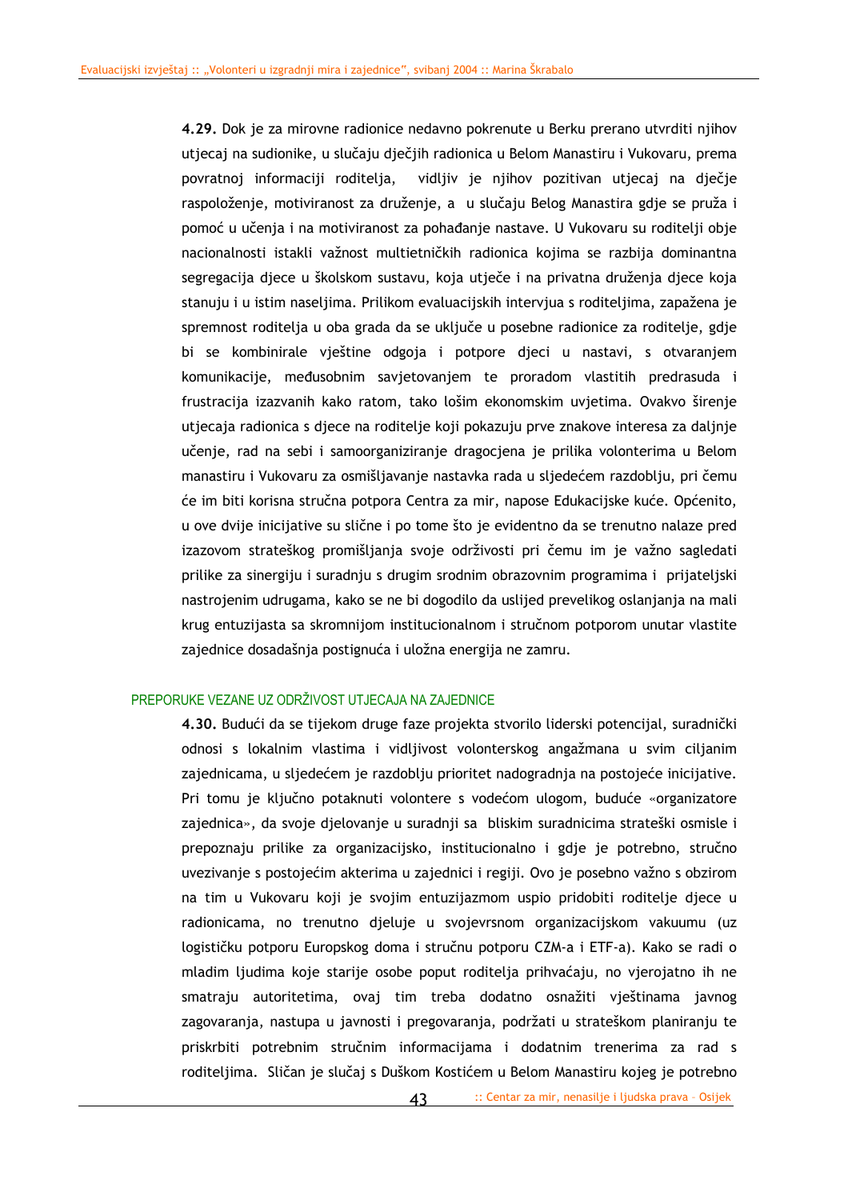**4.29.** Dok je za mirovne radionice nedavno pokrenute u Berku prerano utvrditi njihov utjecaj na sudionike, u slučaju dječjih radionica u Belom Manastiru i Vukovaru, prema povratnoj informaciji roditelja, vidljiv je njihov pozitivan utjecaj na dječje raspoloženje, motiviranost za druženje, a u slučaju Belog Manastira gdje se pruža i pomoć u učenja i na motiviranost za pohađanje nastave. U Vukovaru su roditelji obje nacionalnosti istakli važnost multietničkih radionica kojima se razbija dominantna segregacija djece u školskom sustavu, koja utječe i na privatna druženja djece koja stanuju i u istim naseljima. Prilikom evaluacijskih intervjua s roditeljima, zapažena je spremnost roditelja u oba grada da se uključe u posebne radionice za roditelje, gdje bi se kombinirale vještine odgoja i potpore djeci u nastavi, s otvaranjem komunikacije, međusobnim savjetovanjem te proradom vlastitih predrasuda i frustracija izazvanih kako ratom, tako lošim ekonomskim uvjetima. Ovakvo širenje utjecaja radionica s djece na roditelje koji pokazuju prve znakove interesa za daljnje učenje, rad na sebi i samoorganiziranje dragocjena je prilika volonterima u Belom manastiru i Vukovaru za osmišljavanje nastavka rada u sljedećem razdoblju, pri čemu će im biti korisna stručna potpora Centra za mir, napose Edukacijske kuće. Općenito, u ove dvije inicijative su slične i po tome što je evidentno da se trenutno nalaze pred izazovom strateškog promišljanja svoje održivosti pri čemu im je važno sagledati prilike za sinergiju i suradnju s drugim srodnim obrazovnim programima i prijateljski nastrojenim udrugama, kako se ne bi dogodilo da uslijed prevelikog oslanjanja na mali krug entuzijasta sa skromnijom institucionalnom i stručnom potporom unutar vlastite zajednice dosadašnja postignuća i uložna energija ne zamru.

## PREPORUKE VEZANE UZ ODRŽIVOST UTJECAJA NA ZAJEDNICE

**4.30.** Budući da se tijekom druge faze projekta stvorilo liderski potencijal, suradnički odnosi s lokalnim vlastima i vidljivost volonterskog angažmana u svim ciljanim zajednicama, u sljedećem je razdoblju prioritet nadogradnja na postojeće inicijative. Pri tomu je ključno potaknuti volontere s vodećom ulogom, buduće «organizatore zajednica», da svoje djelovanje u suradnji sa bliskim suradnicima strateški osmisle i prepoznaju prilike za organizacijsko, institucionalno i gdje je potrebno, stručno uvezivanje s postojećim akterima u zajednici i regiji. Ovo je posebno važno s obzirom na tim u Vukovaru koji je svojim entuzijazmom uspio pridobiti roditelje djece u radionicama, no trenutno djeluje u svojevrsnom organizacijskom vakuumu (uz logističku potporu Europskog doma i stručnu potporu CZM-a i ETF-a). Kako se radi o mladim ljudima koje starije osobe poput roditelja prihvaćaju, no vjerojatno ih ne smatraju autoritetima, ovaj tim treba dodatno osnažiti vještinama javnog zagovaranja, nastupa u javnosti i pregovaranja, podržati u strateškom planiranju te priskrbiti potrebnim stručnim informacijama i dodatnim trenerima za rad s roditeljima. Sličan je slučaj s Duškom Kostićem u Belom Manastiru kojeg je potrebno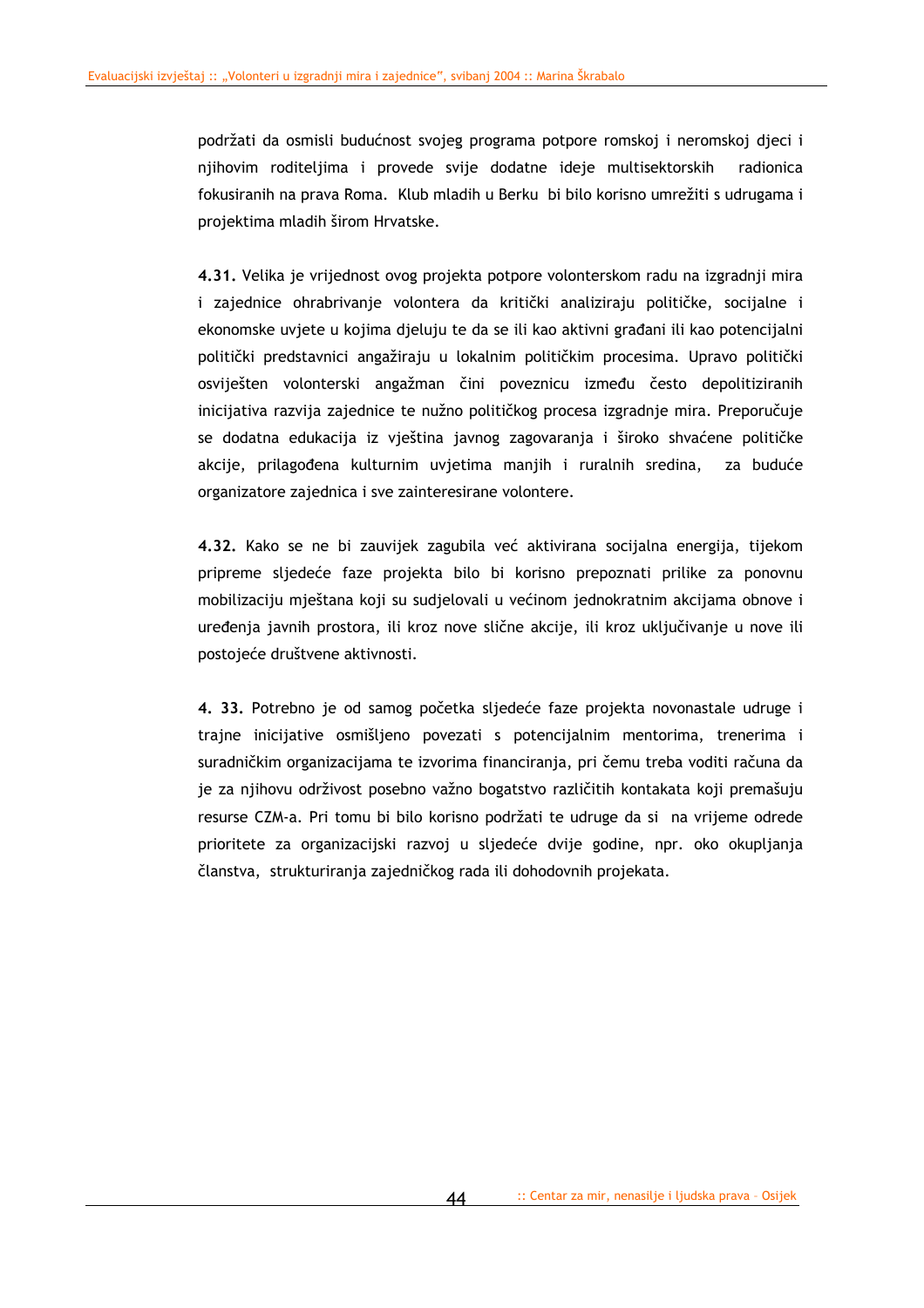podržati da osmisli budućnost svojeg programa potpore romskoj i neromskoj djeci i njihovim roditeljima i provede svije dodatne ideje multisektorskih radionica fokusiranih na prava Roma. Klub mladih u Berku bi bilo korisno umrežiti s udrugama i projektima mladih širom Hrvatske.

**4.31.** Velika je vrijednost ovog projekta potpore volonterskom radu na izgradnji mira i zajednice ohrabrivanje volontera da kritički analiziraju političke, socijalne i ekonomske uvjete u kojima djeluju te da se ili kao aktivni građani ili kao potencijalni politički predstavnici angažiraju u lokalnim političkim procesima. Upravo politički osviješten volonterski angažman čini poveznicu između često depolitiziranih inicijativa razvija zajednice te nužno političkog procesa izgradnje mira. Preporučuje se dodatna edukacija iz vještina javnog zagovaranja i široko shvaćene političke akcije, prilagođena kulturnim uvjetima manjih i ruralnih sredina, za buduće organizatore zajednica i sve zainteresirane volontere.

**4.32.** Kako se ne bi zauvijek zagubila već aktivirana socijalna energija, tijekom pripreme sljedeće faze projekta bilo bi korisno prepoznati prilike za ponovnu mobilizaciju mještana koji su sudjelovali u većinom jednokratnim akcijama obnove i uređenja javnih prostora, ili kroz nove slične akcije, ili kroz uključivanje u nove ili postojeće društvene aktivnosti.

**4. 33.** Potrebno je od samog početka sljedeće faze projekta novonastale udruge i trajne inicijative osmišljeno povezati s potencijalnim mentorima, trenerima i suradničkim organizacijama te izvorima financiranja, pri čemu treba voditi računa da je za njihovu održivost posebno važno bogatstvo različitih kontakata koji premašuju resurse CZM-a. Pri tomu bi bilo korisno podržati te udruge da si na vrijeme odrede prioritete za organizacijski razvoj u sljedeće dvije godine, npr. oko okupljanja članstva, strukturiranja zajedničkog rada ili dohodovnih projekata.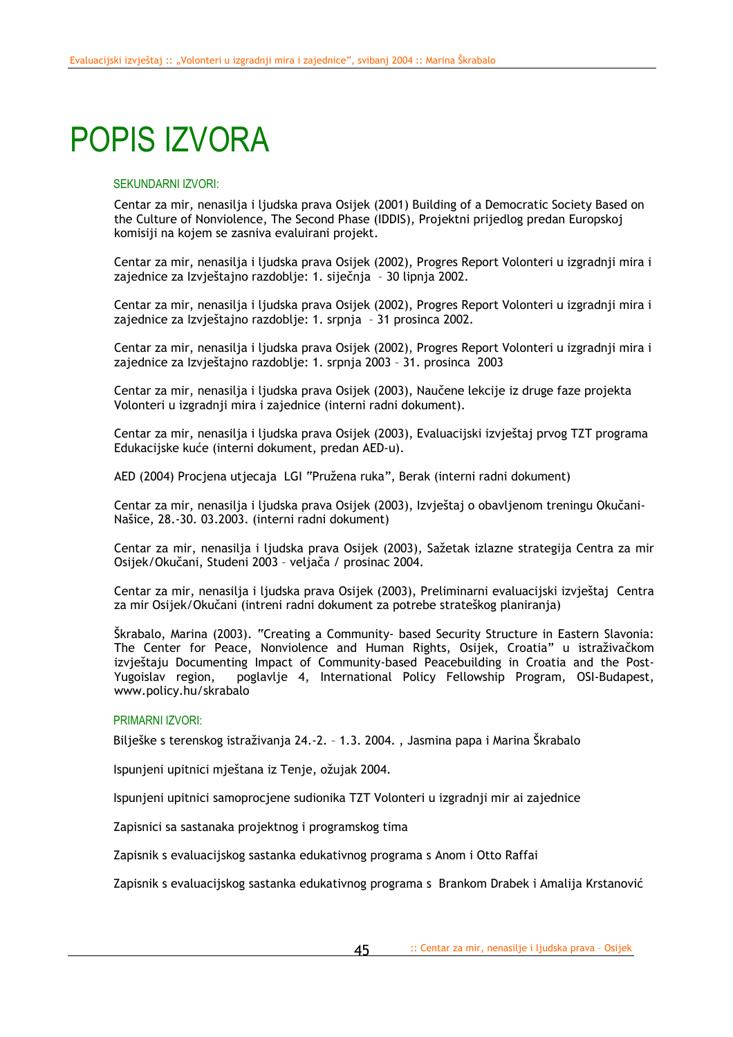# POPIS IZVORA

### SEKUNDARNI IZVORI:

Centar za mir, nenasilja i ljudska prava Osijek (2001) Building of a Democratic Society Based on the Culture of Nonviolence, The Second Phase (IDDIS), Projektni prijedlog predan Europskoj komisiji na kojem se zasniva evaluirani projekt.

Centar za mir, nenasilja i ljudska prava Osijek (2002), Progres Report Volonteri u izgradnji mira i zajednice za Izvještajno razdoblje: 1. siječnja – 30 lipnja 2002.

Centar za mir, nenasilja i ljudska prava Osijek (2002), Progres Report Volonteri u izgradnji mira i zajednice za Izvještajno razdoblje: 1. srpnja – 31 prosinca 2002.

Centar za mir, nenasilja i ljudska prava Osijek (2002), Progres Report Volonteri u izgradnji mira i zajednice za Izvještajno razdoblje: 1. srpnja 2003 – 31. prosinca 2003

Centar za mir, nenasilja i ljudska prava Osijek (2003), Naučene lekcije iz druge faze projekta Volonteri u izgradnji mira i zajednice (interni radni dokument).

Centar za mir, nenasilja i ljudska prava Osijek (2003), Evaluacijski izvještaj prvog TZT programa Edukacijske kuće (interni dokument, predan AED-u).

AED (2004) Procjena utjecaja LGI "Pružena ruka", Berak (interni radni dokument)

Centar za mir, nenasilja i ljudska prava Osijek (2003), Izvještaj o obavljenom treningu Okučani-Našice, 28.-30. 03.2003. (interni radni dokument)

Centar za mir, nenasilja i ljudska prava Osijek (2003), Sažetak izlazne strategija Centra za mir Osijek/Okučani, Studeni 2003 – veljača / prosinac 2004.

Centar za mir, nenasilja i ljudska prava Osijek (2003), Preliminarni evaluacijski izvještaj Centra za mir Osijek/Okučani (intreni radni dokument za potrebe strateškog planiranja)

Škrabalo, Marina (2003). "Creating a Community- based Security Structure in Eastern Slavonia: The Center for Peace, Nonviolence and Human Rights, Osijek, Croatia" u istraživačkom izvještaju Documenting Impact of Community-based Peacebuilding in Croatia and the Post-Yugoislav region, poglavlje 4, International Policy Fellowship Program, OSI-Budapest, www.policy.hu/skrabalo

### PRIMARNI IZVORI:

Bilješke s terenskog istraživanja 24.-2. – 1.3. 2004. , Jasmina papa i Marina Škrabalo

Ispunjeni upitnici mještana iz Tenje, ožujak 2004.

Ispunjeni upitnici samoprocjene sudionika TZT Volonteri u izgradnji mir ai zajednice

Zapisnici sa sastanaka projektnog i programskog tima

Zapisnik s evaluacijskog sastanka edukativnog programa s Anom i Otto Raffai

Zapisnik s evaluacijskog sastanka edukativnog programa s Brankom Drabek i Amalija Krstanović